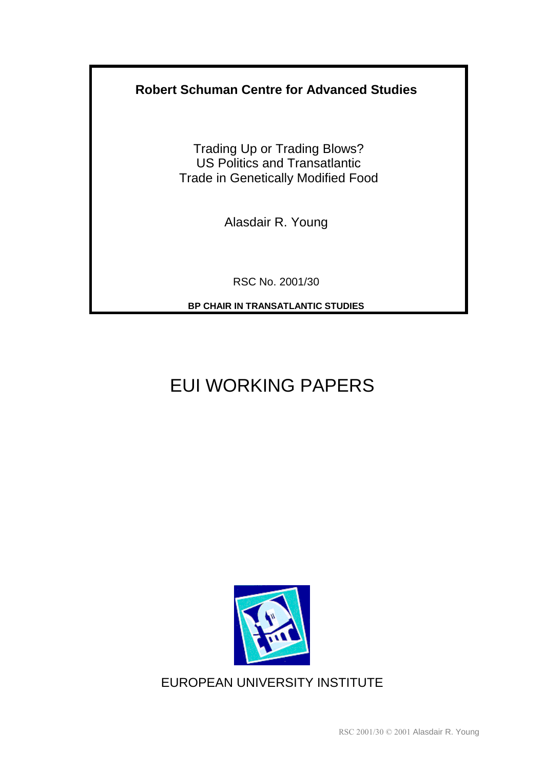**Robert Schuman Centre for Advanced Studies**

# Trading Up or Trading Blows? US Politics and Transatlantic Trade in Genetically Modified Food

Alasdair R. Young

RSC No. 2001/30

**BP CHAIR IN TRANSATLANTIC STUDIES**

# EUI WORKING PAPERS

EUROPEAN UNIVERSITY INSTITUTE

RSC 2001/30 © 2001 Alasdair R. Young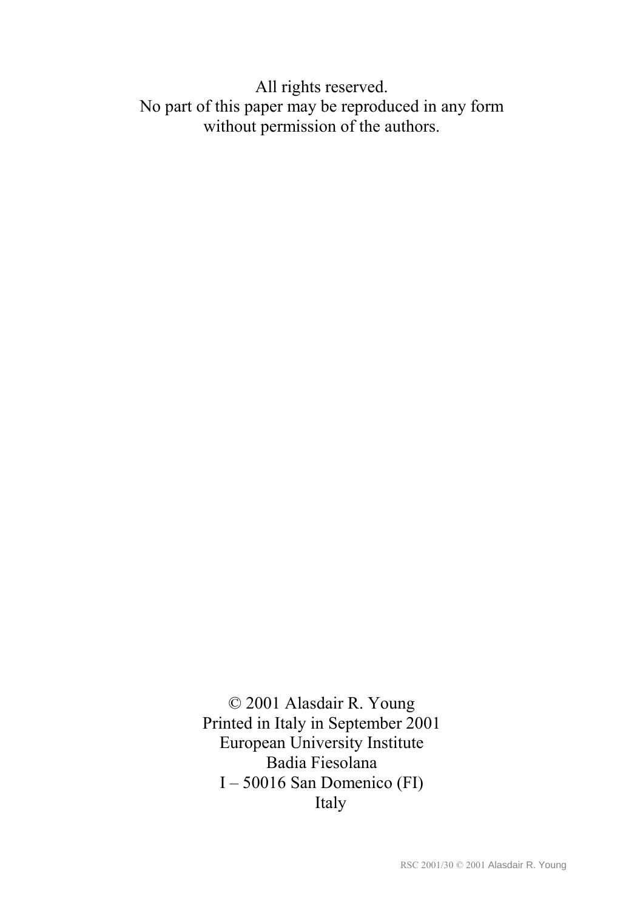All rights reserved.
No part of this paper may be reproduced in any form without permission of the authors.

© 2001 Alasdair R. Young
Printed in Italy in September 2001
European University Institute
Badia Fiesolana
I – 50016 San Domenico (FI)
Italy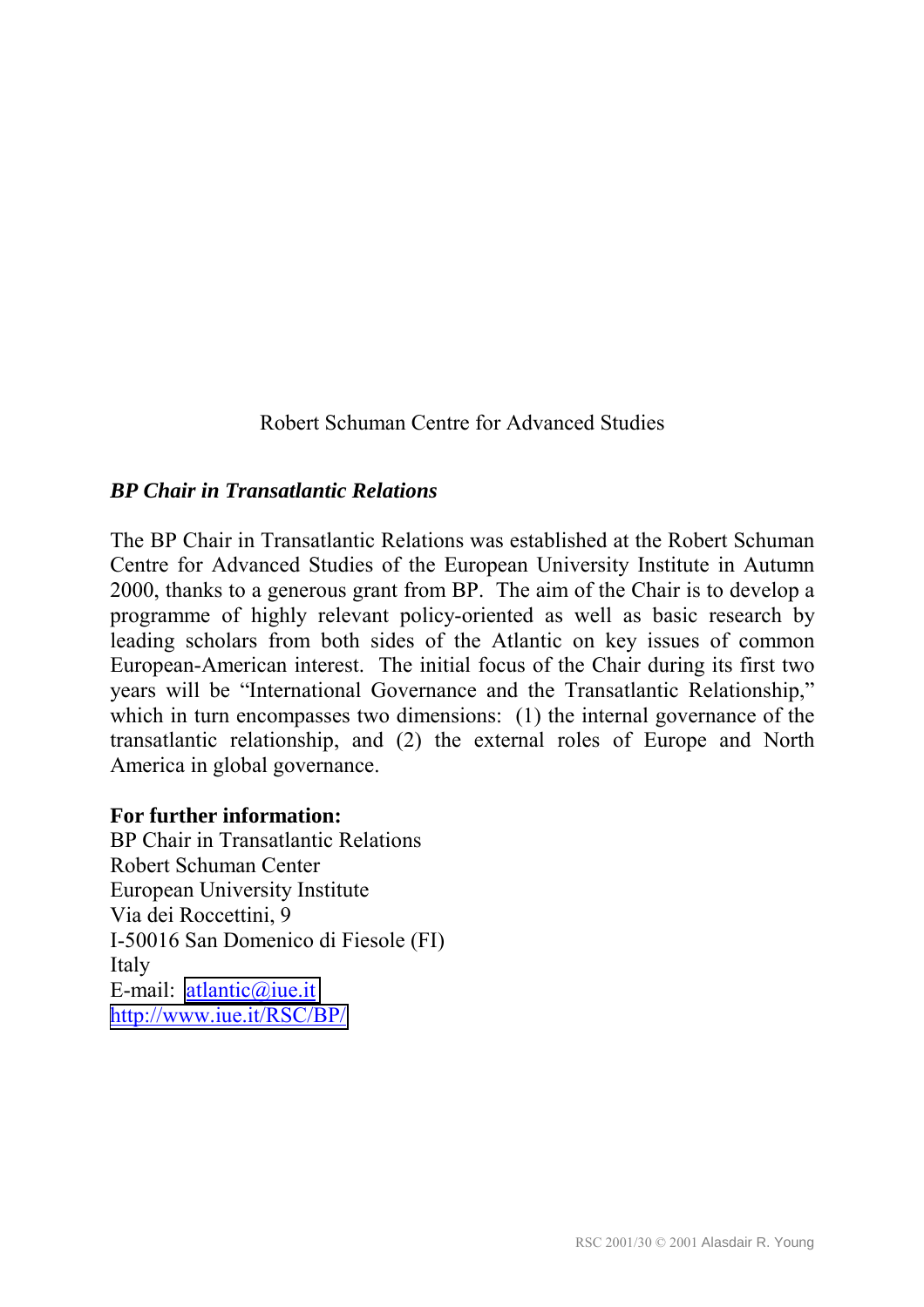Robert Schuman Centre for Advanced Studies

***BP Chair in Transatlantic Relations***

The BP Chair in Transatlantic Relations was established at the Robert Schuman Centre for Advanced Studies of the European University Institute in Autumn 2000, thanks to a generous grant from BP. The aim of the Chair is to develop a programme of highly relevant policy-oriented as well as basic research by leading scholars from both sides of the Atlantic on key issues of common European-American interest. The initial focus of the Chair during its first two years will be "International Governance and the Transatlantic Relationship," which in turn encompasses two dimensions: (1) the internal governance of the transatlantic relationship, and (2) the external roles of Europe and North America in global governance.

**For further information:**
BP Chair in Transatlantic Relations
Robert Schuman Center
European University Institute
Via dei Roccettini, 9
I-50016 San Domenico di Fiesole (FI)
Italy
E-mail: atlantic@iue.it
http://www.iue.it/RSC/BP/

RSC 2001/30 © 2001 Alasdair R. Young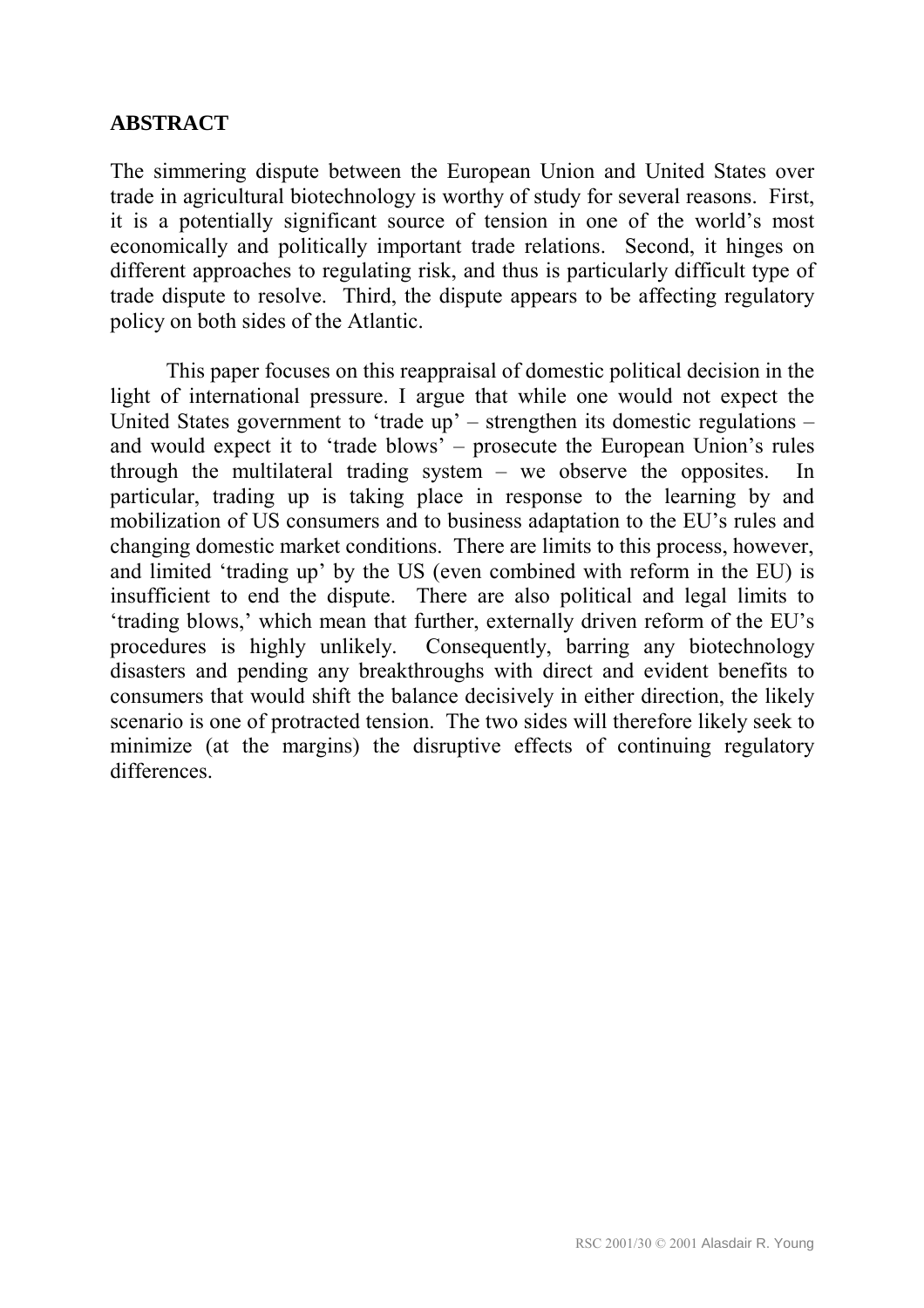## ABSTRACT

The simmering dispute between the European Union and United States over trade in agricultural biotechnology is worthy of study for several reasons. First, it is a potentially significant source of tension in one of the world's most economically and politically important trade relations. Second, it hinges on different approaches to regulating risk, and thus is particularly difficult type of trade dispute to resolve. Third, the dispute appears to be affecting regulatory policy on both sides of the Atlantic.

This paper focuses on this reappraisal of domestic political decision in the light of international pressure. I argue that while one would not expect the United States government to 'trade up' – strengthen its domestic regulations – and would expect it to 'trade blows' – prosecute the European Union's rules through the multilateral trading system – we observe the opposites. In particular, trading up is taking place in response to the learning by and mobilization of US consumers and to business adaptation to the EU's rules and changing domestic market conditions. There are limits to this process, however, and limited 'trading up' by the US (even combined with reform in the EU) is insufficient to end the dispute. There are also political and legal limits to 'trading blows,' which mean that further, externally driven reform of the EU's procedures is highly unlikely. Consequently, barring any biotechnology disasters and pending any breakthroughs with direct and evident benefits to consumers that would shift the balance decisively in either direction, the likely scenario is one of protracted tension. The two sides will therefore likely seek to minimize (at the margins) the disruptive effects of continuing regulatory differences.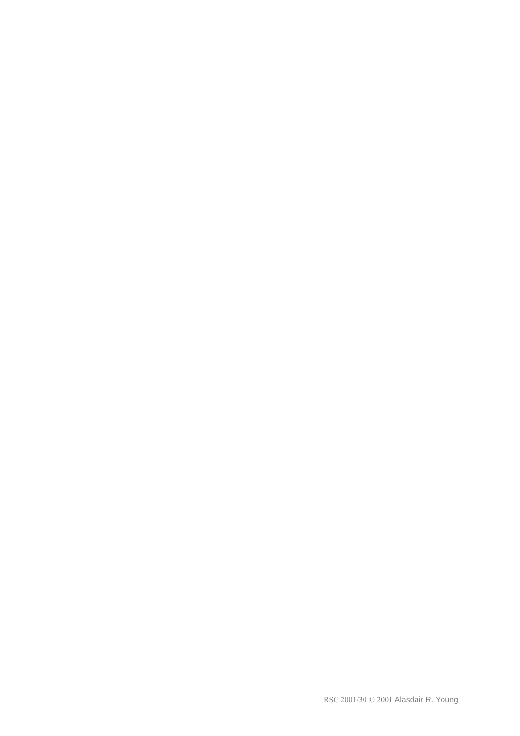RSC 2001/30 © 2001 Alasdair R. Young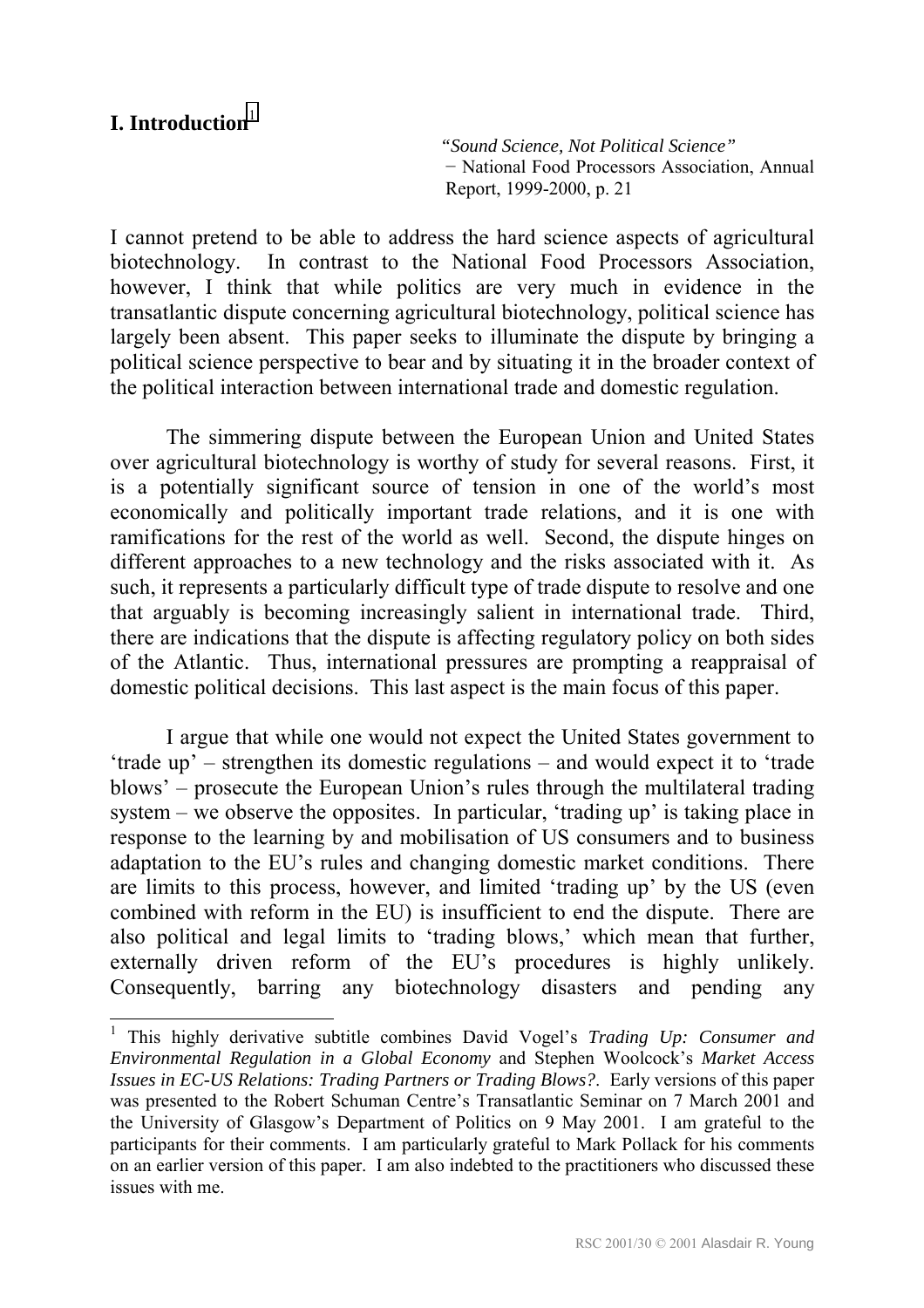## I. Introduction[1]

> *"Sound Science, Not Political Science"*
> − National Food Processors Association, Annual Report, 1999-2000, p. 21

I cannot pretend to be able to address the hard science aspects of agricultural biotechnology. In contrast to the National Food Processors Association, however, I think that while politics are very much in evidence in the transatlantic dispute concerning agricultural biotechnology, political science has largely been absent. This paper seeks to illuminate the dispute by bringing a political science perspective to bear and by situating it in the broader context of the political interaction between international trade and domestic regulation.

The simmering dispute between the European Union and United States over agricultural biotechnology is worthy of study for several reasons. First, it is a potentially significant source of tension in one of the world's most economically and politically important trade relations, and it is one with ramifications for the rest of the world as well. Second, the dispute hinges on different approaches to a new technology and the risks associated with it. As such, it represents a particularly difficult type of trade dispute to resolve and one that arguably is becoming increasingly salient in international trade. Third, there are indications that the dispute is affecting regulatory policy on both sides of the Atlantic. Thus, international pressures are prompting a reappraisal of domestic political decisions. This last aspect is the main focus of this paper.

I argue that while one would not expect the United States government to 'trade up' – strengthen its domestic regulations – and would expect it to 'trade blows' – prosecute the European Union's rules through the multilateral trading system – we observe the opposites. In particular, 'trading up' is taking place in response to the learning by and mobilisation of US consumers and to business adaptation to the EU's rules and changing domestic market conditions. There are limits to this process, however, and limited 'trading up' by the US (even combined with reform in the EU) is insufficient to end the dispute. There are also political and legal limits to 'trading blows,' which mean that further, externally driven reform of the EU's procedures is highly unlikely. Consequently, barring any biotechnology disasters and pending any

---

[1] This highly derivative subtitle combines David Vogel's *Trading Up: Consumer and Environmental Regulation in a Global Economy* and Stephen Woolcock's *Market Access Issues in EC-US Relations: Trading Partners or Trading Blows?*. Early versions of this paper was presented to the Robert Schuman Centre's Transatlantic Seminar on 7 March 2001 and the University of Glasgow's Department of Politics on 9 May 2001. I am grateful to the participants for their comments. I am particularly grateful to Mark Pollack for his comments on an earlier version of this paper. I am also indebted to the practitioners who discussed these issues with me.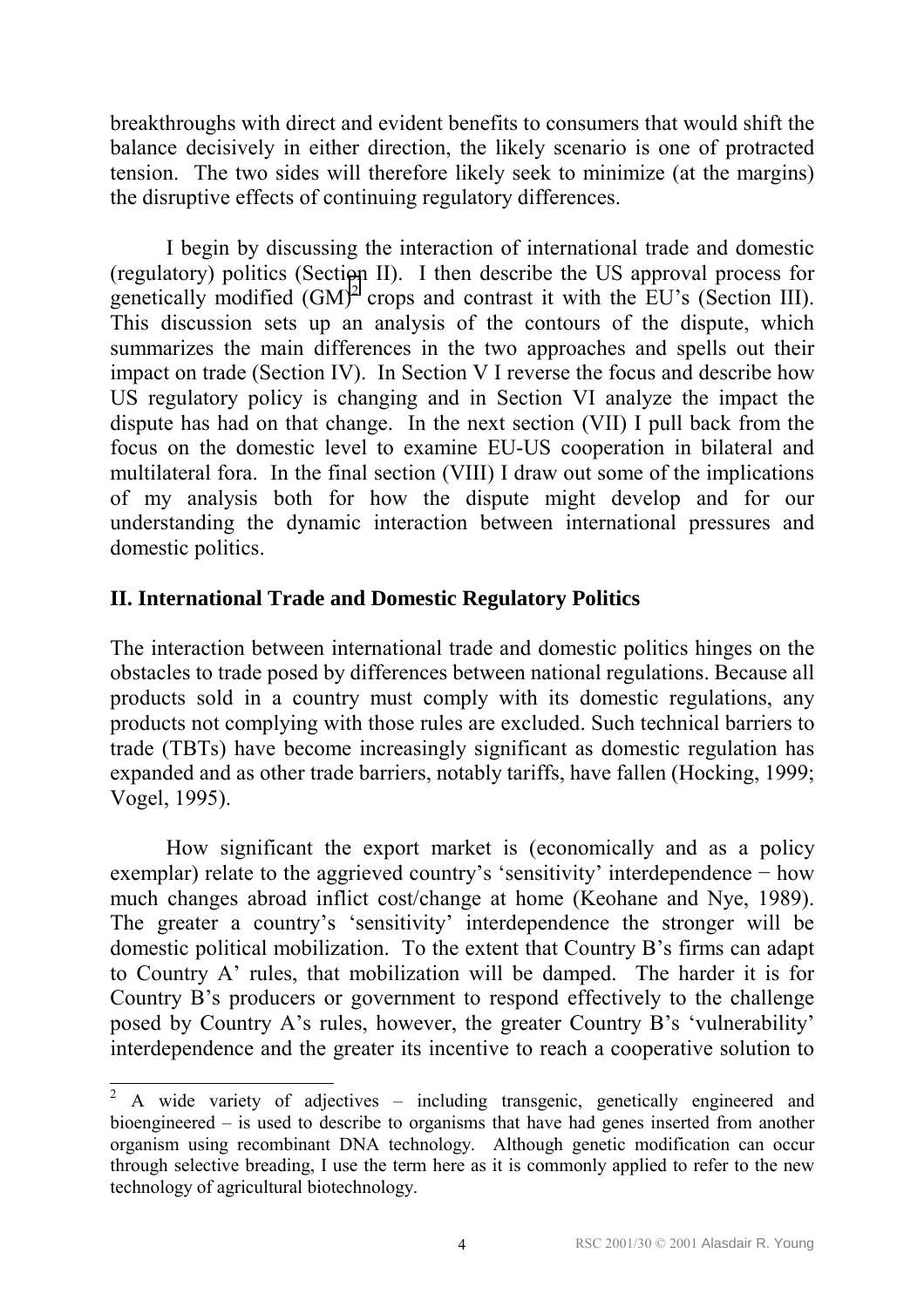breakthroughs with direct and evident benefits to consumers that would shift the balance decisively in either direction, the likely scenario is one of protracted tension. The two sides will therefore likely seek to minimize (at the margins) the disruptive effects of continuing regulatory differences.

I begin by discussing the interaction of international trade and domestic (regulatory) politics (Section II). I then describe the US approval process for genetically modified (GM)[2] crops and contrast it with the EU's (Section III). This discussion sets up an analysis of the contours of the dispute, which summarizes the main differences in the two approaches and spells out their impact on trade (Section IV). In Section V I reverse the focus and describe how US regulatory policy is changing and in Section VI analyze the impact the dispute has had on that change. In the next section (VII) I pull back from the focus on the domestic level to examine EU-US cooperation in bilateral and multilateral fora. In the final section (VIII) I draw out some of the implications of my analysis both for how the dispute might develop and for our understanding the dynamic interaction between international pressures and domestic politics.

## II. International Trade and Domestic Regulatory Politics

The interaction between international trade and domestic politics hinges on the obstacles to trade posed by differences between national regulations. Because all products sold in a country must comply with its domestic regulations, any products not complying with those rules are excluded. Such technical barriers to trade (TBTs) have become increasingly significant as domestic regulation has expanded and as other trade barriers, notably tariffs, have fallen (Hocking, 1999; Vogel, 1995).

How significant the export market is (economically and as a policy exemplar) relate to the aggrieved country's 'sensitivity' interdependence − how much changes abroad inflict cost/change at home (Keohane and Nye, 1989). The greater a country's 'sensitivity' interdependence the stronger will be domestic political mobilization. To the extent that Country B's firms can adapt to Country A' rules, that mobilization will be damped. The harder it is for Country B's producers or government to respond effectively to the challenge posed by Country A's rules, however, the greater Country B's 'vulnerability' interdependence and the greater its incentive to reach a cooperative solution to

[2] A wide variety of adjectives – including transgenic, genetically engineered and bioengineered – is used to describe to organisms that have had genes inserted from another organism using recombinant DNA technology. Although genetic modification can occur through selective breading, I use the term here as it is commonly applied to refer to the new technology of agricultural biotechnology.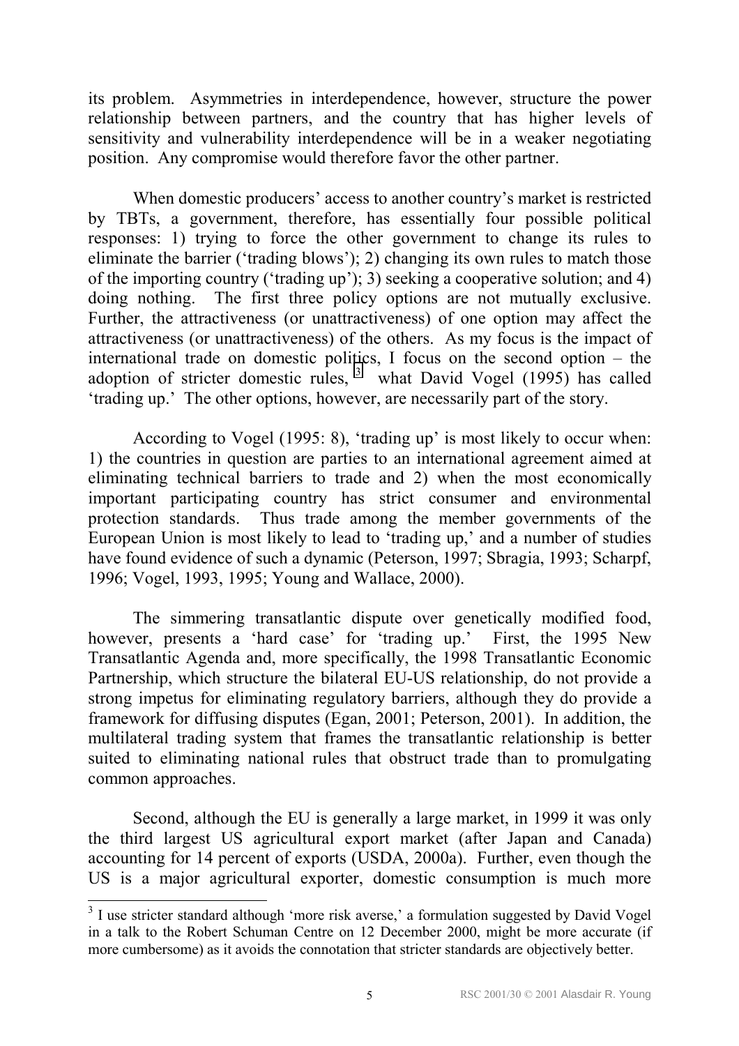its problem. Asymmetries in interdependence, however, structure the power relationship between partners, and the country that has higher levels of sensitivity and vulnerability interdependence will be in a weaker negotiating position. Any compromise would therefore favor the other partner.

When domestic producers' access to another country's market is restricted by TBTs, a government, therefore, has essentially four possible political responses: 1) trying to force the other government to change its rules to eliminate the barrier ('trading blows'); 2) changing its own rules to match those of the importing country ('trading up'); 3) seeking a cooperative solution; and 4) doing nothing. The first three policy options are not mutually exclusive. Further, the attractiveness (or unattractiveness) of one option may affect the attractiveness (or unattractiveness) of the others. As my focus is the impact of international trade on domestic politics, I focus on the second option – the adoption of stricter domestic rules, [3] what David Vogel (1995) has called 'trading up.' The other options, however, are necessarily part of the story.

According to Vogel (1995: 8), 'trading up' is most likely to occur when: 1) the countries in question are parties to an international agreement aimed at eliminating technical barriers to trade and 2) when the most economically important participating country has strict consumer and environmental protection standards. Thus trade among the member governments of the European Union is most likely to lead to 'trading up,' and a number of studies have found evidence of such a dynamic (Peterson, 1997; Sbragia, 1993; Scharpf, 1996; Vogel, 1993, 1995; Young and Wallace, 2000).

The simmering transatlantic dispute over genetically modified food, however, presents a 'hard case' for 'trading up.' First, the 1995 New Transatlantic Agenda and, more specifically, the 1998 Transatlantic Economic Partnership, which structure the bilateral EU-US relationship, do not provide a strong impetus for eliminating regulatory barriers, although they do provide a framework for diffusing disputes (Egan, 2001; Peterson, 2001). In addition, the multilateral trading system that frames the transatlantic relationship is better suited to eliminating national rules that obstruct trade than to promulgating common approaches.

Second, although the EU is generally a large market, in 1999 it was only the third largest US agricultural export market (after Japan and Canada) accounting for 14 percent of exports (USDA, 2000a). Further, even though the US is a major agricultural exporter, domestic consumption is much more

[3] I use stricter standard although 'more risk averse,' a formulation suggested by David Vogel in a talk to the Robert Schuman Centre on 12 December 2000, might be more accurate (if more cumbersome) as it avoids the connotation that stricter standards are objectively better.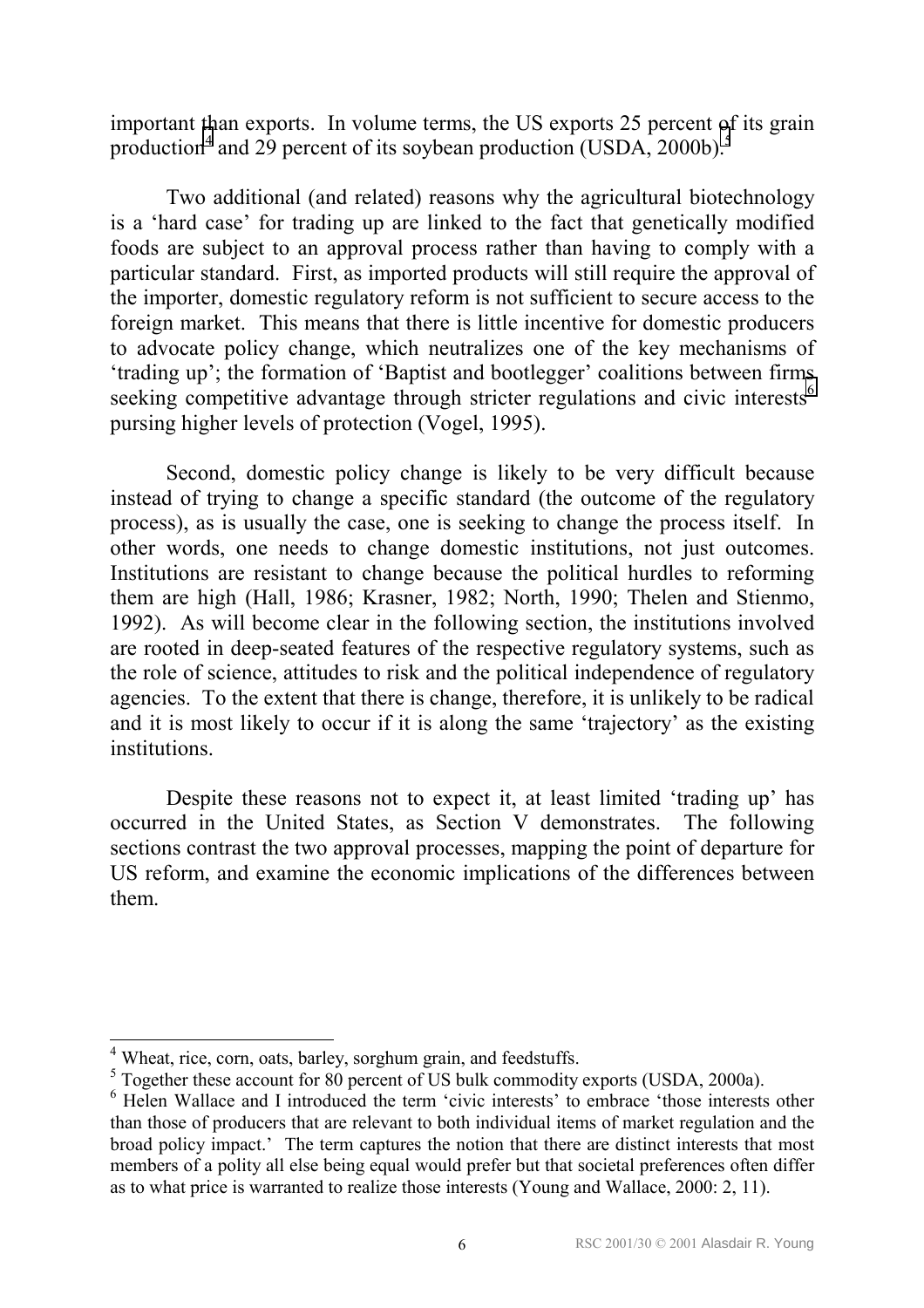important than exports. In volume terms, the US exports 25 percent of its grain production[4] and 29 percent of its soybean production (USDA, 2000b).[5]

Two additional (and related) reasons why the agricultural biotechnology is a 'hard case' for trading up are linked to the fact that genetically modified foods are subject to an approval process rather than having to comply with a particular standard. First, as imported products will still require the approval of the importer, domestic regulatory reform is not sufficient to secure access to the foreign market. This means that there is little incentive for domestic producers to advocate policy change, which neutralizes one of the key mechanisms of 'trading up'; the formation of 'Baptist and bootlegger' coalitions between firms seeking competitive advantage through stricter regulations and civic interests[6] pursing higher levels of protection (Vogel, 1995).

Second, domestic policy change is likely to be very difficult because instead of trying to change a specific standard (the outcome of the regulatory process), as is usually the case, one is seeking to change the process itself. In other words, one needs to change domestic institutions, not just outcomes. Institutions are resistant to change because the political hurdles to reforming them are high (Hall, 1986; Krasner, 1982; North, 1990; Thelen and Stienmo, 1992). As will become clear in the following section, the institutions involved are rooted in deep-seated features of the respective regulatory systems, such as the role of science, attitudes to risk and the political independence of regulatory agencies. To the extent that there is change, therefore, it is unlikely to be radical and it is most likely to occur if it is along the same 'trajectory' as the existing institutions.

Despite these reasons not to expect it, at least limited 'trading up' has occurred in the United States, as Section V demonstrates. The following sections contrast the two approval processes, mapping the point of departure for US reform, and examine the economic implications of the differences between them.

---

[4] Wheat, rice, corn, oats, barley, sorghum grain, and feedstuffs.

[5] Together these account for 80 percent of US bulk commodity exports (USDA, 2000a).

[6] Helen Wallace and I introduced the term 'civic interests' to embrace 'those interests other than those of producers that are relevant to both individual items of market regulation and the broad policy impact.' The term captures the notion that there are distinct interests that most members of a polity all else being equal would prefer but that societal preferences often differ as to what price is warranted to realize those interests (Young and Wallace, 2000: 2, 11).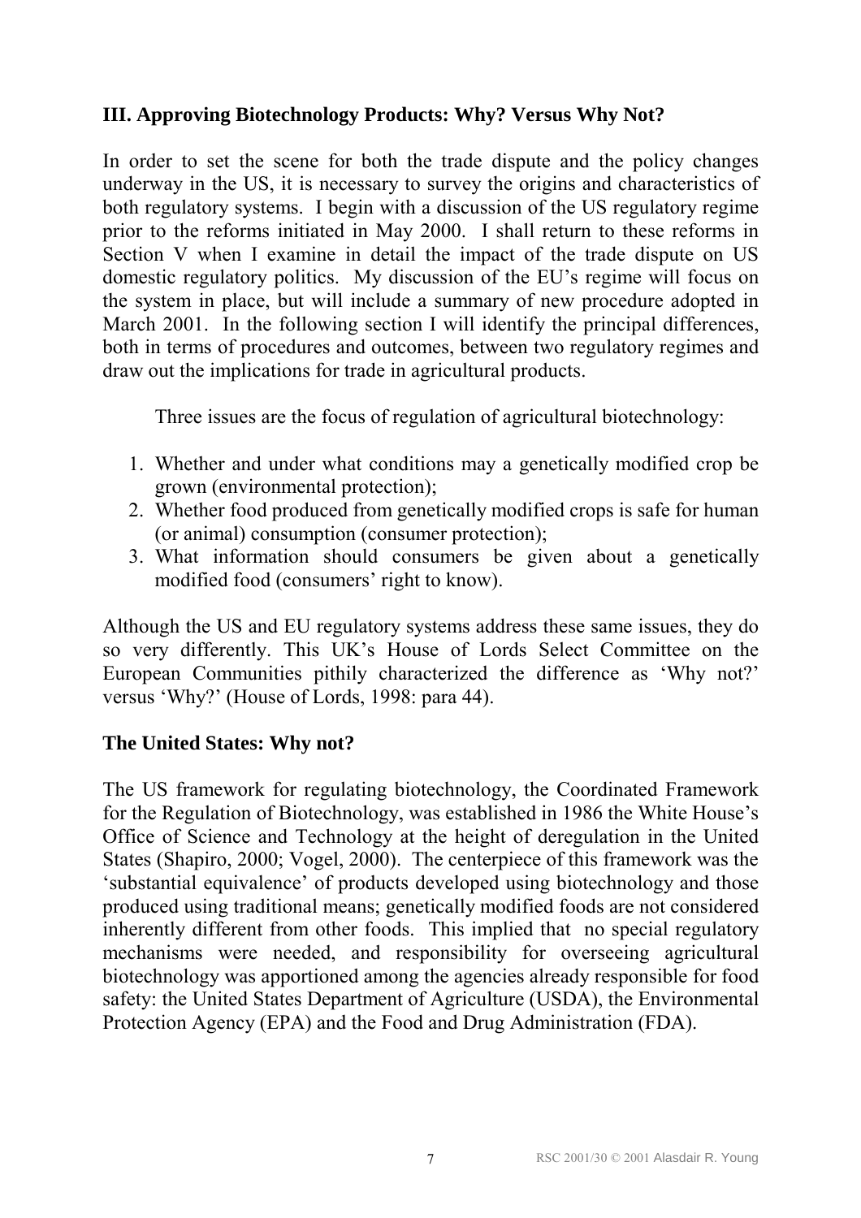### III. Approving Biotechnology Products: Why? Versus Why Not?

In order to set the scene for both the trade dispute and the policy changes underway in the US, it is necessary to survey the origins and characteristics of both regulatory systems. I begin with a discussion of the US regulatory regime prior to the reforms initiated in May 2000. I shall return to these reforms in Section V when I examine in detail the impact of the trade dispute on US domestic regulatory politics. My discussion of the EU's regime will focus on the system in place, but will include a summary of new procedure adopted in March 2001. In the following section I will identify the principal differences, both in terms of procedures and outcomes, between two regulatory regimes and draw out the implications for trade in agricultural products.

Three issues are the focus of regulation of agricultural biotechnology:

1. Whether and under what conditions may a genetically modified crop be grown (environmental protection);
2. Whether food produced from genetically modified crops is safe for human (or animal) consumption (consumer protection);
3. What information should consumers be given about a genetically modified food (consumers' right to know).

Although the US and EU regulatory systems address these same issues, they do so very differently. This UK's House of Lords Select Committee on the European Communities pithily characterized the difference as 'Why not?' versus 'Why?' (House of Lords, 1998: para 44).

#### The United States: Why not?

The US framework for regulating biotechnology, the Coordinated Framework for the Regulation of Biotechnology, was established in 1986 the White House's Office of Science and Technology at the height of deregulation in the United States (Shapiro, 2000; Vogel, 2000). The centerpiece of this framework was the 'substantial equivalence' of products developed using biotechnology and those produced using traditional means; genetically modified foods are not considered inherently different from other foods. This implied that no special regulatory mechanisms were needed, and responsibility for overseeing agricultural biotechnology was apportioned among the agencies already responsible for food safety: the United States Department of Agriculture (USDA), the Environmental Protection Agency (EPA) and the Food and Drug Administration (FDA).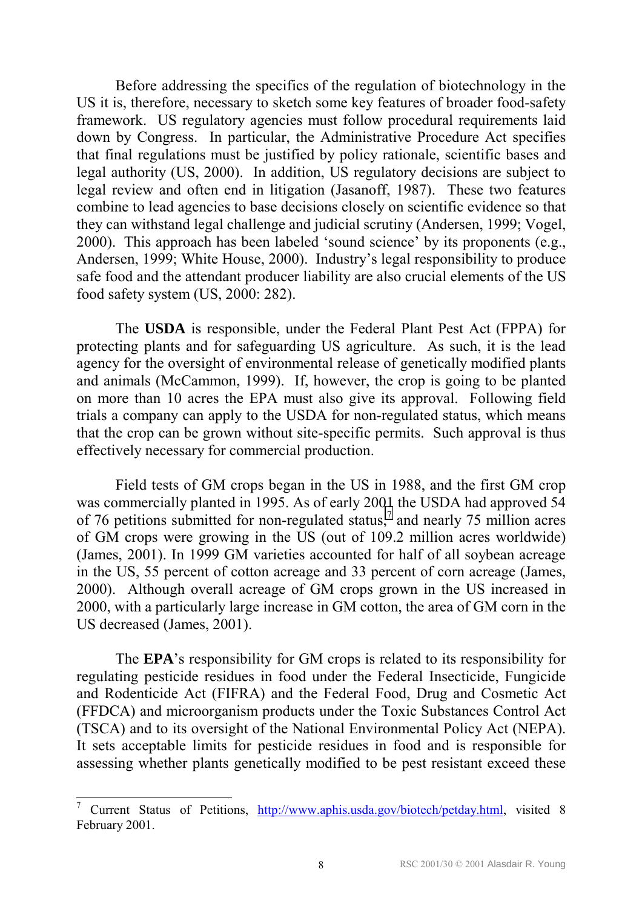Before addressing the specifics of the regulation of biotechnology in the US it is, therefore, necessary to sketch some key features of broader food-safety framework. US regulatory agencies must follow procedural requirements laid down by Congress. In particular, the Administrative Procedure Act specifies that final regulations must be justified by policy rationale, scientific bases and legal authority (US, 2000). In addition, US regulatory decisions are subject to legal review and often end in litigation (Jasanoff, 1987). These two features combine to lead agencies to base decisions closely on scientific evidence so that they can withstand legal challenge and judicial scrutiny (Andersen, 1999; Vogel, 2000). This approach has been labeled 'sound science' by its proponents (e.g., Andersen, 1999; White House, 2000). Industry's legal responsibility to produce safe food and the attendant producer liability are also crucial elements of the US food safety system (US, 2000: 282).

The **USDA** is responsible, under the Federal Plant Pest Act (FPPA) for protecting plants and for safeguarding US agriculture. As such, it is the lead agency for the oversight of environmental release of genetically modified plants and animals (McCammon, 1999). If, however, the crop is going to be planted on more than 10 acres the EPA must also give its approval. Following field trials a company can apply to the USDA for non-regulated status, which means that the crop can be grown without site-specific permits. Such approval is thus effectively necessary for commercial production.

Field tests of GM crops began in the US in 1988, and the first GM crop was commercially planted in 1995. As of early 2001 the USDA had approved 54 of 76 petitions submitted for non-regulated status,[7] and nearly 75 million acres of GM crops were growing in the US (out of 109.2 million acres worldwide) (James, 2001). In 1999 GM varieties accounted for half of all soybean acreage in the US, 55 percent of cotton acreage and 33 percent of corn acreage (James, 2000). Although overall acreage of GM crops grown in the US increased in 2000, with a particularly large increase in GM cotton, the area of GM corn in the US decreased (James, 2001).

The **EPA**'s responsibility for GM crops is related to its responsibility for regulating pesticide residues in food under the Federal Insecticide, Fungicide and Rodenticide Act (FIFRA) and the Federal Food, Drug and Cosmetic Act (FFDCA) and microorganism products under the Toxic Substances Control Act (TSCA) and to its oversight of the National Environmental Policy Act (NEPA). It sets acceptable limits for pesticide residues in food and is responsible for assessing whether plants genetically modified to be pest resistant exceed these

---

[7] Current Status of Petitions, http://www.aphis.usda.gov/biotech/petday.html, visited 8 February 2001.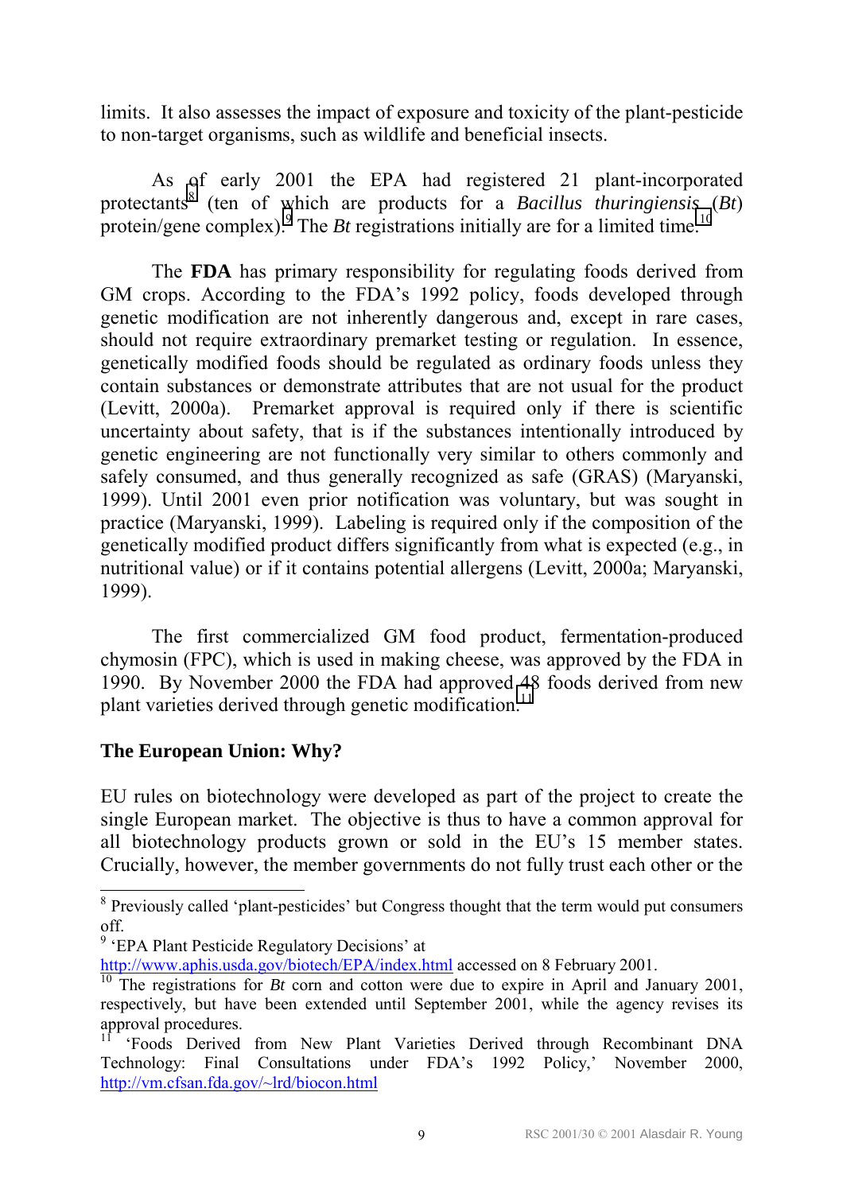limits. It also assesses the impact of exposure and toxicity of the plant-pesticide to non-target organisms, such as wildlife and beneficial insects.

As of early 2001 the EPA had registered 21 plant-incorporated protectants[8] (ten of which are products for a *Bacillus thuringiensis* (*Bt*) protein/gene complex).[9] The *Bt* registrations initially are for a limited time.[10]

The **FDA** has primary responsibility for regulating foods derived from GM crops. According to the FDA's 1992 policy, foods developed through genetic modification are not inherently dangerous and, except in rare cases, should not require extraordinary premarket testing or regulation. In essence, genetically modified foods should be regulated as ordinary foods unless they contain substances or demonstrate attributes that are not usual for the product (Levitt, 2000a). Premarket approval is required only if there is scientific uncertainty about safety, that is if the substances intentionally introduced by genetic engineering are not functionally very similar to others commonly and safely consumed, and thus generally recognized as safe (GRAS) (Maryanski, 1999). Until 2001 even prior notification was voluntary, but was sought in practice (Maryanski, 1999). Labeling is required only if the composition of the genetically modified product differs significantly from what is expected (e.g., in nutritional value) or if it contains potential allergens (Levitt, 2000a; Maryanski, 1999).

The first commercialized GM food product, fermentation-produced chymosin (FPC), which is used in making cheese, was approved by the FDA in 1990. By November 2000 the FDA had approved 48 foods derived from new plant varieties derived through genetic modification.[11]

### The European Union: Why?

EU rules on biotechnology were developed as part of the project to create the single European market. The objective is thus to have a common approval for all biotechnology products grown or sold in the EU's 15 member states. Crucially, however, the member governments do not fully trust each other or the

---

[8] Previously called 'plant-pesticides' but Congress thought that the term would put consumers off.

[9] 'EPA Plant Pesticide Regulatory Decisions' at http://www.aphis.usda.gov/biotech/EPA/index.html accessed on 8 February 2001.

[10] The registrations for *Bt* corn and cotton were due to expire in April and January 2001, respectively, but have been extended until September 2001, while the agency revises its approval procedures.

[11] 'Foods Derived from New Plant Varieties Derived through Recombinant DNA Technology: Final Consultations under FDA's 1992 Policy,' November 2000, http://vm.cfsan.fda.gov/~lrd/biocon.html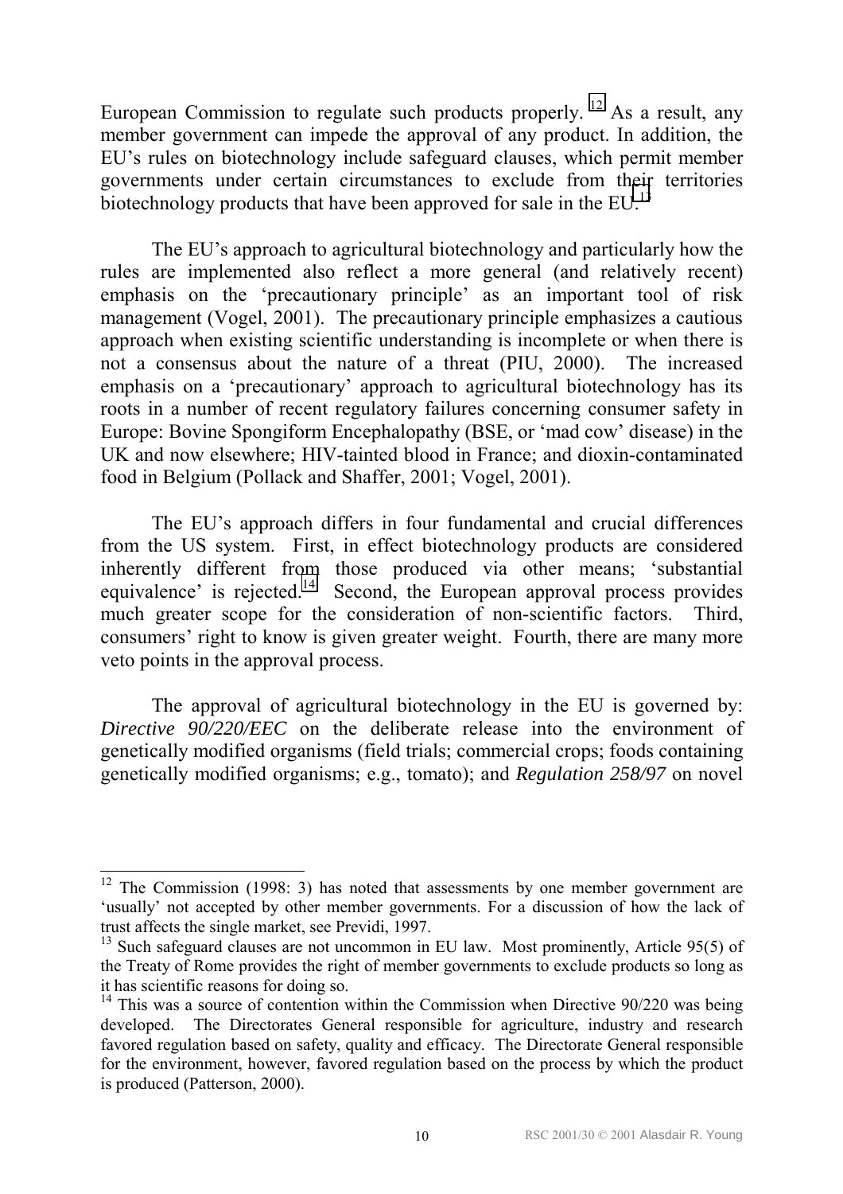European Commission to regulate such products properly. [12] As a result, any member government can impede the approval of any product. In addition, the EU's rules on biotechnology include safeguard clauses, which permit member governments under certain circumstances to exclude from their territories biotechnology products that have been approved for sale in the EU.[13]

The EU's approach to agricultural biotechnology and particularly how the rules are implemented also reflect a more general (and relatively recent) emphasis on the 'precautionary principle' as an important tool of risk management (Vogel, 2001). The precautionary principle emphasizes a cautious approach when existing scientific understanding is incomplete or when there is not a consensus about the nature of a threat (PIU, 2000). The increased emphasis on a 'precautionary' approach to agricultural biotechnology has its roots in a number of recent regulatory failures concerning consumer safety in Europe: Bovine Spongiform Encephalopathy (BSE, or 'mad cow' disease) in the UK and now elsewhere; HIV-tainted blood in France; and dioxin-contaminated food in Belgium (Pollack and Shaffer, 2001; Vogel, 2001).

The EU's approach differs in four fundamental and crucial differences from the US system. First, in effect biotechnology products are considered inherently different from those produced via other means; 'substantial equivalence' is rejected.[14] Second, the European approval process provides much greater scope for the consideration of non-scientific factors. Third, consumers' right to know is given greater weight. Fourth, there are many more veto points in the approval process.

The approval of agricultural biotechnology in the EU is governed by: *Directive 90/220/EEC* on the deliberate release into the environment of genetically modified organisms (field trials; commercial crops; foods containing genetically modified organisms; e.g., tomato); and *Regulation 258/97* on novel

---

[12] The Commission (1998: 3) has noted that assessments by one member government are 'usually' not accepted by other member governments. For a discussion of how the lack of trust affects the single market, see Previdi, 1997.

[13] Such safeguard clauses are not uncommon in EU law. Most prominently, Article 95(5) of the Treaty of Rome provides the right of member governments to exclude products so long as it has scientific reasons for doing so.

[14] This was a source of contention within the Commission when Directive 90/220 was being developed. The Directorates General responsible for agriculture, industry and research favored regulation based on safety, quality and efficacy. The Directorate General responsible for the environment, however, favored regulation based on the process by which the product is produced (Patterson, 2000).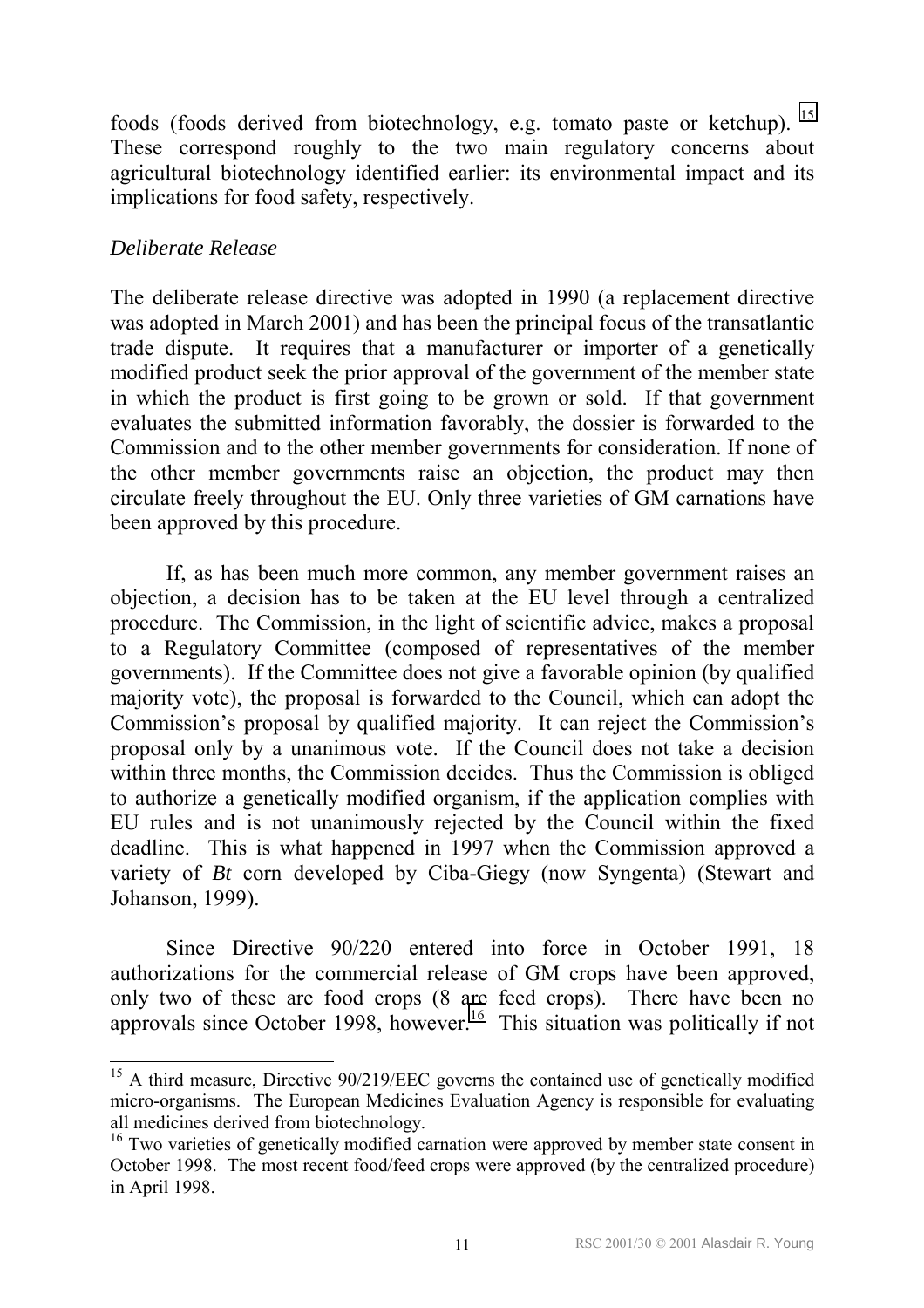foods (foods derived from biotechnology, e.g. tomato paste or ketchup). [15] These correspond roughly to the two main regulatory concerns about agricultural biotechnology identified earlier: its environmental impact and its implications for food safety, respectively.

*Deliberate Release*

The deliberate release directive was adopted in 1990 (a replacement directive was adopted in March 2001) and has been the principal focus of the transatlantic trade dispute. It requires that a manufacturer or importer of a genetically modified product seek the prior approval of the government of the member state in which the product is first going to be grown or sold. If that government evaluates the submitted information favorably, the dossier is forwarded to the Commission and to the other member governments for consideration. If none of the other member governments raise an objection, the product may then circulate freely throughout the EU. Only three varieties of GM carnations have been approved by this procedure.

If, as has been much more common, any member government raises an objection, a decision has to be taken at the EU level through a centralized procedure. The Commission, in the light of scientific advice, makes a proposal to a Regulatory Committee (composed of representatives of the member governments). If the Committee does not give a favorable opinion (by qualified majority vote), the proposal is forwarded to the Council, which can adopt the Commission's proposal by qualified majority. It can reject the Commission's proposal only by a unanimous vote. If the Council does not take a decision within three months, the Commission decides. Thus the Commission is obliged to authorize a genetically modified organism, if the application complies with EU rules and is not unanimously rejected by the Council within the fixed deadline. This is what happened in 1997 when the Commission approved a variety of *Bt* corn developed by Ciba-Giegy (now Syngenta) (Stewart and Johanson, 1999).

Since Directive 90/220 entered into force in October 1991, 18 authorizations for the commercial release of GM crops have been approved, only two of these are food crops (8 are feed crops). There have been no approvals since October 1998, however.[16] This situation was politically if not

---

[15] A third measure, Directive 90/219/EEC governs the contained use of genetically modified micro-organisms. The European Medicines Evaluation Agency is responsible for evaluating all medicines derived from biotechnology.

[16] Two varieties of genetically modified carnation were approved by member state consent in October 1998. The most recent food/feed crops were approved (by the centralized procedure) in April 1998.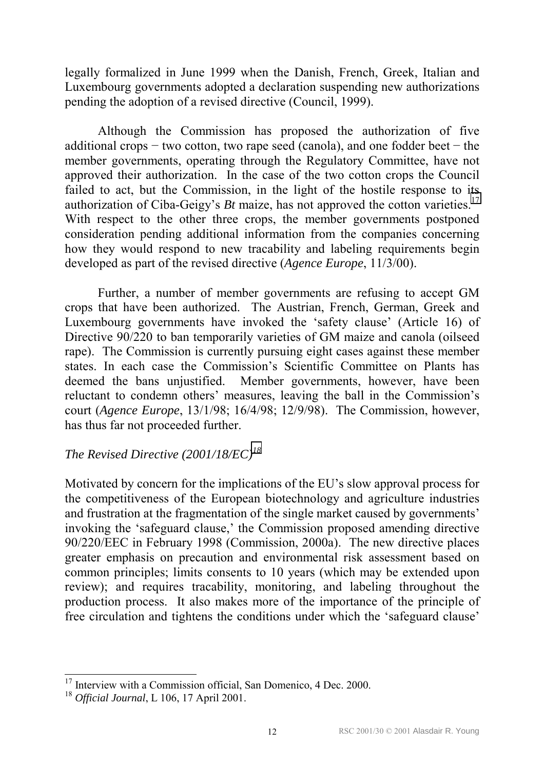legally formalized in June 1999 when the Danish, French, Greek, Italian and Luxembourg governments adopted a declaration suspending new authorizations pending the adoption of a revised directive (Council, 1999).

Although the Commission has proposed the authorization of five additional crops − two cotton, two rape seed (canola), and one fodder beet − the member governments, operating through the Regulatory Committee, have not approved their authorization. In the case of the two cotton crops the Council failed to act, but the Commission, in the light of the hostile response to its authorization of Ciba-Geigy's *Bt* maize, has not approved the cotton varieties.[17] With respect to the other three crops, the member governments postponed consideration pending additional information from the companies concerning how they would respond to new tracability and labeling requirements begin developed as part of the revised directive (*Agence Europe*, 11/3/00).

Further, a number of member governments are refusing to accept GM crops that have been authorized. The Austrian, French, German, Greek and Luxembourg governments have invoked the 'safety clause' (Article 16) of Directive 90/220 to ban temporarily varieties of GM maize and canola (oilseed rape). The Commission is currently pursuing eight cases against these member states. In each case the Commission's Scientific Committee on Plants has deemed the bans unjustified. Member governments, however, have been reluctant to condemn others' measures, leaving the ball in the Commission's court (*Agence Europe*, 13/1/98; 16/4/98; 12/9/98). The Commission, however, has thus far not proceeded further.

### *The Revised Directive (2001/18/EC)*[18]

Motivated by concern for the implications of the EU's slow approval process for the competitiveness of the European biotechnology and agriculture industries and frustration at the fragmentation of the single market caused by governments' invoking the 'safeguard clause,' the Commission proposed amending directive 90/220/EEC in February 1998 (Commission, 2000a). The new directive places greater emphasis on precaution and environmental risk assessment based on common principles; limits consents to 10 years (which may be extended upon review); and requires tracability, monitoring, and labeling throughout the production process. It also makes more of the importance of the principle of free circulation and tightens the conditions under which the 'safeguard clause'

---

[17] Interview with a Commission official, San Domenico, 4 Dec. 2000.

[18] *Official Journal*, L 106, 17 April 2001.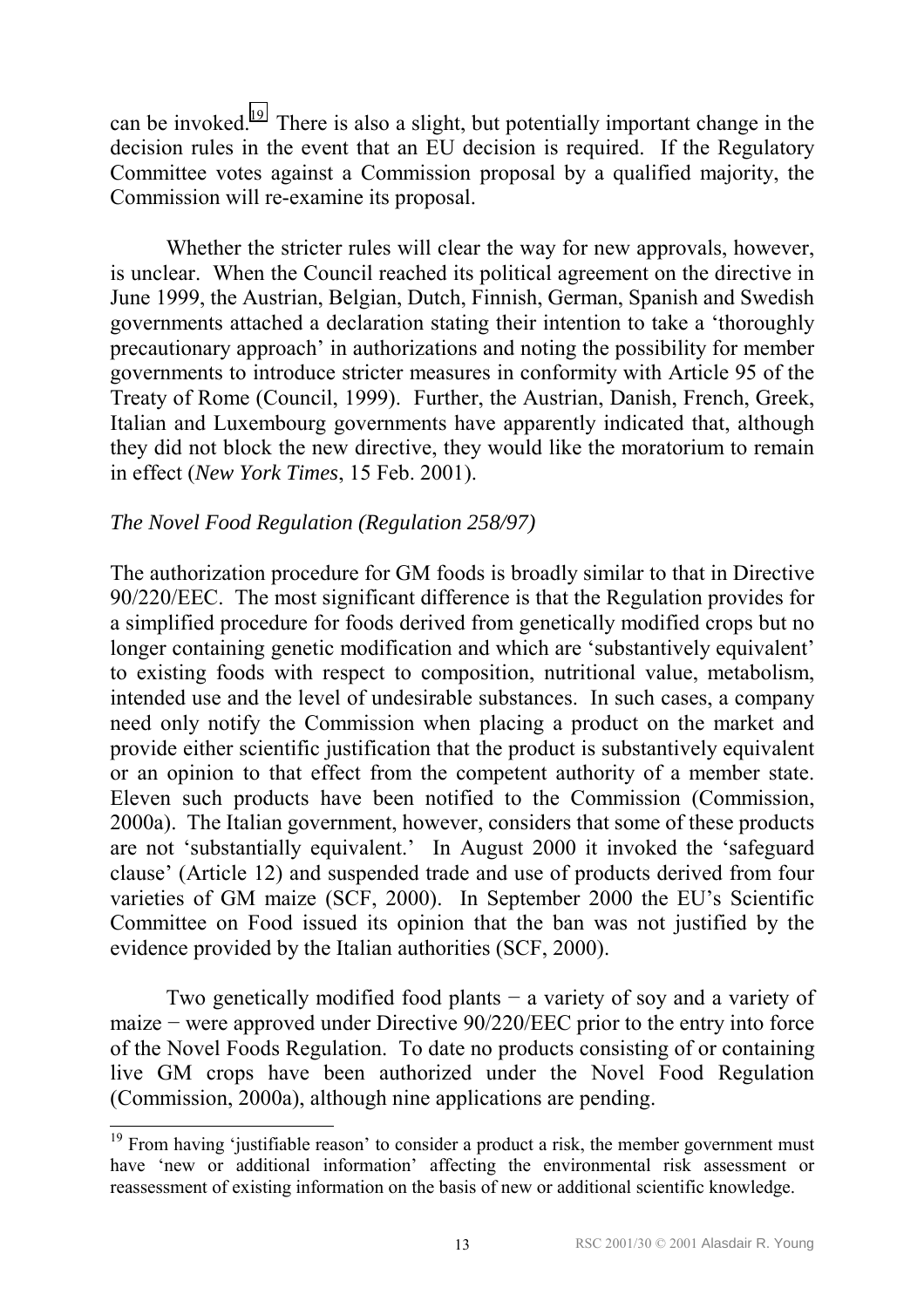can be invoked.[19] There is also a slight, but potentially important change in the decision rules in the event that an EU decision is required. If the Regulatory Committee votes against a Commission proposal by a qualified majority, the Commission will re-examine its proposal.

Whether the stricter rules will clear the way for new approvals, however, is unclear. When the Council reached its political agreement on the directive in June 1999, the Austrian, Belgian, Dutch, Finnish, German, Spanish and Swedish governments attached a declaration stating their intention to take a 'thoroughly precautionary approach' in authorizations and noting the possibility for member governments to introduce stricter measures in conformity with Article 95 of the Treaty of Rome (Council, 1999). Further, the Austrian, Danish, French, Greek, Italian and Luxembourg governments have apparently indicated that, although they did not block the new directive, they would like the moratorium to remain in effect (*New York Times*, 15 Feb. 2001).

*The Novel Food Regulation (Regulation 258/97)*

The authorization procedure for GM foods is broadly similar to that in Directive 90/220/EEC. The most significant difference is that the Regulation provides for a simplified procedure for foods derived from genetically modified crops but no longer containing genetic modification and which are 'substantively equivalent' to existing foods with respect to composition, nutritional value, metabolism, intended use and the level of undesirable substances. In such cases, a company need only notify the Commission when placing a product on the market and provide either scientific justification that the product is substantively equivalent or an opinion to that effect from the competent authority of a member state. Eleven such products have been notified to the Commission (Commission, 2000a). The Italian government, however, considers that some of these products are not 'substantially equivalent.' In August 2000 it invoked the 'safeguard clause' (Article 12) and suspended trade and use of products derived from four varieties of GM maize (SCF, 2000). In September 2000 the EU's Scientific Committee on Food issued its opinion that the ban was not justified by the evidence provided by the Italian authorities (SCF, 2000).

Two genetically modified food plants − a variety of soy and a variety of maize − were approved under Directive 90/220/EEC prior to the entry into force of the Novel Foods Regulation. To date no products consisting of or containing live GM crops have been authorized under the Novel Food Regulation (Commission, 2000a), although nine applications are pending.

[19] From having 'justifiable reason' to consider a product a risk, the member government must have 'new or additional information' affecting the environmental risk assessment or reassessment of existing information on the basis of new or additional scientific knowledge.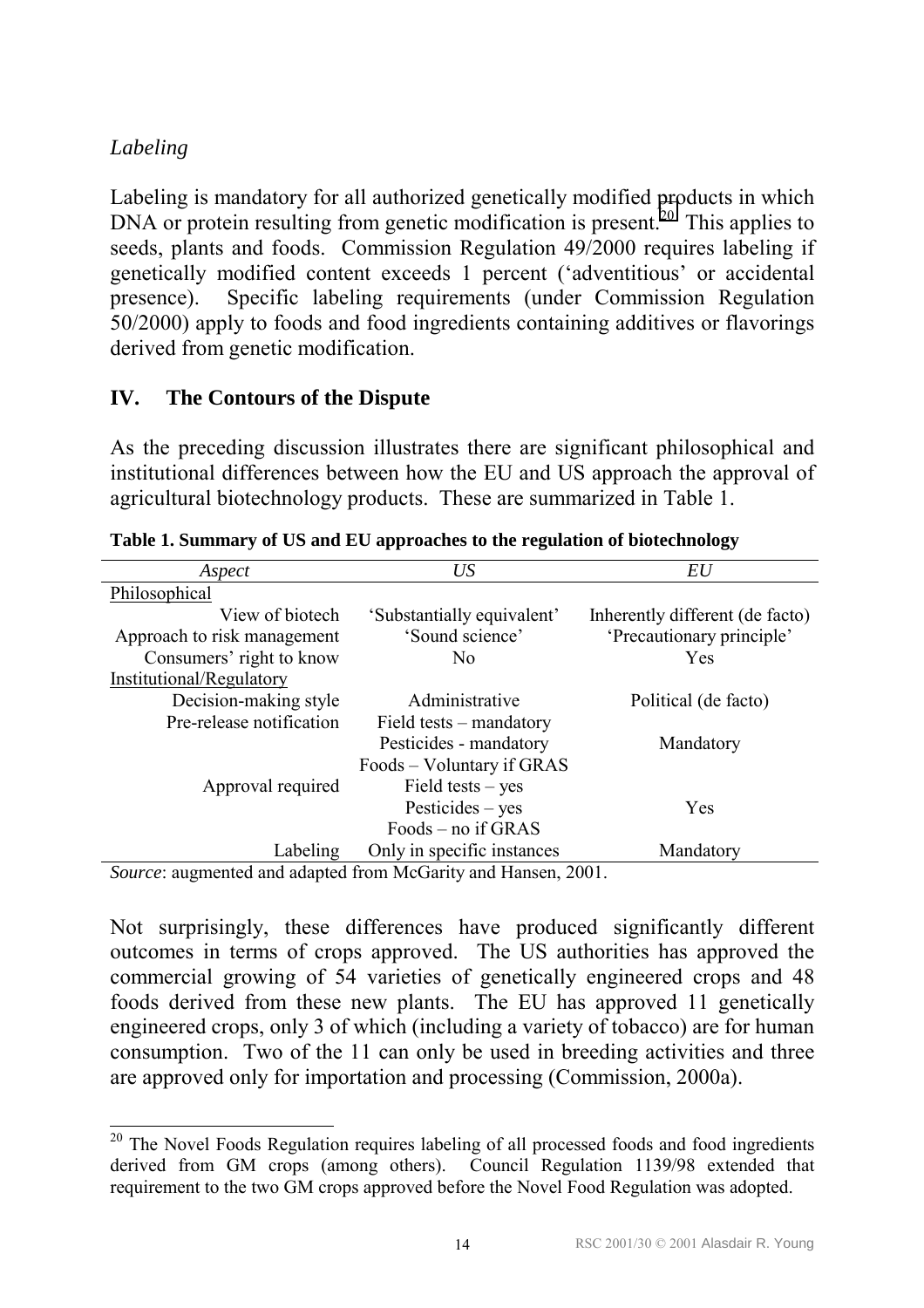*Labeling*

Labeling is mandatory for all authorized genetically modified products in which DNA or protein resulting from genetic modification is present.[20] This applies to seeds, plants and foods. Commission Regulation 49/2000 requires labeling if genetically modified content exceeds 1 percent ('adventitious' or accidental presence). Specific labeling requirements (under Commission Regulation 50/2000) apply to foods and food ingredients containing additives or flavorings derived from genetic modification.

## IV. The Contours of the Dispute

As the preceding discussion illustrates there are significant philosophical and institutional differences between how the EU and US approach the approval of agricultural biotechnology products. These are summarized in Table 1.

**Table 1. Summary of US and EU approaches to the regulation of biotechnology**

| *Aspect* | *US* | *EU* |
|---|---|---|
| Philosophical | | |
| View of biotech | 'Substantially equivalent' | Inherently different (de facto) |
| Approach to risk management | 'Sound science' | 'Precautionary principle' |
| Consumers' right to know | No | Yes |
| Institutional/Regulatory | | |
| Decision-making style | Administrative | Political (de facto) |
| Pre-release notification | Field tests – mandatory<br>Pesticides - mandatory<br>Foods – Voluntary if GRAS | Mandatory |
| Approval required | Field tests – yes<br>Pesticides – yes<br>Foods – no if GRAS | Yes |
| Labeling | Only in specific instances | Mandatory |

*Source*: augmented and adapted from McGarity and Hansen, 2001.

Not surprisingly, these differences have produced significantly different outcomes in terms of crops approved. The US authorities has approved the commercial growing of 54 varieties of genetically engineered crops and 48 foods derived from these new plants. The EU has approved 11 genetically engineered crops, only 3 of which (including a variety of tobacco) are for human consumption. Two of the 11 can only be used in breeding activities and three are approved only for importation and processing (Commission, 2000a).

[20] The Novel Foods Regulation requires labeling of all processed foods and food ingredients derived from GM crops (among others). Council Regulation 1139/98 extended that requirement to the two GM crops approved before the Novel Food Regulation was adopted.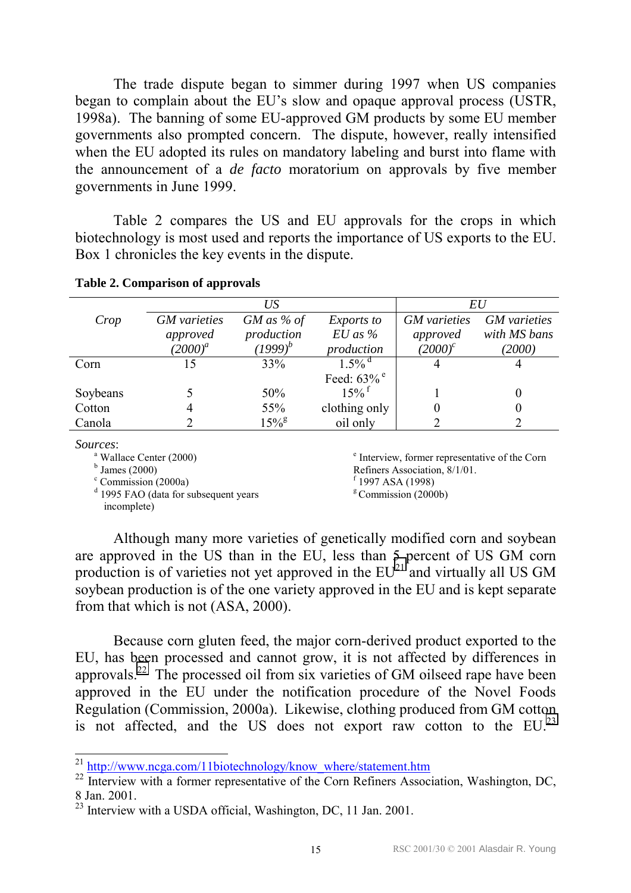The trade dispute began to simmer during 1997 when US companies began to complain about the EU's slow and opaque approval process (USTR, 1998a). The banning of some EU-approved GM products by some EU member governments also prompted concern. The dispute, however, really intensified when the EU adopted its rules on mandatory labeling and burst into flame with the announcement of a *de facto* moratorium on approvals by five member governments in June 1999.

Table 2 compares the US and EU approvals for the crops in which biotechnology is most used and reports the importance of US exports to the EU. Box 1 chronicles the key events in the dispute.

**Table 2. Comparison of approvals**

| | *US* | | | *EU* | |
|---|---|---|---|---|---|
| *Crop* | *GM varieties approved (2000)*[a] | *GM as % of production (1999)*[b] | *Exports to EU as % production* | *GM varieties approved (2000)*[c] | *GM varieties with MS bans (2000)* |
| Corn | 15 | 33% | 1.5% [d] Feed: 63% [e] | 4 | 4 |
| Soybeans | 5 | 50% | 15% [f] | 1 | 0 |
| Cotton | 4 | 55% | clothing only | 0 | 0 |
| Canola | 2 | 15%[g] | oil only | 2 | 2 |

*Sources*:
[a] Wallace Center (2000)
[b] James (2000)
[c] Commission (2000a)
[d] 1995 FAO (data for subsequent years incomplete)
[e] Interview, former representative of the Corn Refiners Association, 8/1/01.
[f] 1997 ASA (1998)
[g] Commission (2000b)

Although many more varieties of genetically modified corn and soybean are approved in the US than in the EU, less than 5 percent of US GM corn production is of varieties not yet approved in the EU[21] and virtually all US GM soybean production is of the one variety approved in the EU and is kept separate from that which is not (ASA, 2000).

Because corn gluten feed, the major corn-derived product exported to the EU, has been processed and cannot grow, it is not affected by differences in approvals.[22] The processed oil from six varieties of GM oilseed rape have been approved in the EU under the notification procedure of the Novel Foods Regulation (Commission, 2000a). Likewise, clothing produced from GM cotton is not affected, and the US does not export raw cotton to the EU.[23]

---

[21] http://www.ncga.com/11biotechnology/know_where/statement.htm

[22] Interview with a former representative of the Corn Refiners Association, Washington, DC, 8 Jan. 2001.

[23] Interview with a USDA official, Washington, DC, 11 Jan. 2001.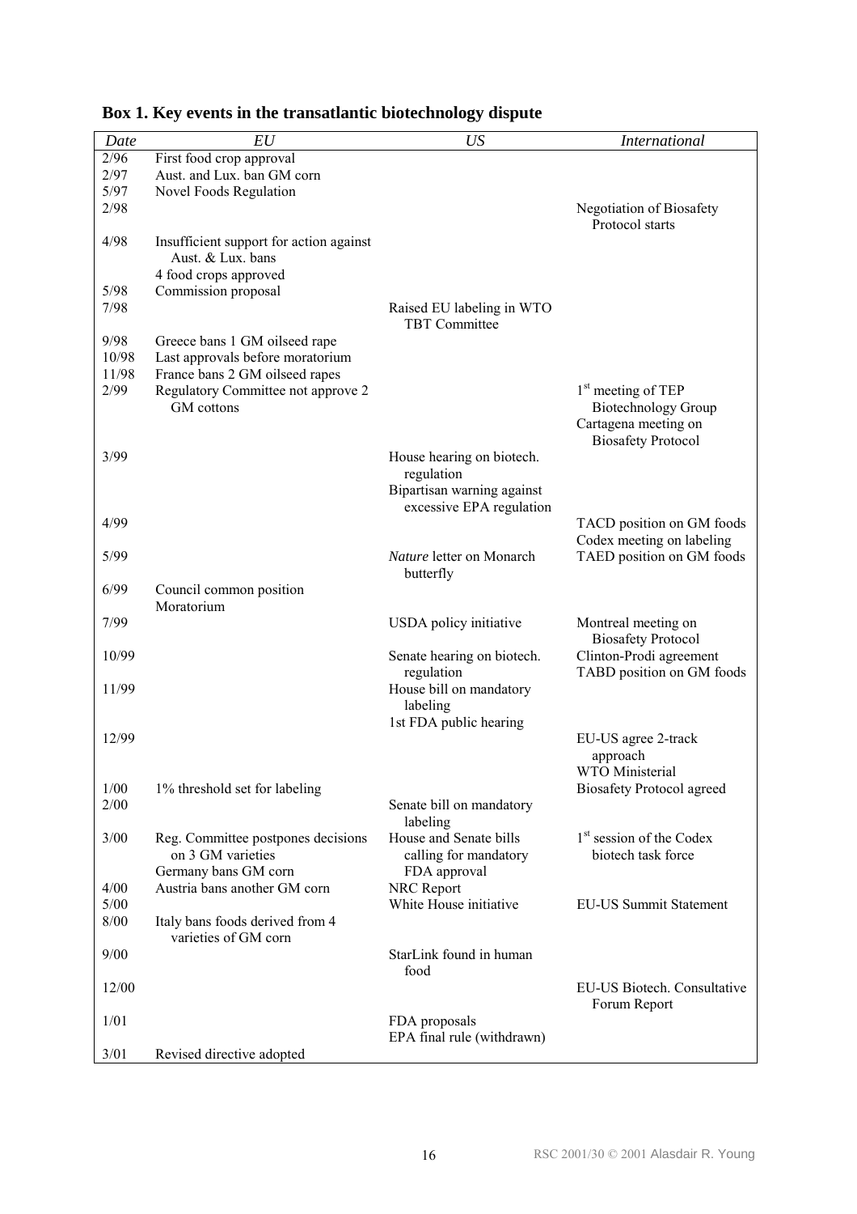## Box 1. Key events in the transatlantic biotechnology dispute

| *Date* | *EU* | *US* | *International* |
|---|---|---|---|
| 2/96 | First food crop approval | | |
| 2/97 | Aust. and Lux. ban GM corn | | |
| 5/97 | Novel Foods Regulation | | |
| 2/98 | | | Negotiation of Biosafety Protocol starts |
| 4/98 | Insufficient support for action against Aust. & Lux. bans<br>4 food crops approved | | |
| 5/98 | Commission proposal | | |
| 7/98 | | Raised EU labeling in WTO TBT Committee | |
| 9/98 | Greece bans 1 GM oilseed rape | | |
| 10/98 | Last approvals before moratorium | | |
| 11/98 | France bans 2 GM oilseed rapes | | |
| 2/99 | Regulatory Committee not approve 2 GM cottons | | 1st meeting of TEP Biotechnology Group<br>Cartagena meeting on Biosafety Protocol |
| 3/99 | | House hearing on biotech. regulation<br>Bipartisan warning against excessive EPA regulation | |
| 4/99 | | | TACD position on GM foods<br>Codex meeting on labeling |
| 5/99 | | *Nature* letter on Monarch butterfly | TAED position on GM foods |
| 6/99 | Council common position<br>Moratorium | | |
| 7/99 | | USDA policy initiative | Montreal meeting on Biosafety Protocol |
| 10/99 | | Senate hearing on biotech. regulation | Clinton-Prodi agreement<br>TABD position on GM foods |
| 11/99 | | House bill on mandatory labeling<br>1st FDA public hearing | |
| 12/99 | | | EU-US agree 2-track approach<br>WTO Ministerial |
| 1/00 | 1% threshold set for labeling | | Biosafety Protocol agreed |
| 2/00 | | Senate bill on mandatory labeling | |
| 3/00 | Reg. Committee postpones decisions on 3 GM varieties<br>Germany bans GM corn | House and Senate bills calling for mandatory FDA approval | 1st session of the Codex biotech task force |
| 4/00 | Austria bans another GM corn | NRC Report | |
| 5/00 | | White House initiative | EU-US Summit Statement |
| 8/00 | Italy bans foods derived from 4 varieties of GM corn | | |
| 9/00 | | StarLink found in human food | |
| 12/00 | | | EU-US Biotech. Consultative Forum Report |
| 1/01 | | FDA proposals<br>EPA final rule (withdrawn) | |
| 3/01 | Revised directive adopted | | |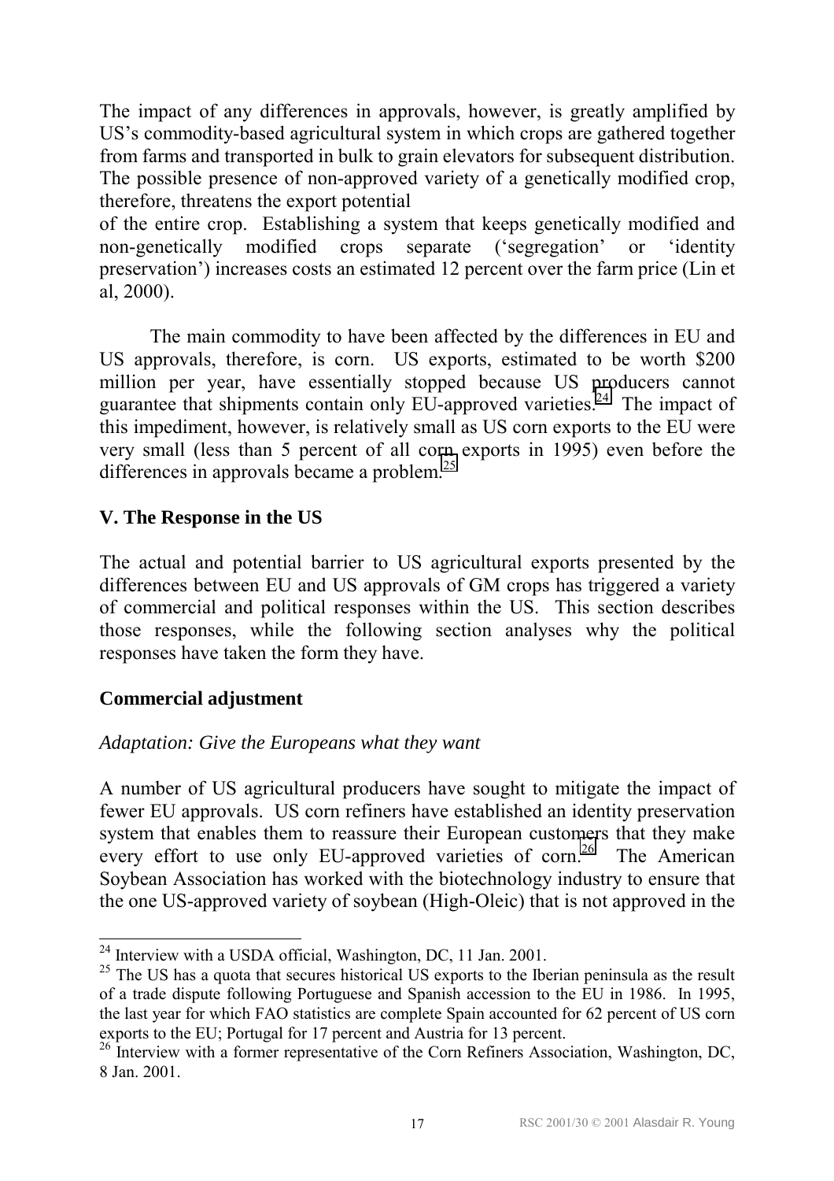The impact of any differences in approvals, however, is greatly amplified by US's commodity-based agricultural system in which crops are gathered together from farms and transported in bulk to grain elevators for subsequent distribution. The possible presence of non-approved variety of a genetically modified crop, therefore, threatens the export potential of the entire crop. Establishing a system that keeps genetically modified and non-genetically modified crops separate ('segregation' or 'identity preservation') increases costs an estimated 12 percent over the farm price (Lin et al, 2000).

The main commodity to have been affected by the differences in EU and US approvals, therefore, is corn. US exports, estimated to be worth \$200 million per year, have essentially stopped because US producers cannot guarantee that shipments contain only EU-approved varieties.[24] The impact of this impediment, however, is relatively small as US corn exports to the EU were very small (less than 5 percent of all corn exports in 1995) even before the differences in approvals became a problem.[25]

## V. The Response in the US

The actual and potential barrier to US agricultural exports presented by the differences between EU and US approvals of GM crops has triggered a variety of commercial and political responses within the US. This section describes those responses, while the following section analyses why the political responses have taken the form they have.

### Commercial adjustment

*Adaptation: Give the Europeans what they want*

A number of US agricultural producers have sought to mitigate the impact of fewer EU approvals. US corn refiners have established an identity preservation system that enables them to reassure their European customers that they make every effort to use only EU-approved varieties of corn.[26] The American Soybean Association has worked with the biotechnology industry to ensure that the one US-approved variety of soybean (High-Oleic) that is not approved in the

---

[24] Interview with a USDA official, Washington, DC, 11 Jan. 2001.

[25] The US has a quota that secures historical US exports to the Iberian peninsula as the result of a trade dispute following Portuguese and Spanish accession to the EU in 1986. In 1995, the last year for which FAO statistics are complete Spain accounted for 62 percent of US corn exports to the EU; Portugal for 17 percent and Austria for 13 percent.

[26] Interview with a former representative of the Corn Refiners Association, Washington, DC, 8 Jan. 2001.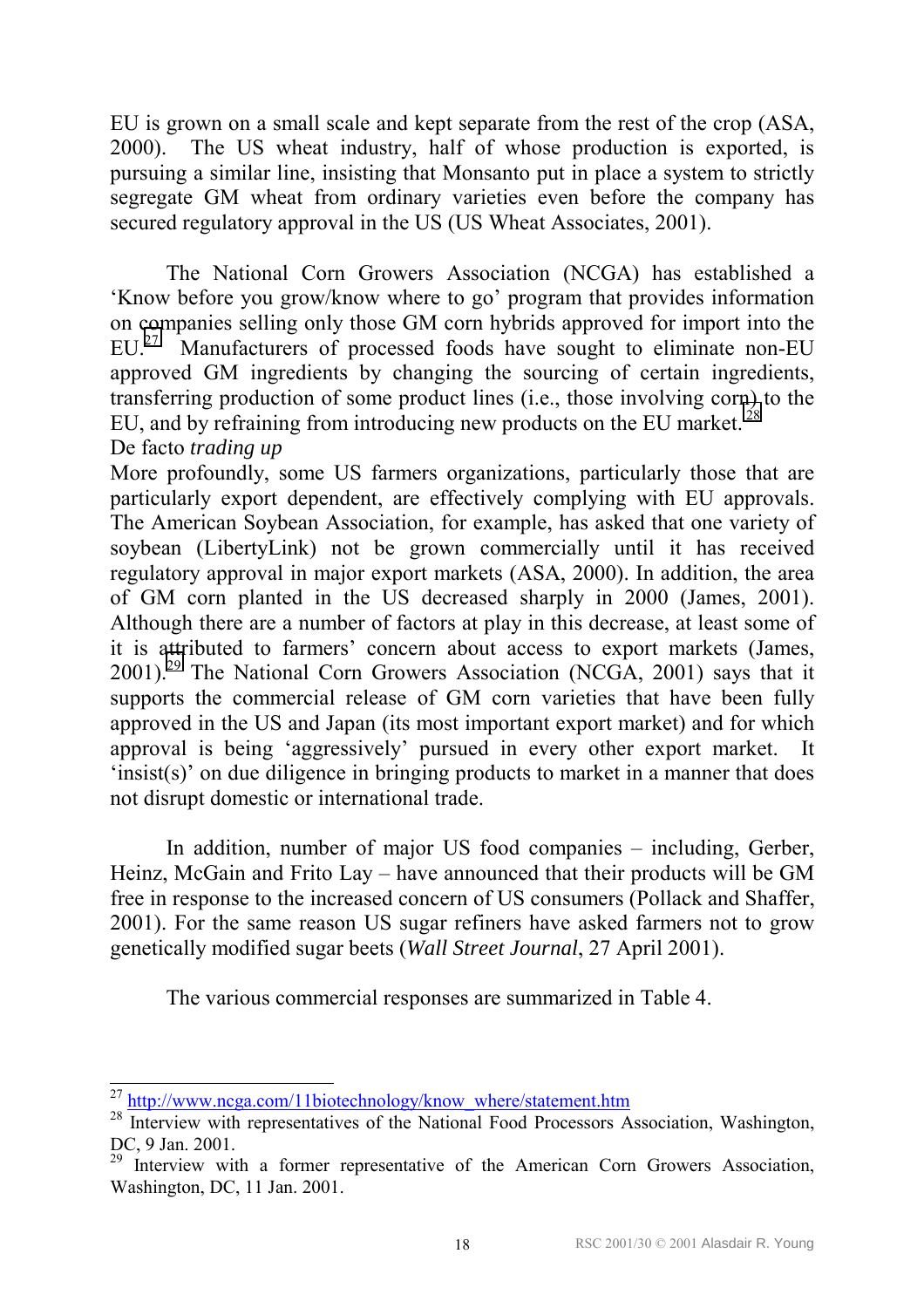EU is grown on a small scale and kept separate from the rest of the crop (ASA, 2000). The US wheat industry, half of whose production is exported, is pursuing a similar line, insisting that Monsanto put in place a system to strictly segregate GM wheat from ordinary varieties even before the company has secured regulatory approval in the US (US Wheat Associates, 2001).

The National Corn Growers Association (NCGA) has established a 'Know before you grow/know where to go' program that provides information on companies selling only those GM corn hybrids approved for import into the EU.[27] Manufacturers of processed foods have sought to eliminate non-EU approved GM ingredients by changing the sourcing of certain ingredients, transferring production of some product lines (i.e., those involving corn) to the EU, and by refraining from introducing new products on the EU market.[28]

De facto *trading up*

More profoundly, some US farmers organizations, particularly those that are particularly export dependent, are effectively complying with EU approvals. The American Soybean Association, for example, has asked that one variety of soybean (LibertyLink) not be grown commercially until it has received regulatory approval in major export markets (ASA, 2000). In addition, the area of GM corn planted in the US decreased sharply in 2000 (James, 2001). Although there are a number of factors at play in this decrease, at least some of it is attributed to farmers' concern about access to export markets (James, 2001).[29] The National Corn Growers Association (NCGA, 2001) says that it supports the commercial release of GM corn varieties that have been fully approved in the US and Japan (its most important export market) and for which approval is being 'aggressively' pursued in every other export market. It 'insist(s)' on due diligence in bringing products to market in a manner that does not disrupt domestic or international trade.

In addition, number of major US food companies – including, Gerber, Heinz, McGain and Frito Lay – have announced that their products will be GM free in response to the increased concern of US consumers (Pollack and Shaffer, 2001). For the same reason US sugar refiners have asked farmers not to grow genetically modified sugar beets (*Wall Street Journal*, 27 April 2001).

The various commercial responses are summarized in Table 4.

---

[27] http://www.ncga.com/11biotechnology/know_where/statement.htm

[28] Interview with representatives of the National Food Processors Association, Washington, DC, 9 Jan. 2001.

[29] Interview with a former representative of the American Corn Growers Association, Washington, DC, 11 Jan. 2001.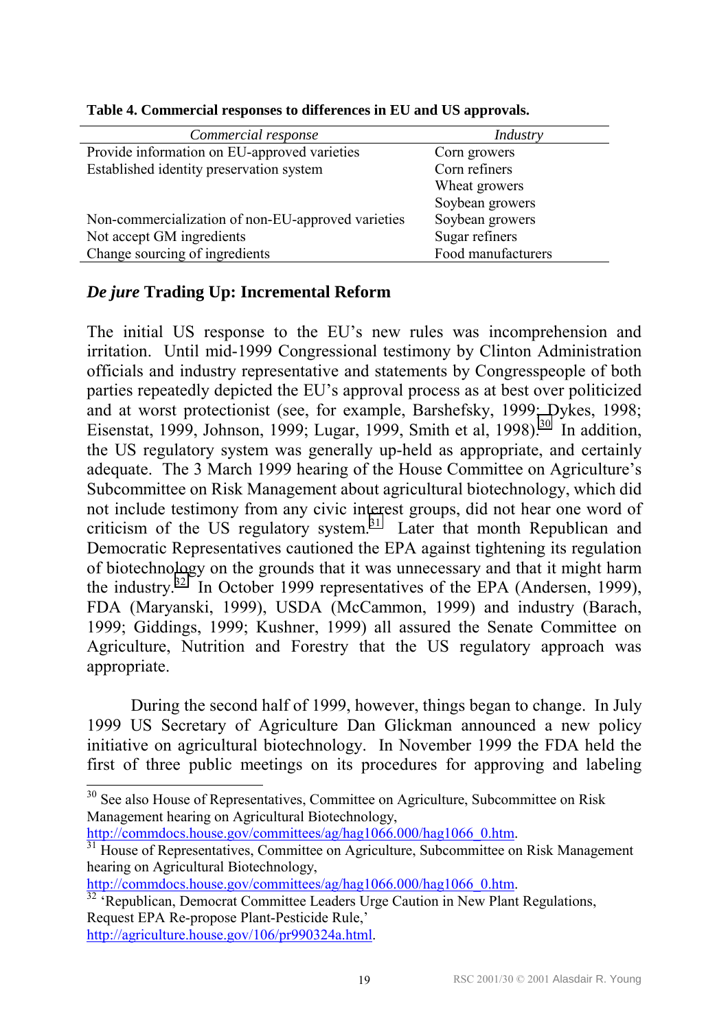**Table 4. Commercial responses to differences in EU and US approvals.**

| *Commercial response* | *Industry* |
|---|---|
| Provide information on EU-approved varieties | Corn growers |
| Established identity preservation system | Corn refiners |
| | Wheat growers |
| | Soybean growers |
| Non-commercialization of non-EU-approved varieties | Soybean growers |
| Not accept GM ingredients | Sugar refiners |
| Change sourcing of ingredients | Food manufacturers |

### *De jure* Trading Up: Incremental Reform

The initial US response to the EU's new rules was incomprehension and irritation. Until mid-1999 Congressional testimony by Clinton Administration officials and industry representative and statements by Congresspeople of both parties repeatedly depicted the EU's approval process as at best over politicized and at worst protectionist (see, for example, Barshefsky, 1999; Dykes, 1998; Eisenstat, 1999, Johnson, 1999; Lugar, 1999, Smith et al, 1998).[30] In addition, the US regulatory system was generally up-held as appropriate, and certainly adequate. The 3 March 1999 hearing of the House Committee on Agriculture's Subcommittee on Risk Management about agricultural biotechnology, which did not include testimony from any civic interest groups, did not hear one word of criticism of the US regulatory system.[31] Later that month Republican and Democratic Representatives cautioned the EPA against tightening its regulation of biotechnology on the grounds that it was unnecessary and that it might harm the industry.[32] In October 1999 representatives of the EPA (Andersen, 1999), FDA (Maryanski, 1999), USDA (McCammon, 1999) and industry (Barach, 1999; Giddings, 1999; Kushner, 1999) all assured the Senate Committee on Agriculture, Nutrition and Forestry that the US regulatory approach was appropriate.

During the second half of 1999, however, things began to change. In July 1999 US Secretary of Agriculture Dan Glickman announced a new policy initiative on agricultural biotechnology. In November 1999 the FDA held the first of three public meetings on its procedures for approving and labeling

---

[30] See also House of Representatives, Committee on Agriculture, Subcommittee on Risk Management hearing on Agricultural Biotechnology, http://commdocs.house.gov/committees/ag/hag1066.000/hag1066_0.htm.

[31] House of Representatives, Committee on Agriculture, Subcommittee on Risk Management hearing on Agricultural Biotechnology, http://commdocs.house.gov/committees/ag/hag1066.000/hag1066_0.htm.

[32] 'Republican, Democrat Committee Leaders Urge Caution in New Plant Regulations, Request EPA Re-propose Plant-Pesticide Rule,' http://agriculture.house.gov/106/pr990324a.html.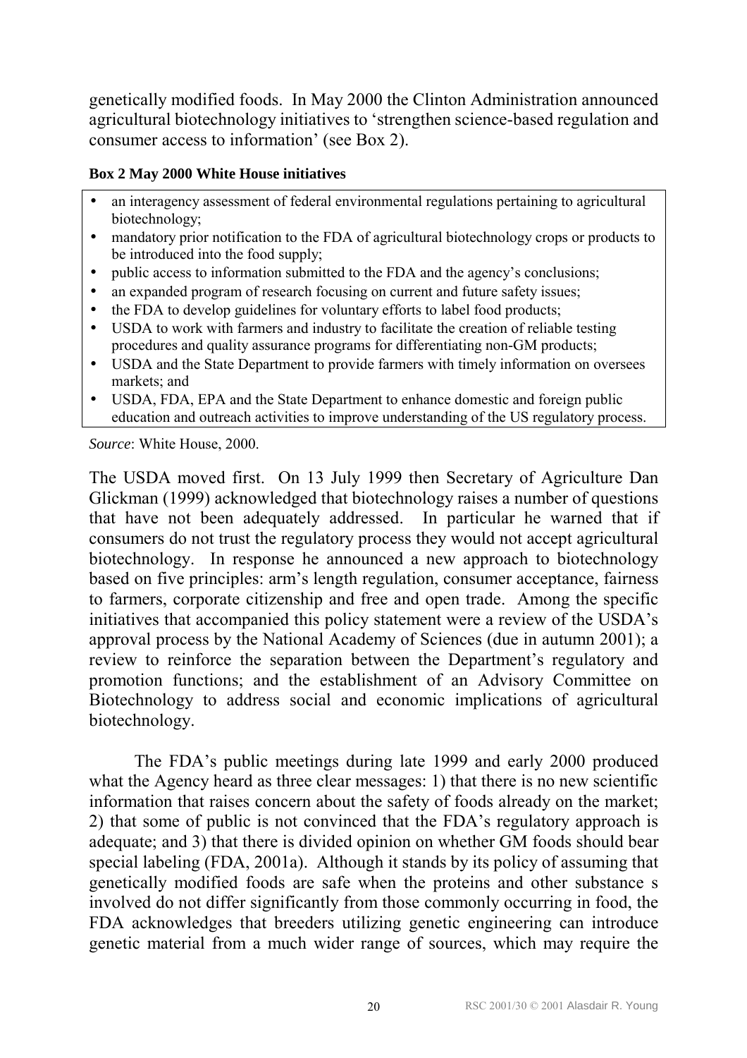genetically modified foods. In May 2000 the Clinton Administration announced agricultural biotechnology initiatives to 'strengthen science-based regulation and consumer access to information' (see Box 2).

**Box 2 May 2000 White House initiatives**

- an interagency assessment of federal environmental regulations pertaining to agricultural biotechnology;
- mandatory prior notification to the FDA of agricultural biotechnology crops or products to be introduced into the food supply;
- public access to information submitted to the FDA and the agency's conclusions;
- an expanded program of research focusing on current and future safety issues;
- the FDA to develop guidelines for voluntary efforts to label food products;
- USDA to work with farmers and industry to facilitate the creation of reliable testing procedures and quality assurance programs for differentiating non-GM products;
- USDA and the State Department to provide farmers with timely information on oversees markets; and
- USDA, FDA, EPA and the State Department to enhance domestic and foreign public education and outreach activities to improve understanding of the US regulatory process.

*Source*: White House, 2000.

The USDA moved first. On 13 July 1999 then Secretary of Agriculture Dan Glickman (1999) acknowledged that biotechnology raises a number of questions that have not been adequately addressed. In particular he warned that if consumers do not trust the regulatory process they would not accept agricultural biotechnology. In response he announced a new approach to biotechnology based on five principles: arm's length regulation, consumer acceptance, fairness to farmers, corporate citizenship and free and open trade. Among the specific initiatives that accompanied this policy statement were a review of the USDA's approval process by the National Academy of Sciences (due in autumn 2001); a review to reinforce the separation between the Department's regulatory and promotion functions; and the establishment of an Advisory Committee on Biotechnology to address social and economic implications of agricultural biotechnology.

The FDA's public meetings during late 1999 and early 2000 produced what the Agency heard as three clear messages: 1) that there is no new scientific information that raises concern about the safety of foods already on the market; 2) that some of public is not convinced that the FDA's regulatory approach is adequate; and 3) that there is divided opinion on whether GM foods should bear special labeling (FDA, 2001a). Although it stands by its policy of assuming that genetically modified foods are safe when the proteins and other substance s involved do not differ significantly from those commonly occurring in food, the FDA acknowledges that breeders utilizing genetic engineering can introduce genetic material from a much wider range of sources, which may require the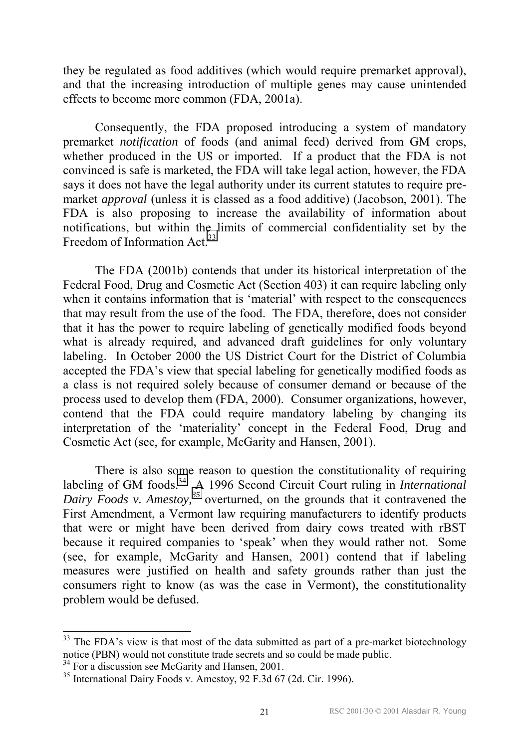they be regulated as food additives (which would require premarket approval), and that the increasing introduction of multiple genes may cause unintended effects to become more common (FDA, 2001a).

Consequently, the FDA proposed introducing a system of mandatory premarket *notification* of foods (and animal feed) derived from GM crops, whether produced in the US or imported. If a product that the FDA is not convinced is safe is marketed, the FDA will take legal action, however, the FDA says it does not have the legal authority under its current statutes to require pre-market *approval* (unless it is classed as a food additive) (Jacobson, 2001). The FDA is also proposing to increase the availability of information about notifications, but within the limits of commercial confidentiality set by the Freedom of Information Act.[33]

The FDA (2001b) contends that under its historical interpretation of the Federal Food, Drug and Cosmetic Act (Section 403) it can require labeling only when it contains information that is 'material' with respect to the consequences that may result from the use of the food. The FDA, therefore, does not consider that it has the power to require labeling of genetically modified foods beyond what is already required, and advanced draft guidelines for only voluntary labeling. In October 2000 the US District Court for the District of Columbia accepted the FDA's view that special labeling for genetically modified foods as a class is not required solely because of consumer demand or because of the process used to develop them (FDA, 2000). Consumer organizations, however, contend that the FDA could require mandatory labeling by changing its interpretation of the 'materiality' concept in the Federal Food, Drug and Cosmetic Act (see, for example, McGarity and Hansen, 2001).

There is also some reason to question the constitutionality of requiring labeling of GM foods.[34] A 1996 Second Circuit Court ruling in *International Dairy Foods v. Amestoy,*[35] overturned, on the grounds that it contravened the First Amendment, a Vermont law requiring manufacturers to identify products that were or might have been derived from dairy cows treated with rBST because it required companies to 'speak' when they would rather not. Some (see, for example, McGarity and Hansen, 2001) contend that if labeling measures were justified on health and safety grounds rather than just the consumers right to know (as was the case in Vermont), the constitutionality problem would be defused.

---

[33] The FDA's view is that most of the data submitted as part of a pre-market biotechnology notice (PBN) would not constitute trade secrets and so could be made public.

[34] For a discussion see McGarity and Hansen, 2001.

[35] International Dairy Foods v. Amestoy, 92 F.3d 67 (2d. Cir. 1996).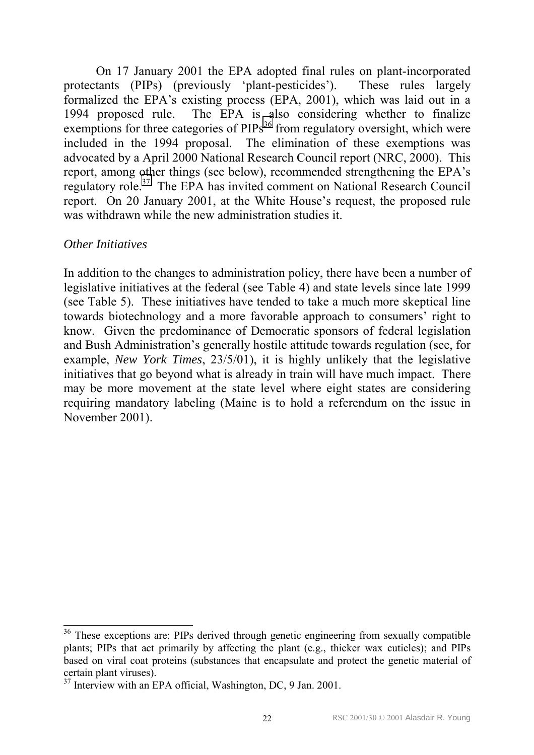On 17 January 2001 the EPA adopted final rules on plant-incorporated protectants (PIPs) (previously 'plant-pesticides'). These rules largely formalized the EPA's existing process (EPA, 2001), which was laid out in a 1994 proposed rule. The EPA is also considering whether to finalize exemptions for three categories of PIPs[36] from regulatory oversight, which were included in the 1994 proposal. The elimination of these exemptions was advocated by a April 2000 National Research Council report (NRC, 2000). This report, among other things (see below), recommended strengthening the EPA's regulatory role.[37] The EPA has invited comment on National Research Council report. On 20 January 2001, at the White House's request, the proposed rule was withdrawn while the new administration studies it.

*Other Initiatives*

In addition to the changes to administration policy, there have been a number of legislative initiatives at the federal (see Table 4) and state levels since late 1999 (see Table 5). These initiatives have tended to take a much more skeptical line towards biotechnology and a more favorable approach to consumers' right to know. Given the predominance of Democratic sponsors of federal legislation and Bush Administration's generally hostile attitude towards regulation (see, for example, *New York Times*, 23/5/01), it is highly unlikely that the legislative initiatives that go beyond what is already in train will have much impact. There may be more movement at the state level where eight states are considering requiring mandatory labeling (Maine is to hold a referendum on the issue in November 2001).

---

[36] These exceptions are: PIPs derived through genetic engineering from sexually compatible plants; PIPs that act primarily by affecting the plant (e.g., thicker wax cuticles); and PIPs based on viral coat proteins (substances that encapsulate and protect the genetic material of certain plant viruses).

[37] Interview with an EPA official, Washington, DC, 9 Jan. 2001.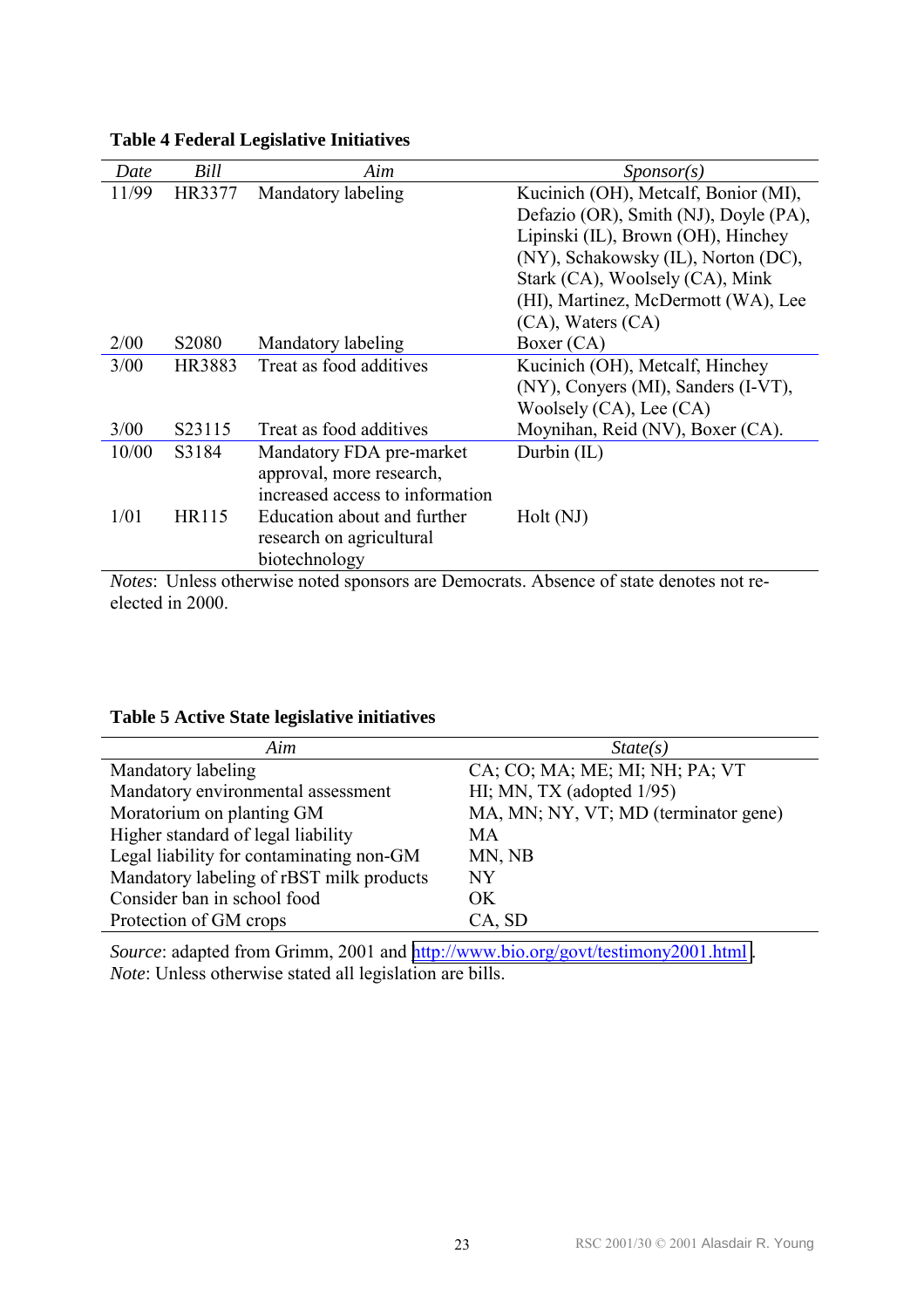**Table 4 Federal Legislative Initiatives**

| *Date* | *Bill* | *Aim* | *Sponsor(s)* |
|---|---|---|---|
| 11/99 | HR3377 | Mandatory labeling | Kucinich (OH), Metcalf, Bonior (MI), Defazio (OR), Smith (NJ), Doyle (PA), Lipinski (IL), Brown (OH), Hinchey (NY), Schakowsky (IL), Norton (DC), Stark (CA), Woolsey (CA), Mink (HI), Martinez, McDermott (WA), Lee (CA), Waters (CA) |
| 2/00 | S2080 | Mandatory labeling | Boxer (CA) |
| 3/00 | HR3883 | Treat as food additives | Kucinich (OH), Metcalf, Hinchey (NY), Conyers (MI), Sanders (I-VT), Woolsey (CA), Lee (CA) |
| 3/00 | S23115 | Treat as food additives | Moynihan, Reid (NV), Boxer (CA). |
| 10/00 | S3184 | Mandatory FDA pre-market approval, more research, increased access to information | Durbin (IL) |
| 1/01 | HR115 | Education about and further research on agricultural biotechnology | Holt (NJ) |

*Notes*: Unless otherwise noted sponsors are Democrats. Absence of state denotes not re-elected in 2000.

**Table 5 Active State legislative initiatives**

| *Aim* | *State(s)* |
|---|---|
| Mandatory labeling | CA; CO; MA; ME; MI; NH; PA; VT |
| Mandatory environmental assessment | HI; MN, TX (adopted 1/95) |
| Moratorium on planting GM | MA, MN; NY, VT; MD (terminator gene) |
| Higher standard of legal liability | MA |
| Legal liability for contaminating non-GM | MN, NB |
| Mandatory labeling of rBST milk products | NY |
| Consider ban in school food | OK |
| Protection of GM crops | CA, SD |

*Source*: adapted from Grimm, 2001 and http://www.bio.org/govt/testimony2001.html.
*Note*: Unless otherwise stated all legislation are bills.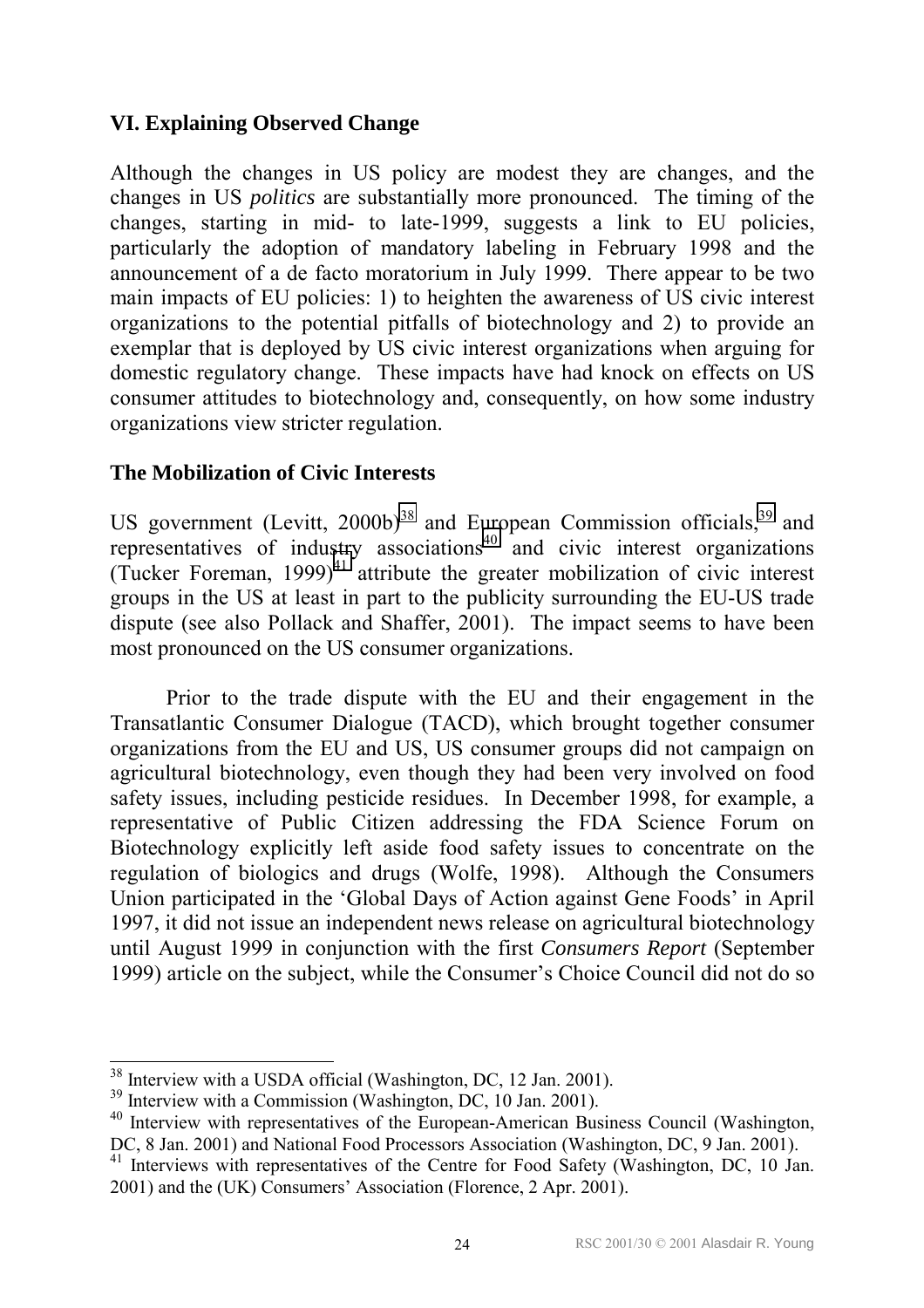## VI. Explaining Observed Change

Although the changes in US policy are modest they are changes, and the changes in US *politics* are substantially more pronounced. The timing of the changes, starting in mid- to late-1999, suggests a link to EU policies, particularly the adoption of mandatory labeling in February 1998 and the announcement of a de facto moratorium in July 1999. There appear to be two main impacts of EU policies: 1) to heighten the awareness of US civic interest organizations to the potential pitfalls of biotechnology and 2) to provide an exemplar that is deployed by US civic interest organizations when arguing for domestic regulatory change. These impacts have had knock on effects on US consumer attitudes to biotechnology and, consequently, on how some industry organizations view stricter regulation.

### The Mobilization of Civic Interests

US government (Levitt, 2000b)[38] and European Commission officials,[39] and representatives of industry associations[40] and civic interest organizations (Tucker Foreman, 1999)[41] attribute the greater mobilization of civic interest groups in the US at least in part to the publicity surrounding the EU-US trade dispute (see also Pollack and Shaffer, 2001). The impact seems to have been most pronounced on the US consumer organizations.

Prior to the trade dispute with the EU and their engagement in the Transatlantic Consumer Dialogue (TACD), which brought together consumer organizations from the EU and US, US consumer groups did not campaign on agricultural biotechnology, even though they had been very involved on food safety issues, including pesticide residues. In December 1998, for example, a representative of Public Citizen addressing the FDA Science Forum on Biotechnology explicitly left aside food safety issues to concentrate on the regulation of biologics and drugs (Wolfe, 1998). Although the Consumers Union participated in the 'Global Days of Action against Gene Foods' in April 1997, it did not issue an independent news release on agricultural biotechnology until August 1999 in conjunction with the first *Consumers Report* (September 1999) article on the subject, while the Consumer's Choice Council did not do so

---

[38] Interview with a USDA official (Washington, DC, 12 Jan. 2001).

[39] Interview with a Commission (Washington, DC, 10 Jan. 2001).

[40] Interview with representatives of the European-American Business Council (Washington, DC, 8 Jan. 2001) and National Food Processors Association (Washington, DC, 9 Jan. 2001).

[41] Interviews with representatives of the Centre for Food Safety (Washington, DC, 10 Jan. 2001) and the (UK) Consumers' Association (Florence, 2 Apr. 2001).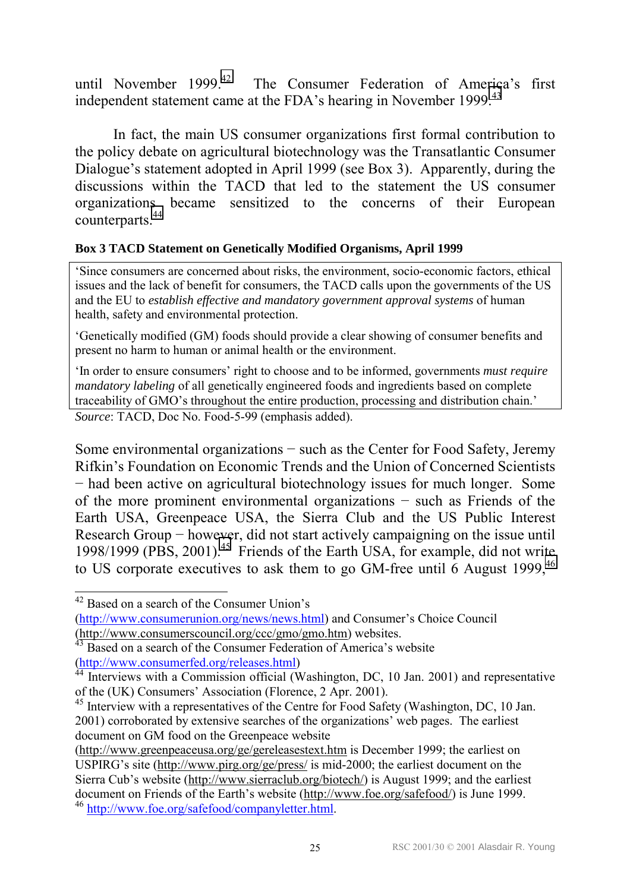until November 1999.[42] The Consumer Federation of America's first independent statement came at the FDA's hearing in November 1999.[43]

In fact, the main US consumer organizations first formal contribution to the policy debate on agricultural biotechnology was the Transatlantic Consumer Dialogue's statement adopted in April 1999 (see Box 3). Apparently, during the discussions within the TACD that led to the statement the US consumer organizations became sensitized to the concerns of their European counterparts.[44]

**Box 3 TACD Statement on Genetically Modified Organisms, April 1999**

> 'Since consumers are concerned about risks, the environment, socio-economic factors, ethical issues and the lack of benefit for consumers, the TACD calls upon the governments of the US and the EU to *establish effective and mandatory government approval systems* of human health, safety and environmental protection.
>
> 'Genetically modified (GM) foods should provide a clear showing of consumer benefits and present no harm to human or animal health or the environment.
>
> 'In order to ensure consumers' right to choose and to be informed, governments *must require mandatory labeling* of all genetically engineered foods and ingredients based on complete traceability of GMO's throughout the entire production, processing and distribution chain.'

*Source*: TACD, Doc No. Food-5-99 (emphasis added).

Some environmental organizations − such as the Center for Food Safety, Jeremy Rifkin's Foundation on Economic Trends and the Union of Concerned Scientists − had been active on agricultural biotechnology issues for much longer. Some of the more prominent environmental organizations − such as Friends of the Earth USA, Greenpeace USA, the Sierra Club and the US Public Interest Research Group − however, did not start actively campaigning on the issue until 1998/1999 (PBS, 2001).[45] Friends of the Earth USA, for example, did not write to US corporate executives to ask them to go GM-free until 6 August 1999,[46]

---

[42] Based on a search of the Consumer Union's (http://www.consumerunion.org/news/news.html) and Consumer's Choice Council (http://www.consumerscouncil.org/ccc/gmo/gmo.htm) websites.

[43] Based on a search of the Consumer Federation of America's website (http://www.consumerfed.org/releases.html)

[44] Interviews with a Commission official (Washington, DC, 10 Jan. 2001) and representative of the (UK) Consumers' Association (Florence, 2 Apr. 2001).

[45] Interview with a representatives of the Centre for Food Safety (Washington, DC, 10 Jan. 2001) corroborated by extensive searches of the organizations' web pages. The earliest document on GM food on the Greenpeace website (http://www.greenpeaceusa.org/ge/gereleasestext.htm is December 1999; the earliest on USPIRG's site (http://www.pirg.org/ge/press/ is mid-2000; the earliest document on the Sierra Cub's website (http://www.sierraclub.org/biotech/) is August 1999; and the earliest document on Friends of the Earth's website (http://www.foe.org/safefood/) is June 1999.

[46] http://www.foe.org/safefood/companyletter.html.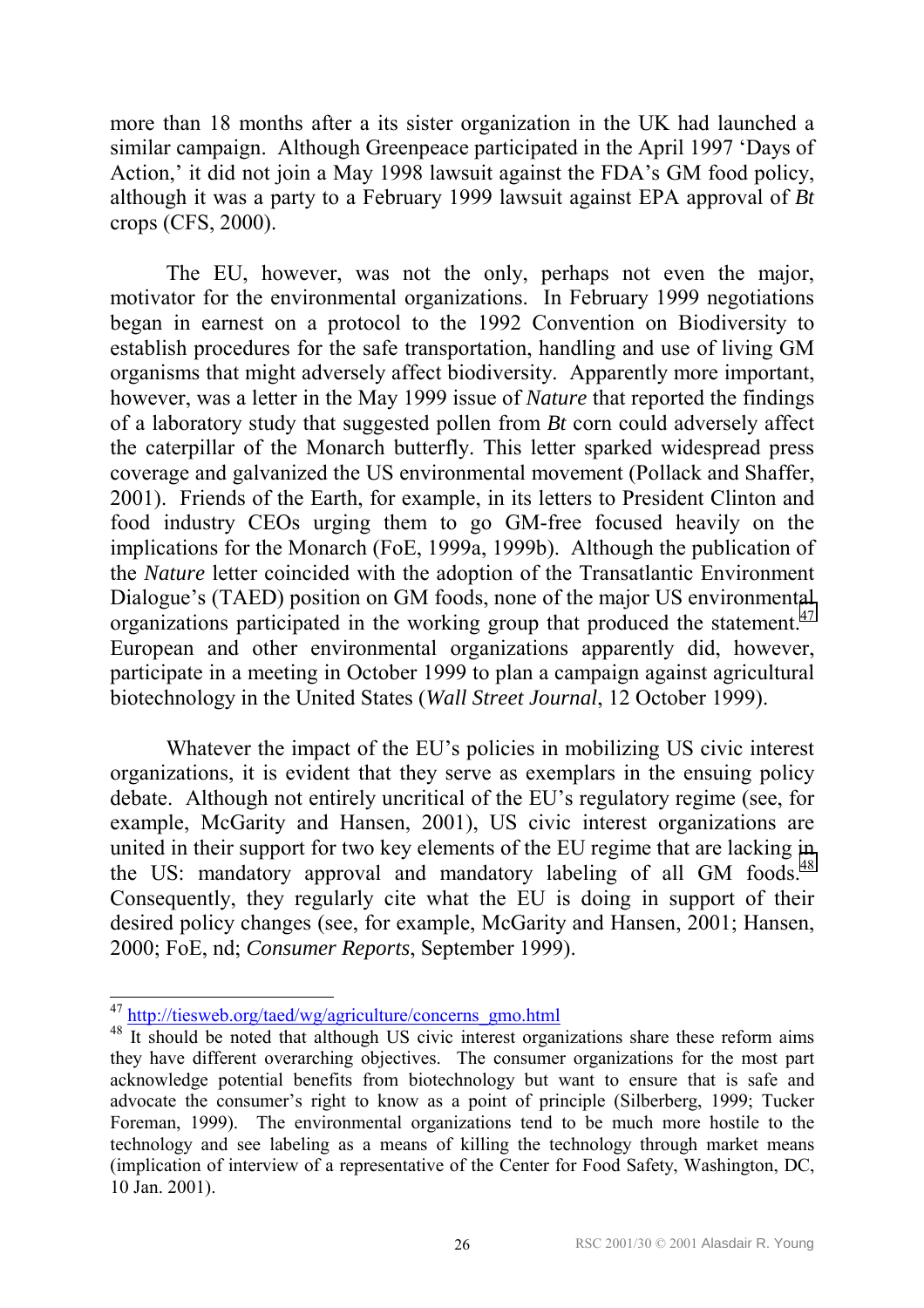more than 18 months after a its sister organization in the UK had launched a similar campaign. Although Greenpeace participated in the April 1997 'Days of Action,' it did not join a May 1998 lawsuit against the FDA's GM food policy, although it was a party to a February 1999 lawsuit against EPA approval of *Bt* crops (CFS, 2000).

The EU, however, was not the only, perhaps not even the major, motivator for the environmental organizations. In February 1999 negotiations began in earnest on a protocol to the 1992 Convention on Biodiversity to establish procedures for the safe transportation, handling and use of living GM organisms that might adversely affect biodiversity. Apparently more important, however, was a letter in the May 1999 issue of *Nature* that reported the findings of a laboratory study that suggested pollen from *Bt* corn could adversely affect the caterpillar of the Monarch butterfly. This letter sparked widespread press coverage and galvanized the US environmental movement (Pollack and Shaffer, 2001). Friends of the Earth, for example, in its letters to President Clinton and food industry CEOs urging them to go GM-free focused heavily on the implications for the Monarch (FoE, 1999a, 1999b). Although the publication of the *Nature* letter coincided with the adoption of the Transatlantic Environment Dialogue's (TAED) position on GM foods, none of the major US environmental organizations participated in the working group that produced the statement.[47] European and other environmental organizations apparently did, however, participate in a meeting in October 1999 to plan a campaign against agricultural biotechnology in the United States (*Wall Street Journal*, 12 October 1999).

Whatever the impact of the EU's policies in mobilizing US civic interest organizations, it is evident that they serve as exemplars in the ensuing policy debate. Although not entirely uncritical of the EU's regulatory regime (see, for example, McGarity and Hansen, 2001), US civic interest organizations are united in their support for two key elements of the EU regime that are lacking in the US: mandatory approval and mandatory labeling of all GM foods.[48] Consequently, they regularly cite what the EU is doing in support of their desired policy changes (see, for example, McGarity and Hansen, 2001; Hansen, 2000; FoE, nd; *Consumer Reports*, September 1999).

---

[47] http://tiesweb.org/taed/wg/agriculture/concerns_gmo.html

[48] It should be noted that although US civic interest organizations share these reform aims they have different overarching objectives. The consumer organizations for the most part acknowledge potential benefits from biotechnology but want to ensure that is safe and advocate the consumer's right to know as a point of principle (Silberberg, 1999; Tucker Foreman, 1999). The environmental organizations tend to be much more hostile to the technology and see labeling as a means of killing the technology through market means (implication of interview of a representative of the Center for Food Safety, Washington, DC, 10 Jan. 2001).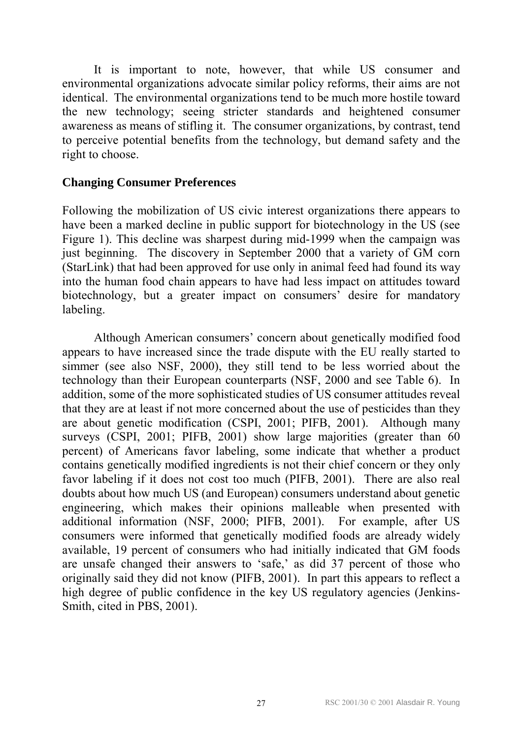It is important to note, however, that while US consumer and environmental organizations advocate similar policy reforms, their aims are not identical. The environmental organizations tend to be much more hostile toward the new technology; seeing stricter standards and heightened consumer awareness as means of stifling it. The consumer organizations, by contrast, tend to perceive potential benefits from the technology, but demand safety and the right to choose.

### Changing Consumer Preferences

Following the mobilization of US civic interest organizations there appears to have been a marked decline in public support for biotechnology in the US (see Figure 1). This decline was sharpest during mid-1999 when the campaign was just beginning. The discovery in September 2000 that a variety of GM corn (StarLink) that had been approved for use only in animal feed had found its way into the human food chain appears to have had less impact on attitudes toward biotechnology, but a greater impact on consumers' desire for mandatory labeling.

Although American consumers' concern about genetically modified food appears to have increased since the trade dispute with the EU really started to simmer (see also NSF, 2000), they still tend to be less worried about the technology than their European counterparts (NSF, 2000 and see Table 6). In addition, some of the more sophisticated studies of US consumer attitudes reveal that they are at least if not more concerned about the use of pesticides than they are about genetic modification (CSPI, 2001; PIFB, 2001). Although many surveys (CSPI, 2001; PIFB, 2001) show large majorities (greater than 60 percent) of Americans favor labeling, some indicate that whether a product contains genetically modified ingredients is not their chief concern or they only favor labeling if it does not cost too much (PIFB, 2001). There are also real doubts about how much US (and European) consumers understand about genetic engineering, which makes their opinions malleable when presented with additional information (NSF, 2000; PIFB, 2001). For example, after US consumers were informed that genetically modified foods are already widely available, 19 percent of consumers who had initially indicated that GM foods are unsafe changed their answers to 'safe,' as did 37 percent of those who originally said they did not know (PIFB, 2001). In part this appears to reflect a high degree of public confidence in the key US regulatory agencies (Jenkins-Smith, cited in PBS, 2001).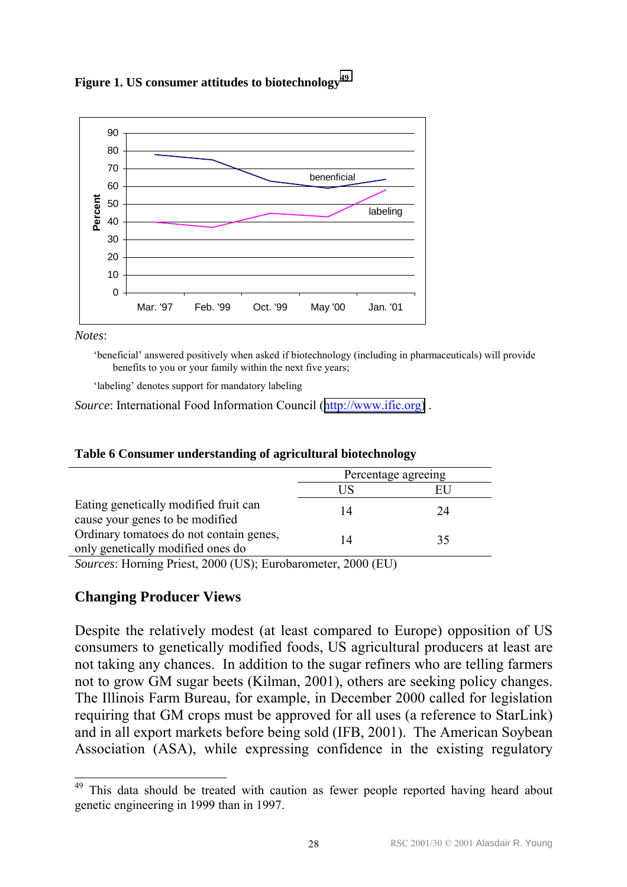**Figure 1. US consumer attitudes to biotechnology**[49]

*Notes*:

'beneficial' answered positively when asked if biotechnology (including in pharmaceuticals) will provide benefits to you or your family within the next five years;

'labeling' denotes support for mandatory labeling

*Source*: International Food Information Council (http://www.ific.org) .

**Table 6 Consumer understanding of agricultural biotechnology**

| | Percentage agreeing | |
|---|---|---|
| | US | EU |
| Eating genetically modified fruit can cause your genes to be modified | 14 | 24 |
| Ordinary tomatoes do not contain genes, only genetically modified ones do | 14 | 35 |

*Sources*: Horning Priest, 2000 (US); Eurobarometer, 2000 (EU)

## Changing Producer Views

Despite the relatively modest (at least compared to Europe) opposition of US consumers to genetically modified foods, US agricultural producers at least are not taking any chances. In addition to the sugar refiners who are telling farmers not to grow GM sugar beets (Kilman, 2001), others are seeking policy changes. The Illinois Farm Bureau, for example, in December 2000 called for legislation requiring that GM crops must be approved for all uses (a reference to StarLink) and in all export markets before being sold (IFB, 2001). The American Soybean Association (ASA), while expressing confidence in the existing regulatory

[49] This data should be treated with caution as fewer people reported having heard about genetic engineering in 1999 than in 1997.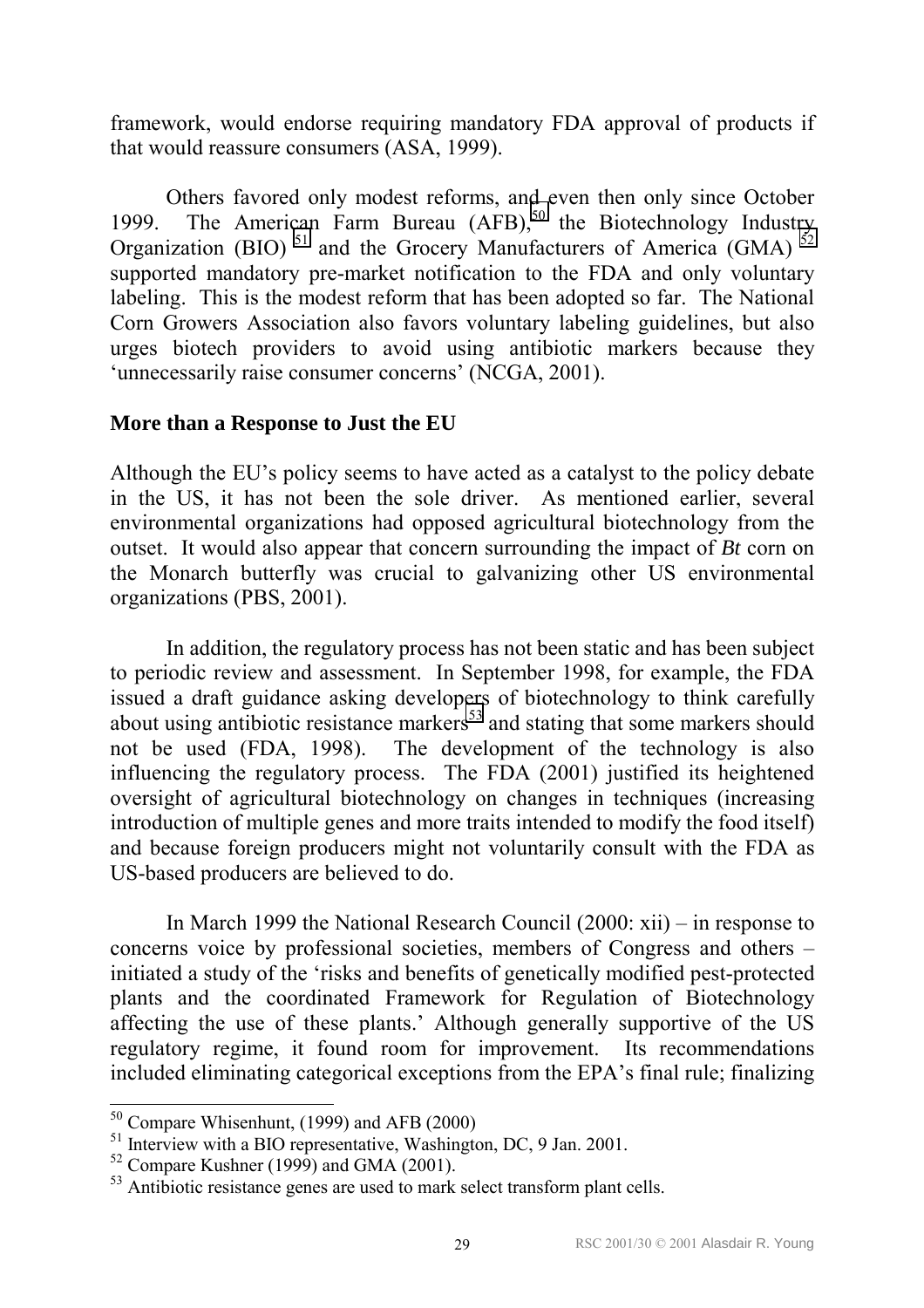framework, would endorse requiring mandatory FDA approval of products if that would reassure consumers (ASA, 1999).

Others favored only modest reforms, and even then only since October 1999. The American Farm Bureau (AFB),[50] the Biotechnology Industry Organization (BIO) [51] and the Grocery Manufacturers of America (GMA) [52] supported mandatory pre-market notification to the FDA and only voluntary labeling. This is the modest reform that has been adopted so far. The National Corn Growers Association also favors voluntary labeling guidelines, but also urges biotech providers to avoid using antibiotic markers because they 'unnecessarily raise consumer concerns' (NCGA, 2001).

**More than a Response to Just the EU**

Although the EU's policy seems to have acted as a catalyst to the policy debate in the US, it has not been the sole driver. As mentioned earlier, several environmental organizations had opposed agricultural biotechnology from the outset. It would also appear that concern surrounding the impact of *Bt* corn on the Monarch butterfly was crucial to galvanizing other US environmental organizations (PBS, 2001).

In addition, the regulatory process has not been static and has been subject to periodic review and assessment. In September 1998, for example, the FDA issued a draft guidance asking developers of biotechnology to think carefully about using antibiotic resistance markers[53] and stating that some markers should not be used (FDA, 1998). The development of the technology is also influencing the regulatory process. The FDA (2001) justified its heightened oversight of agricultural biotechnology on changes in techniques (increasing introduction of multiple genes and more traits intended to modify the food itself) and because foreign producers might not voluntarily consult with the FDA as US-based producers are believed to do.

In March 1999 the National Research Council (2000: xii) – in response to concerns voice by professional societies, members of Congress and others – initiated a study of the 'risks and benefits of genetically modified pest-protected plants and the coordinated Framework for Regulation of Biotechnology affecting the use of these plants.' Although generally supportive of the US regulatory regime, it found room for improvement. Its recommendations included eliminating categorical exceptions from the EPA's final rule; finalizing

---

[50] Compare Whisenhunt, (1999) and AFB (2000)

[51] Interview with a BIO representative, Washington, DC, 9 Jan. 2001.

[52] Compare Kushner (1999) and GMA (2001).

[53] Antibiotic resistance genes are used to mark select transform plant cells.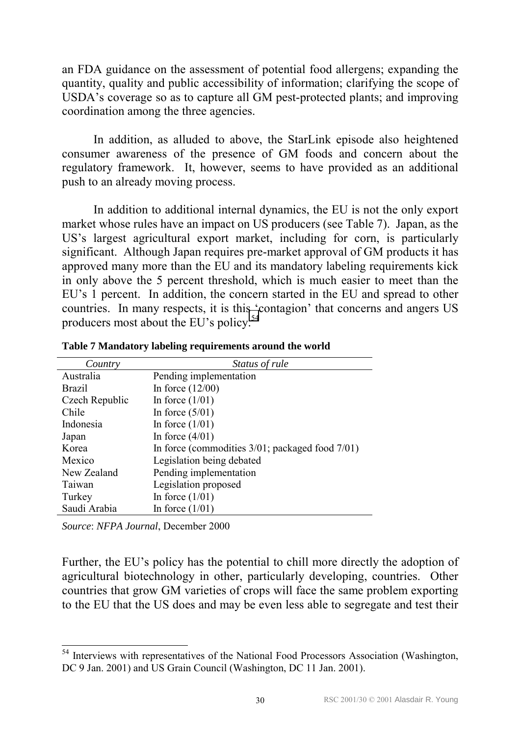an FDA guidance on the assessment of potential food allergens; expanding the quantity, quality and public accessibility of information; clarifying the scope of USDA's coverage so as to capture all GM pest-protected plants; and improving coordination among the three agencies.

In addition, as alluded to above, the StarLink episode also heightened consumer awareness of the presence of GM foods and concern about the regulatory framework. It, however, seems to have provided as an additional push to an already moving process.

In addition to additional internal dynamics, the EU is not the only export market whose rules have an impact on US producers (see Table 7). Japan, as the US's largest agricultural export market, including for corn, is particularly significant. Although Japan requires pre-market approval of GM products it has approved many more than the EU and its mandatory labeling requirements kick in only above the 5 percent threshold, which is much easier to meet than the EU's 1 percent. In addition, the concern started in the EU and spread to other countries. In many respects, it is this 'contagion' that concerns and angers US producers most about the EU's policy.[54]

**Table 7 Mandatory labeling requirements around the world**

| *Country* | *Status of rule* |
|---|---|
| Australia | Pending implementation |
| Brazil | In force (12/00) |
| Czech Republic | In force (1/01) |
| Chile | In force (5/01) |
| Indonesia | In force (1/01) |
| Japan | In force (4/01) |
| Korea | In force (commodities 3/01; packaged food 7/01) |
| Mexico | Legislation being debated |
| New Zealand | Pending implementation |
| Taiwan | Legislation proposed |
| Turkey | In force (1/01) |
| Saudi Arabia | In force (1/01) |

*Source*: *NFPA Journal*, December 2000

Further, the EU's policy has the potential to chill more directly the adoption of agricultural biotechnology in other, particularly developing, countries. Other countries that grow GM varieties of crops will face the same problem exporting to the EU that the US does and may be even less able to segregate and test their

[54] Interviews with representatives of the National Food Processors Association (Washington, DC 9 Jan. 2001) and US Grain Council (Washington, DC 11 Jan. 2001).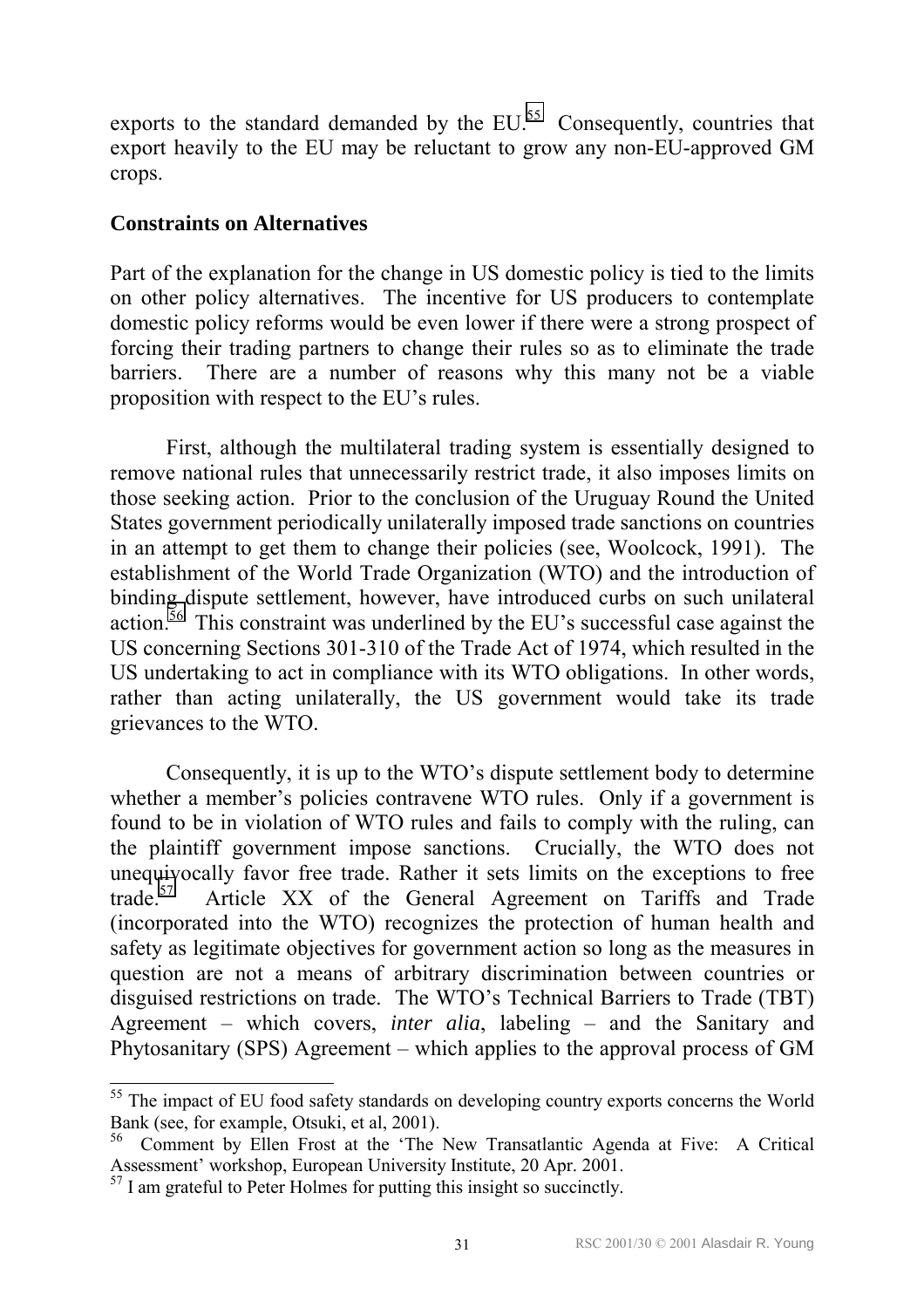exports to the standard demanded by the EU.[55] Consequently, countries that export heavily to the EU may be reluctant to grow any non-EU-approved GM crops.

## Constraints on Alternatives

Part of the explanation for the change in US domestic policy is tied to the limits on other policy alternatives. The incentive for US producers to contemplate domestic policy reforms would be even lower if there were a strong prospect of forcing their trading partners to change their rules so as to eliminate the trade barriers. There are a number of reasons why this many not be a viable proposition with respect to the EU's rules.

First, although the multilateral trading system is essentially designed to remove national rules that unnecessarily restrict trade, it also imposes limits on those seeking action. Prior to the conclusion of the Uruguay Round the United States government periodically unilaterally imposed trade sanctions on countries in an attempt to get them to change their policies (see, Woolcock, 1991). The establishment of the World Trade Organization (WTO) and the introduction of binding dispute settlement, however, have introduced curbs on such unilateral action.[56] This constraint was underlined by the EU's successful case against the US concerning Sections 301-310 of the Trade Act of 1974, which resulted in the US undertaking to act in compliance with its WTO obligations. In other words, rather than acting unilaterally, the US government would take its trade grievances to the WTO.

Consequently, it is up to the WTO's dispute settlement body to determine whether a member's policies contravene WTO rules. Only if a government is found to be in violation of WTO rules and fails to comply with the ruling, can the plaintiff government impose sanctions. Crucially, the WTO does not unequivocally favor free trade. Rather it sets limits on the exceptions to free trade.[57] Article XX of the General Agreement on Tariffs and Trade (incorporated into the WTO) recognizes the protection of human health and safety as legitimate objectives for government action so long as the measures in question are not a means of arbitrary discrimination between countries or disguised restrictions on trade. The WTO's Technical Barriers to Trade (TBT) Agreement – which covers, *inter alia*, labeling – and the Sanitary and Phytosanitary (SPS) Agreement – which applies to the approval process of GM

---

[55] The impact of EU food safety standards on developing country exports concerns the World Bank (see, for example, Otsuki, et al, 2001).

[56] Comment by Ellen Frost at the 'The New Transatlantic Agenda at Five: A Critical Assessment' workshop, European University Institute, 20 Apr. 2001.

[57] I am grateful to Peter Holmes for putting this insight so succinctly.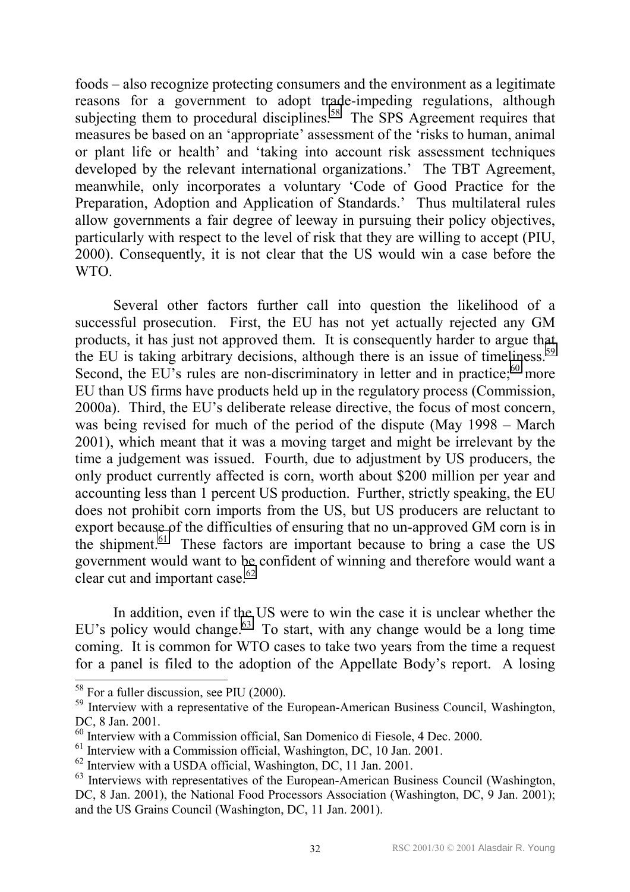foods – also recognize protecting consumers and the environment as a legitimate reasons for a government to adopt trade-impeding regulations, although subjecting them to procedural disciplines.[58] The SPS Agreement requires that measures be based on an 'appropriate' assessment of the 'risks to human, animal or plant life or health' and 'taking into account risk assessment techniques developed by the relevant international organizations.' The TBT Agreement, meanwhile, only incorporates a voluntary 'Code of Good Practice for the Preparation, Adoption and Application of Standards.' Thus multilateral rules allow governments a fair degree of leeway in pursuing their policy objectives, particularly with respect to the level of risk that they are willing to accept (PIU, 2000). Consequently, it is not clear that the US would win a case before the WTO.

Several other factors further call into question the likelihood of a successful prosecution. First, the EU has not yet actually rejected any GM products, it has just not approved them. It is consequently harder to argue that the EU is taking arbitrary decisions, although there is an issue of timeliness.[59] Second, the EU's rules are non-discriminatory in letter and in practice;[60] more EU than US firms have products held up in the regulatory process (Commission, 2000a). Third, the EU's deliberate release directive, the focus of most concern, was being revised for much of the period of the dispute (May 1998 – March 2001), which meant that it was a moving target and might be irrelevant by the time a judgement was issued. Fourth, due to adjustment by US producers, the only product currently affected is corn, worth about $200 million per year and accounting less than 1 percent US production. Further, strictly speaking, the EU does not prohibit corn imports from the US, but US producers are reluctant to export because of the difficulties of ensuring that no un-approved GM corn is in the shipment.[61] These factors are important because to bring a case the US government would want to be confident of winning and therefore would want a clear cut and important case.[62]

In addition, even if the US were to win the case it is unclear whether the EU's policy would change.[63] To start, with any change would be a long time coming. It is common for WTO cases to take two years from the time a request for a panel is filed to the adoption of the Appellate Body's report. A losing

[58] For a fuller discussion, see PIU (2000).

[59] Interview with a representative of the European-American Business Council, Washington, DC, 8 Jan. 2001.

[60] Interview with a Commission official, San Domenico di Fiesole, 4 Dec. 2000.

[61] Interview with a Commission official, Washington, DC, 10 Jan. 2001.

[62] Interview with a USDA official, Washington, DC, 11 Jan. 2001.

[63] Interviews with representatives of the European-American Business Council (Washington, DC, 8 Jan. 2001), the National Food Processors Association (Washington, DC, 9 Jan. 2001); and the US Grains Council (Washington, DC, 11 Jan. 2001).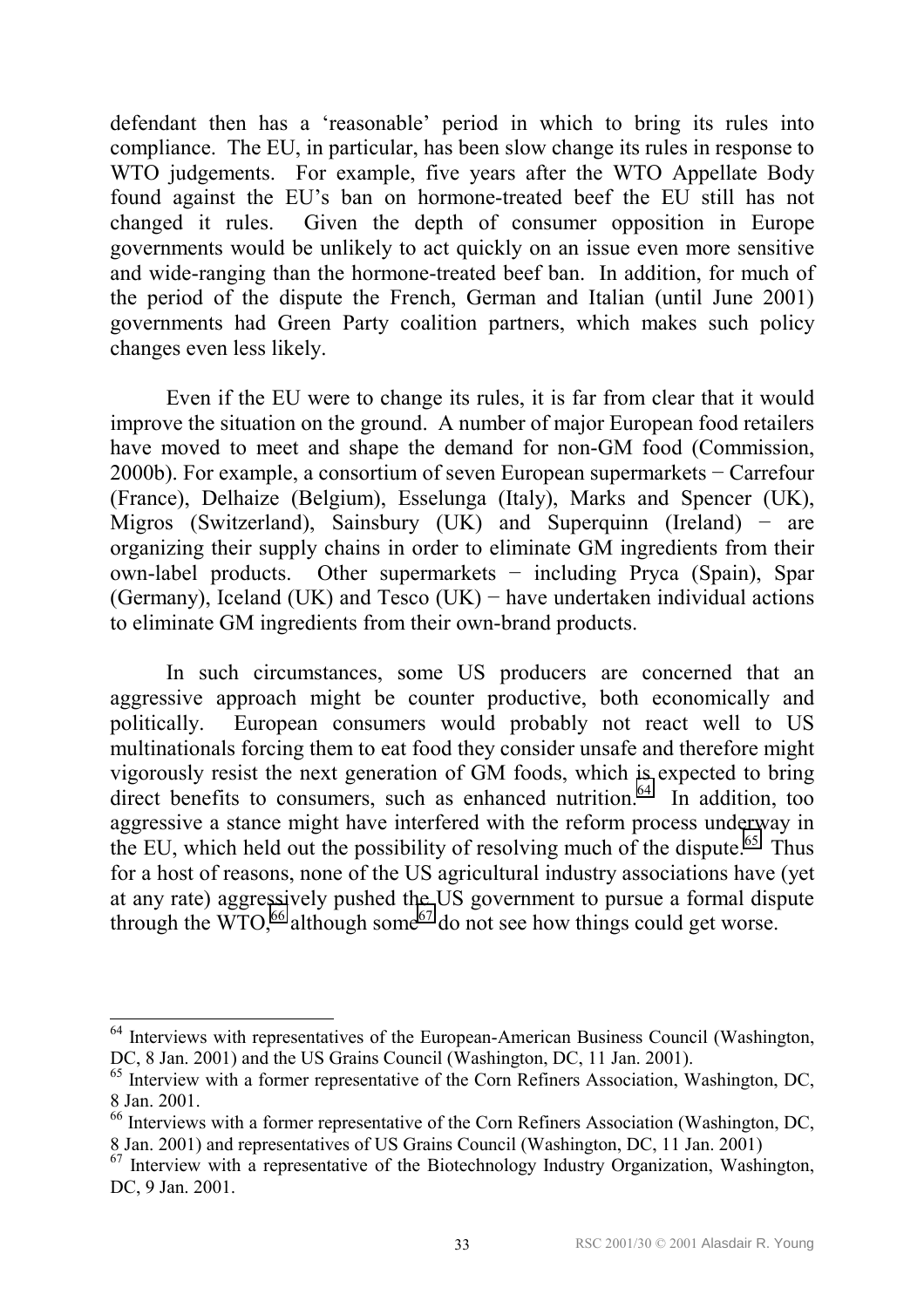defendant then has a 'reasonable' period in which to bring its rules into compliance. The EU, in particular, has been slow change its rules in response to WTO judgements. For example, five years after the WTO Appellate Body found against the EU's ban on hormone-treated beef the EU still has not changed it rules. Given the depth of consumer opposition in Europe governments would be unlikely to act quickly on an issue even more sensitive and wide-ranging than the hormone-treated beef ban. In addition, for much of the period of the dispute the French, German and Italian (until June 2001) governments had Green Party coalition partners, which makes such policy changes even less likely.

Even if the EU were to change its rules, it is far from clear that it would improve the situation on the ground. A number of major European food retailers have moved to meet and shape the demand for non-GM food (Commission, 2000b). For example, a consortium of seven European supermarkets − Carrefour (France), Delhaize (Belgium), Esselunga (Italy), Marks and Spencer (UK), Migros (Switzerland), Sainsbury (UK) and Superquinn (Ireland) − are organizing their supply chains in order to eliminate GM ingredients from their own-label products. Other supermarkets − including Pryca (Spain), Spar (Germany), Iceland (UK) and Tesco (UK) − have undertaken individual actions to eliminate GM ingredients from their own-brand products.

In such circumstances, some US producers are concerned that an aggressive approach might be counter productive, both economically and politically. European consumers would probably not react well to US multinationals forcing them to eat food they consider unsafe and therefore might vigorously resist the next generation of GM foods, which is expected to bring direct benefits to consumers, such as enhanced nutrition.[64] In addition, too aggressive a stance might have interfered with the reform process underway in the EU, which held out the possibility of resolving much of the dispute.[65] Thus for a host of reasons, none of the US agricultural industry associations have (yet at any rate) aggressively pushed the US government to pursue a formal dispute through the WTO,[66] although some[67] do not see how things could get worse.

---

[64] Interviews with representatives of the European-American Business Council (Washington, DC, 8 Jan. 2001) and the US Grains Council (Washington, DC, 11 Jan. 2001).

[65] Interview with a former representative of the Corn Refiners Association, Washington, DC, 8 Jan. 2001.

[66] Interviews with a former representative of the Corn Refiners Association (Washington, DC, 8 Jan. 2001) and representatives of US Grains Council (Washington, DC, 11 Jan. 2001)

[67] Interview with a representative of the Biotechnology Industry Organization, Washington, DC, 9 Jan. 2001.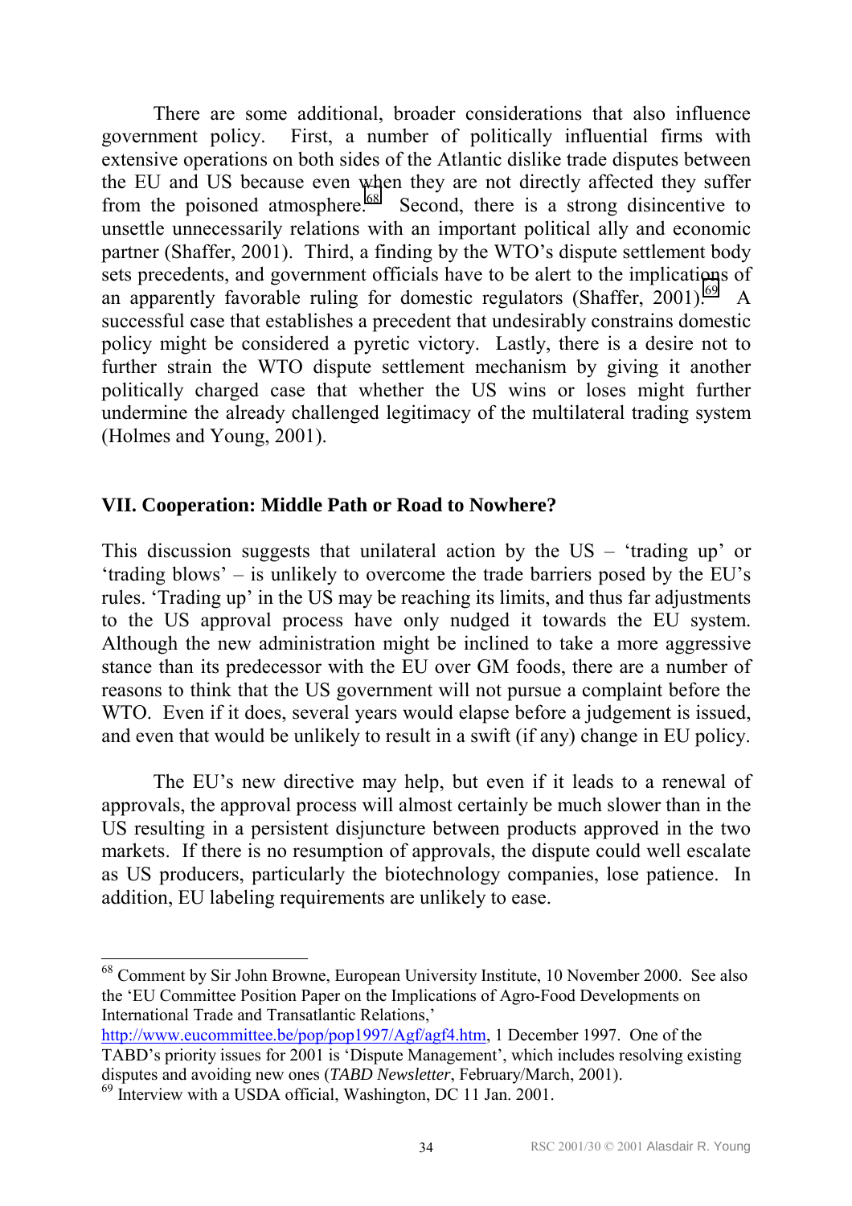There are some additional, broader considerations that also influence government policy. First, a number of politically influential firms with extensive operations on both sides of the Atlantic dislike trade disputes between the EU and US because even when they are not directly affected they suffer from the poisoned atmosphere.[68] Second, there is a strong disincentive to unsettle unnecessarily relations with an important political ally and economic partner (Shaffer, 2001). Third, a finding by the WTO's dispute settlement body sets precedents, and government officials have to be alert to the implications of an apparently favorable ruling for domestic regulators (Shaffer, 2001).[69] A successful case that establishes a precedent that undesirably constrains domestic policy might be considered a pyretic victory. Lastly, there is a desire not to further strain the WTO dispute settlement mechanism by giving it another politically charged case that whether the US wins or loses might further undermine the already challenged legitimacy of the multilateral trading system (Holmes and Young, 2001).

## VII. Cooperation: Middle Path or Road to Nowhere?

This discussion suggests that unilateral action by the US – 'trading up' or 'trading blows' – is unlikely to overcome the trade barriers posed by the EU's rules. 'Trading up' in the US may be reaching its limits, and thus far adjustments to the US approval process have only nudged it towards the EU system. Although the new administration might be inclined to take a more aggressive stance than its predecessor with the EU over GM foods, there are a number of reasons to think that the US government will not pursue a complaint before the WTO. Even if it does, several years would elapse before a judgement is issued, and even that would be unlikely to result in a swift (if any) change in EU policy.

The EU's new directive may help, but even if it leads to a renewal of approvals, the approval process will almost certainly be much slower than in the US resulting in a persistent disjuncture between products approved in the two markets. If there is no resumption of approvals, the dispute could well escalate as US producers, particularly the biotechnology companies, lose patience. In addition, EU labeling requirements are unlikely to ease.

---

[68] Comment by Sir John Browne, European University Institute, 10 November 2000. See also the 'EU Committee Position Paper on the Implications of Agro-Food Developments on International Trade and Transatlantic Relations,' http://www.eucommittee.be/pop/pop1997/Agf/agf4.htm, 1 December 1997. One of the TABD's priority issues for 2001 is 'Dispute Management', which includes resolving existing disputes and avoiding new ones (*TABD Newsletter*, February/March, 2001).

[69] Interview with a USDA official, Washington, DC 11 Jan. 2001.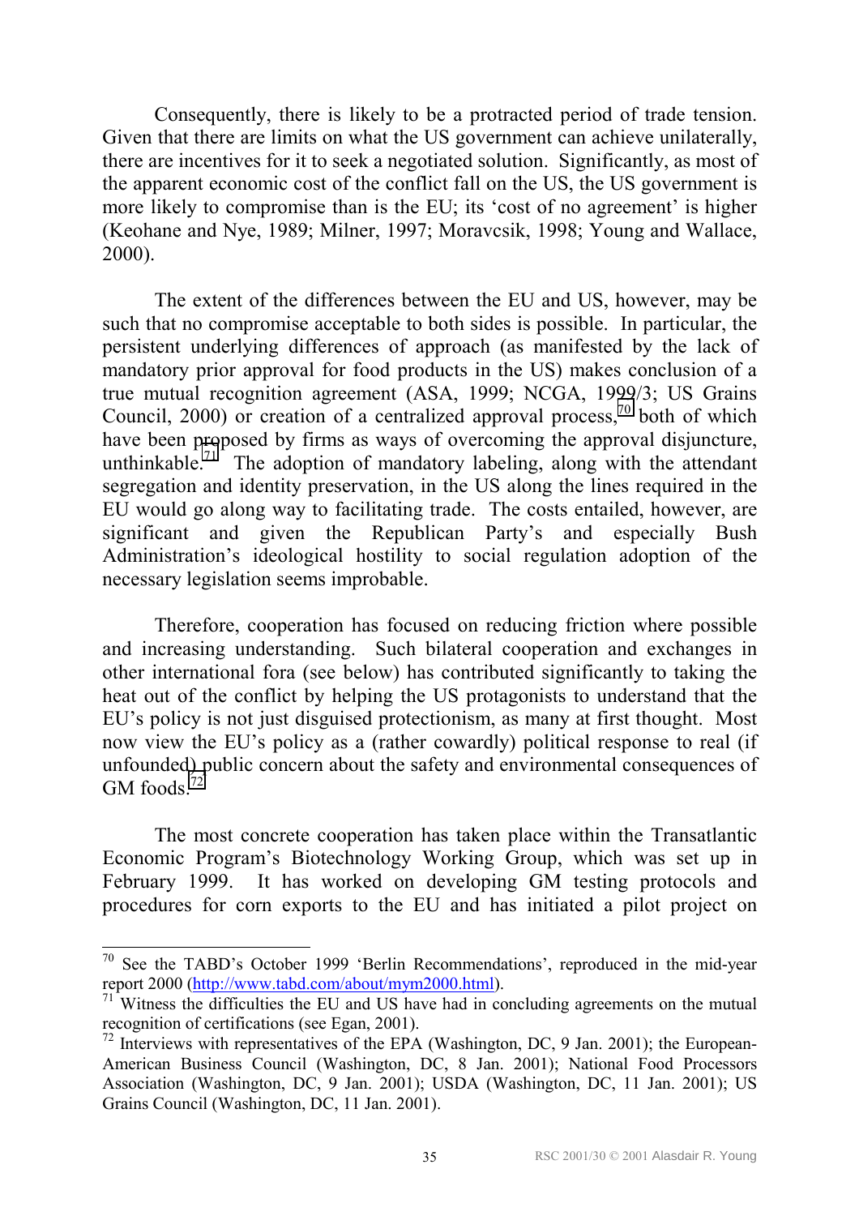Consequently, there is likely to be a protracted period of trade tension. Given that there are limits on what the US government can achieve unilaterally, there are incentives for it to seek a negotiated solution. Significantly, as most of the apparent economic cost of the conflict fall on the US, the US government is more likely to compromise than is the EU; its 'cost of no agreement' is higher (Keohane and Nye, 1989; Milner, 1997; Moravcsik, 1998; Young and Wallace, 2000).

The extent of the differences between the EU and US, however, may be such that no compromise acceptable to both sides is possible. In particular, the persistent underlying differences of approach (as manifested by the lack of mandatory prior approval for food products in the US) makes conclusion of a true mutual recognition agreement (ASA, 1999; NCGA, 1999/3; US Grains Council, 2000) or creation of a centralized approval process,[70] both of which have been proposed by firms as ways of overcoming the approval disjuncture, unthinkable.[71] The adoption of mandatory labeling, along with the attendant segregation and identity preservation, in the US along the lines required in the EU would go along way to facilitating trade. The costs entailed, however, are significant and given the Republican Party's and especially Bush Administration's ideological hostility to social regulation adoption of the necessary legislation seems improbable.

Therefore, cooperation has focused on reducing friction where possible and increasing understanding. Such bilateral cooperation and exchanges in other international fora (see below) has contributed significantly to taking the heat out of the conflict by helping the US protagonists to understand that the EU's policy is not just disguised protectionism, as many at first thought. Most now view the EU's policy as a (rather cowardly) political response to real (if unfounded) public concern about the safety and environmental consequences of GM foods.[72]

The most concrete cooperation has taken place within the Transatlantic Economic Program's Biotechnology Working Group, which was set up in February 1999. It has worked on developing GM testing protocols and procedures for corn exports to the EU and has initiated a pilot project on

---

[70] See the TABD's October 1999 'Berlin Recommendations', reproduced in the mid-year report 2000 (http://www.tabd.com/about/mym2000.html).

[71] Witness the difficulties the EU and US have had in concluding agreements on the mutual recognition of certifications (see Egan, 2001).

[72] Interviews with representatives of the EPA (Washington, DC, 9 Jan. 2001); the European-American Business Council (Washington, DC, 8 Jan. 2001); National Food Processors Association (Washington, DC, 9 Jan. 2001); USDA (Washington, DC, 11 Jan. 2001); US Grains Council (Washington, DC, 11 Jan. 2001).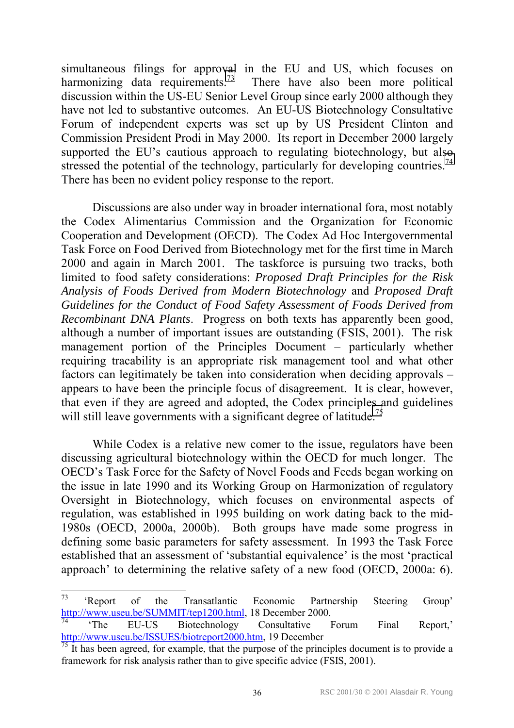simultaneous filings for approval in the EU and US, which focuses on harmonizing data requirements.[73] There have also been more political discussion within the US-EU Senior Level Group since early 2000 although they have not led to substantive outcomes. An EU-US Biotechnology Consultative Forum of independent experts was set up by US President Clinton and Commission President Prodi in May 2000. Its report in December 2000 largely supported the EU's cautious approach to regulating biotechnology, but also stressed the potential of the technology, particularly for developing countries.[74] There has been no evident policy response to the report.

Discussions are also under way in broader international fora, most notably the Codex Alimentarius Commission and the Organization for Economic Cooperation and Development (OECD). The Codex Ad Hoc Intergovernmental Task Force on Food Derived from Biotechnology met for the first time in March 2000 and again in March 2001. The taskforce is pursuing two tracks, both limited to food safety considerations: *Proposed Draft Principles for the Risk Analysis of Foods Derived from Modern Biotechnology* and *Proposed Draft Guidelines for the Conduct of Food Safety Assessment of Foods Derived from Recombinant DNA Plants*. Progress on both texts has apparently been good, although a number of important issues are outstanding (FSIS, 2001). The risk management portion of the Principles Document – particularly whether requiring tracability is an appropriate risk management tool and what other factors can legitimately be taken into consideration when deciding approvals – appears to have been the principle focus of disagreement. It is clear, however, that even if they are agreed and adopted, the Codex principles and guidelines will still leave governments with a significant degree of latitude.[75]

While Codex is a relative new comer to the issue, regulators have been discussing agricultural biotechnology within the OECD for much longer. The OECD's Task Force for the Safety of Novel Foods and Feeds began working on the issue in late 1990 and its Working Group on Harmonization of regulatory Oversight in Biotechnology, which focuses on environmental aspects of regulation, was established in 1995 building on work dating back to the mid-1980s (OECD, 2000a, 2000b). Both groups have made some progress in defining some basic parameters for safety assessment. In 1993 the Task Force established that an assessment of 'substantial equivalence' is the most 'practical approach' to determining the relative safety of a new food (OECD, 2000a: 6).

[73] 'Report of the Transatlantic Economic Partnership Steering Group' http://www.useu.be/SUMMIT/tep1200.html, 18 December 2000.

[74] 'The EU-US Biotechnology Consultative Forum Final Report,' http://www.useu.be/ISSUES/biotreport2000.htm, 19 December

[75] It has been agreed, for example, that the purpose of the principles document is to provide a framework for risk analysis rather than to give specific advice (FSIS, 2001).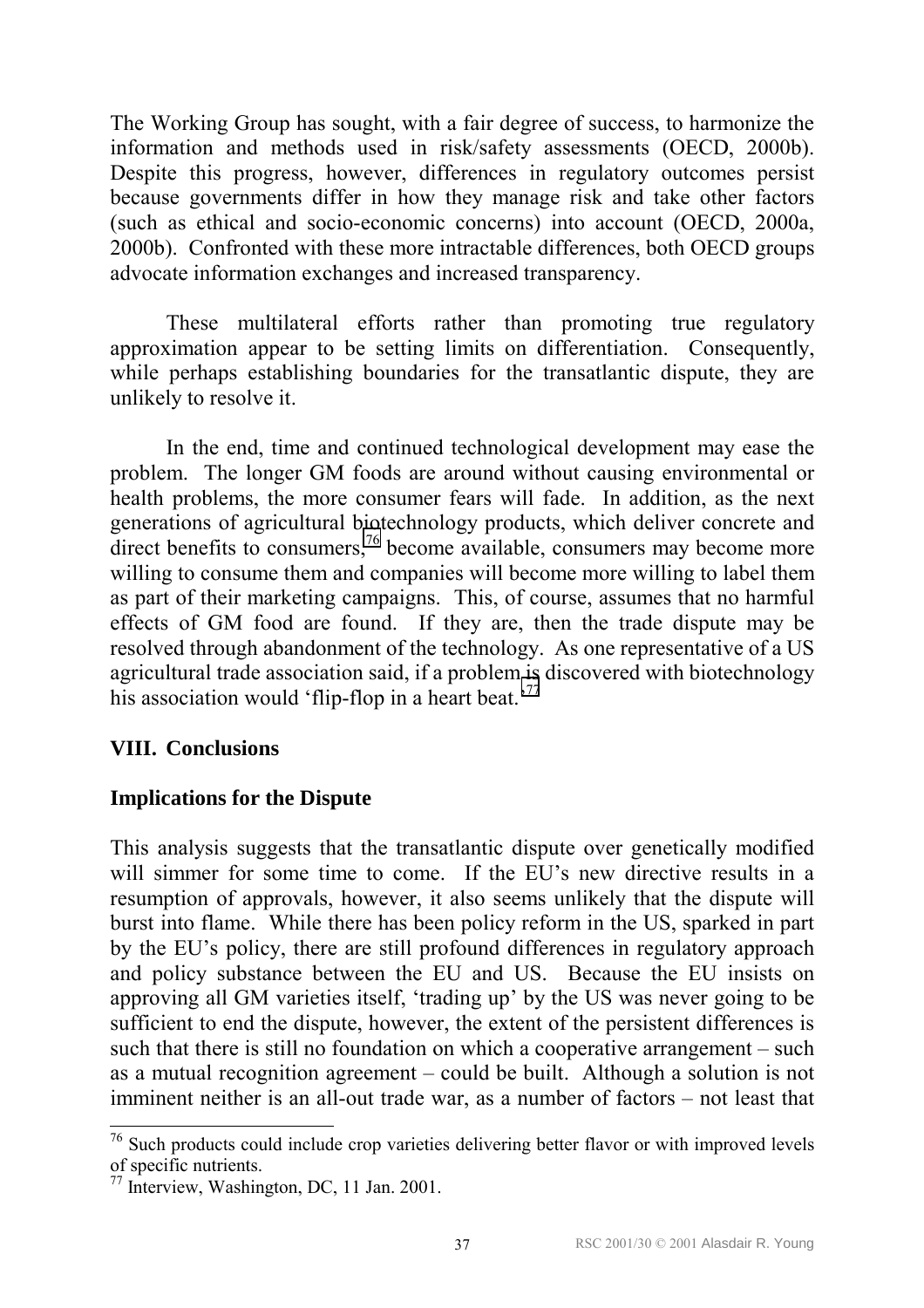The Working Group has sought, with a fair degree of success, to harmonize the information and methods used in risk/safety assessments (OECD, 2000b). Despite this progress, however, differences in regulatory outcomes persist because governments differ in how they manage risk and take other factors (such as ethical and socio-economic concerns) into account (OECD, 2000a, 2000b). Confronted with these more intractable differences, both OECD groups advocate information exchanges and increased transparency.

These multilateral efforts rather than promoting true regulatory approximation appear to be setting limits on differentiation. Consequently, while perhaps establishing boundaries for the transatlantic dispute, they are unlikely to resolve it.

In the end, time and continued technological development may ease the problem. The longer GM foods are around without causing environmental or health problems, the more consumer fears will fade. In addition, as the next generations of agricultural biotechnology products, which deliver concrete and direct benefits to consumers,[76] become available, consumers may become more willing to consume them and companies will become more willing to label them as part of their marketing campaigns. This, of course, assumes that no harmful effects of GM food are found. If they are, then the trade dispute may be resolved through abandonment of the technology. As one representative of a US agricultural trade association said, if a problem is discovered with biotechnology his association would 'flip-flop in a heart beat.'[77]

## VIII. Conclusions

### Implications for the Dispute

This analysis suggests that the transatlantic dispute over genetically modified will simmer for some time to come. If the EU's new directive results in a resumption of approvals, however, it also seems unlikely that the dispute will burst into flame. While there has been policy reform in the US, sparked in part by the EU's policy, there are still profound differences in regulatory approach and policy substance between the EU and US. Because the EU insists on approving all GM varieties itself, 'trading up' by the US was never going to be sufficient to end the dispute, however, the extent of the persistent differences is such that there is still no foundation on which a cooperative arrangement – such as a mutual recognition agreement – could be built. Although a solution is not imminent neither is an all-out trade war, as a number of factors – not least that

[76] Such products could include crop varieties delivering better flavor or with improved levels of specific nutrients.

[77] Interview, Washington, DC, 11 Jan. 2001.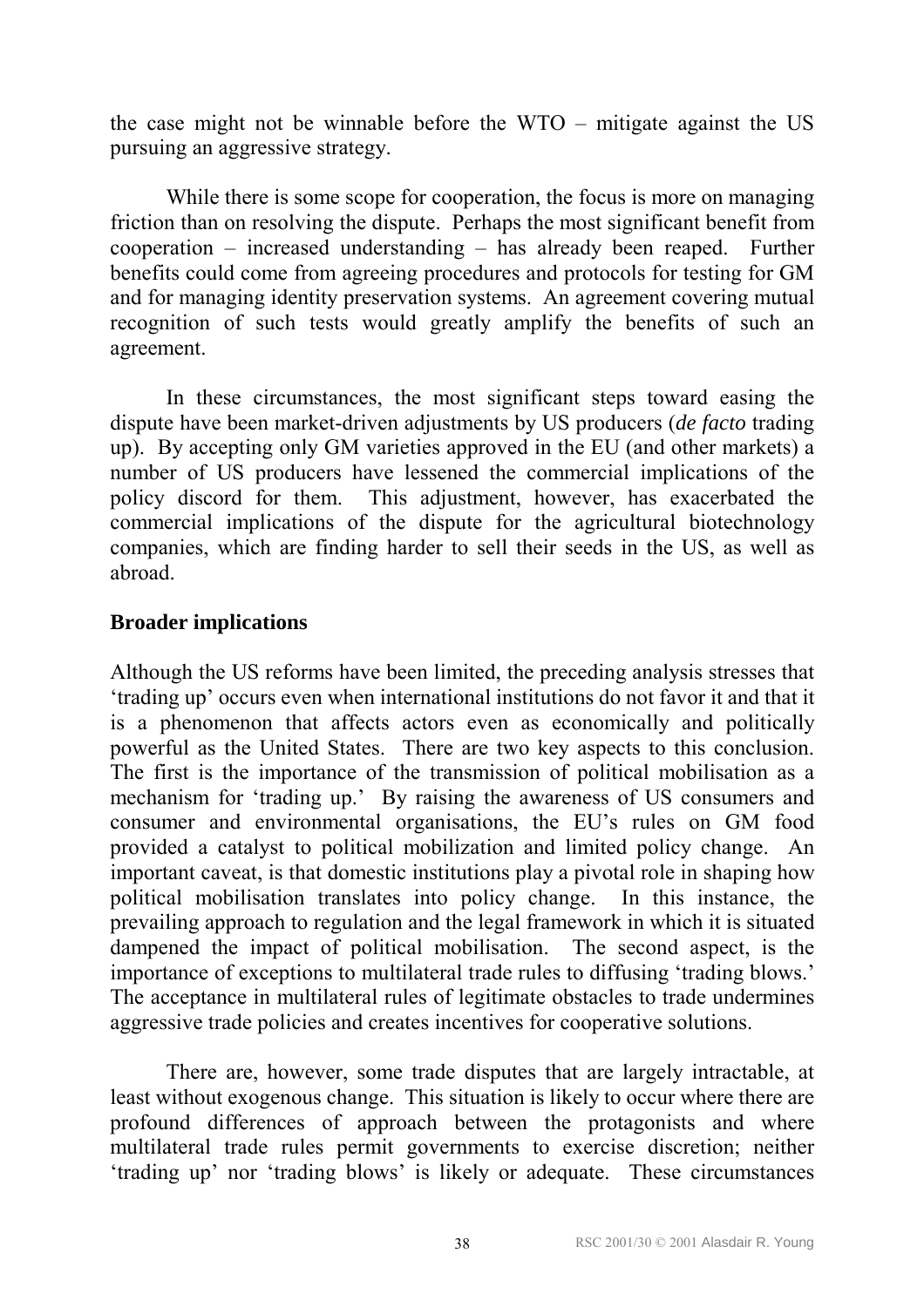the case might not be winnable before the WTO – mitigate against the US pursuing an aggressive strategy.

While there is some scope for cooperation, the focus is more on managing friction than on resolving the dispute. Perhaps the most significant benefit from cooperation – increased understanding – has already been reaped. Further benefits could come from agreeing procedures and protocols for testing for GM and for managing identity preservation systems. An agreement covering mutual recognition of such tests would greatly amplify the benefits of such an agreement.

In these circumstances, the most significant steps toward easing the dispute have been market-driven adjustments by US producers (*de facto* trading up). By accepting only GM varieties approved in the EU (and other markets) a number of US producers have lessened the commercial implications of the policy discord for them. This adjustment, however, has exacerbated the commercial implications of the dispute for the agricultural biotechnology companies, which are finding harder to sell their seeds in the US, as well as abroad.

## Broader implications

Although the US reforms have been limited, the preceding analysis stresses that 'trading up' occurs even when international institutions do not favor it and that it is a phenomenon that affects actors even as economically and politically powerful as the United States. There are two key aspects to this conclusion. The first is the importance of the transmission of political mobilisation as a mechanism for 'trading up.' By raising the awareness of US consumers and consumer and environmental organisations, the EU's rules on GM food provided a catalyst to political mobilization and limited policy change. An important caveat, is that domestic institutions play a pivotal role in shaping how political mobilisation translates into policy change. In this instance, the prevailing approach to regulation and the legal framework in which it is situated dampened the impact of political mobilisation. The second aspect, is the importance of exceptions to multilateral trade rules to diffusing 'trading blows.' The acceptance in multilateral rules of legitimate obstacles to trade undermines aggressive trade policies and creates incentives for cooperative solutions.

There are, however, some trade disputes that are largely intractable, at least without exogenous change. This situation is likely to occur where there are profound differences of approach between the protagonists and where multilateral trade rules permit governments to exercise discretion; neither 'trading up' nor 'trading blows' is likely or adequate. These circumstances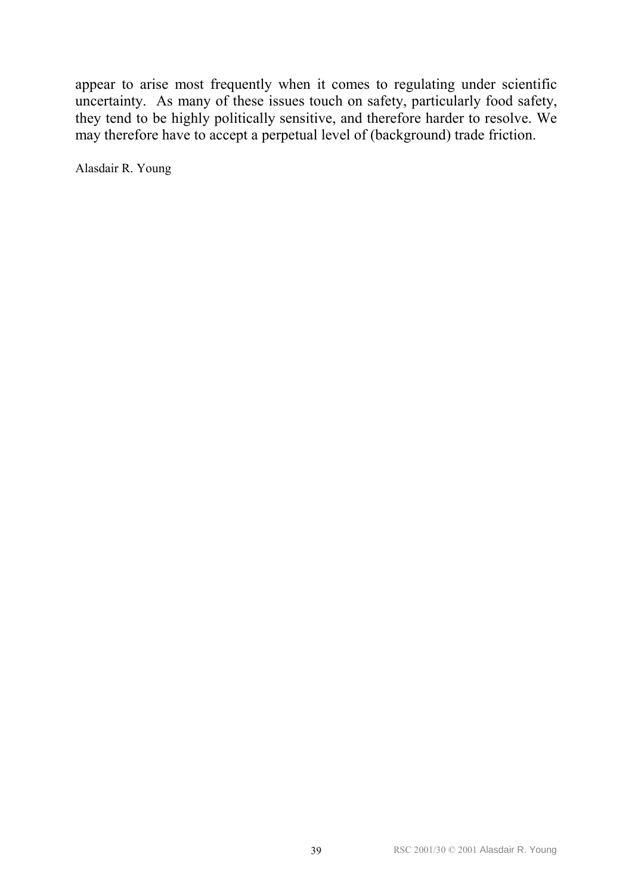appear to arise most frequently when it comes to regulating under scientific uncertainty. As many of these issues touch on safety, particularly food safety, they tend to be highly politically sensitive, and therefore harder to resolve. We may therefore have to accept a perpetual level of (background) trade friction.

Alasdair R. Young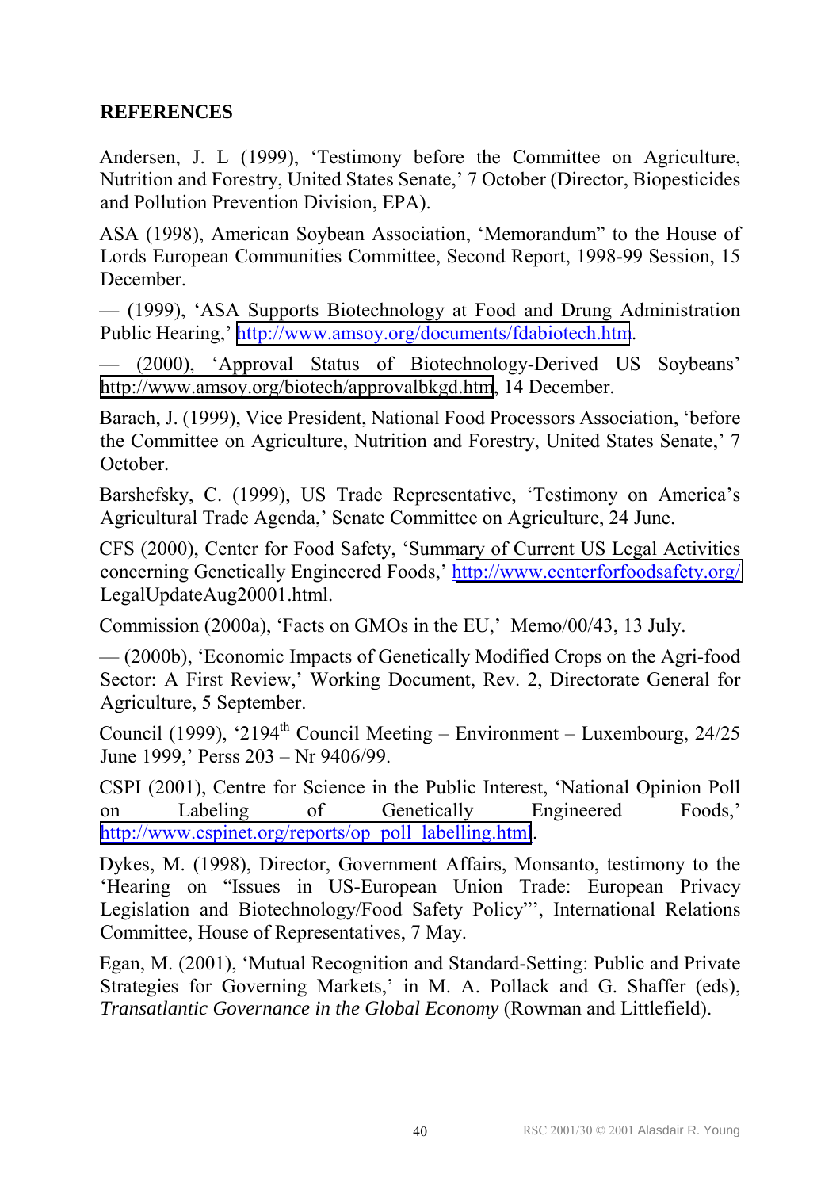## REFERENCES

Andersen, J. L (1999), 'Testimony before the Committee on Agriculture, Nutrition and Forestry, United States Senate,' 7 October (Director, Biopesticides and Pollution Prevention Division, EPA).

ASA (1998), American Soybean Association, 'Memorandum" to the House of Lords European Communities Committee, Second Report, 1998-99 Session, 15 December.

— (1999), 'ASA Supports Biotechnology at Food and Drung Administration Public Hearing,' http://www.amsoy.org/documents/fdabiotech.htm.

— (2000), 'Approval Status of Biotechnology-Derived US Soybeans' http://www.amsoy.org/biotech/approvalbkgd.htm, 14 December.

Barach, J. (1999), Vice President, National Food Processors Association, 'before the Committee on Agriculture, Nutrition and Forestry, United States Senate,' 7 October.

Barshefsky, C. (1999), US Trade Representative, 'Testimony on America's Agricultural Trade Agenda,' Senate Committee on Agriculture, 24 June.

CFS (2000), Center for Food Safety, 'Summary of Current US Legal Activities concerning Genetically Engineered Foods,' http://www.centerforfoodsafety.org/LegalUpdateAug20001.html.

Commission (2000a), 'Facts on GMOs in the EU,' Memo/00/43, 13 July.

— (2000b), 'Economic Impacts of Genetically Modified Crops on the Agri-food Sector: A First Review,' Working Document, Rev. 2, Directorate General for Agriculture, 5 September.

Council (1999), '2194th Council Meeting – Environment – Luxembourg, 24/25 June 1999,' Perss 203 – Nr 9406/99.

CSPI (2001), Centre for Science in the Public Interest, 'National Opinion Poll on Labeling of Genetically Engineered Foods,' http://www.cspinet.org/reports/op_poll_labelling.html.

Dykes, M. (1998), Director, Government Affairs, Monsanto, testimony to the 'Hearing on "Issues in US-European Union Trade: European Privacy Legislation and Biotechnology/Food Safety Policy"', International Relations Committee, House of Representatives, 7 May.

Egan, M. (2001), 'Mutual Recognition and Standard-Setting: Public and Private Strategies for Governing Markets,' in M. A. Pollack and G. Shaffer (eds), *Transatlantic Governance in the Global Economy* (Rowman and Littlefield).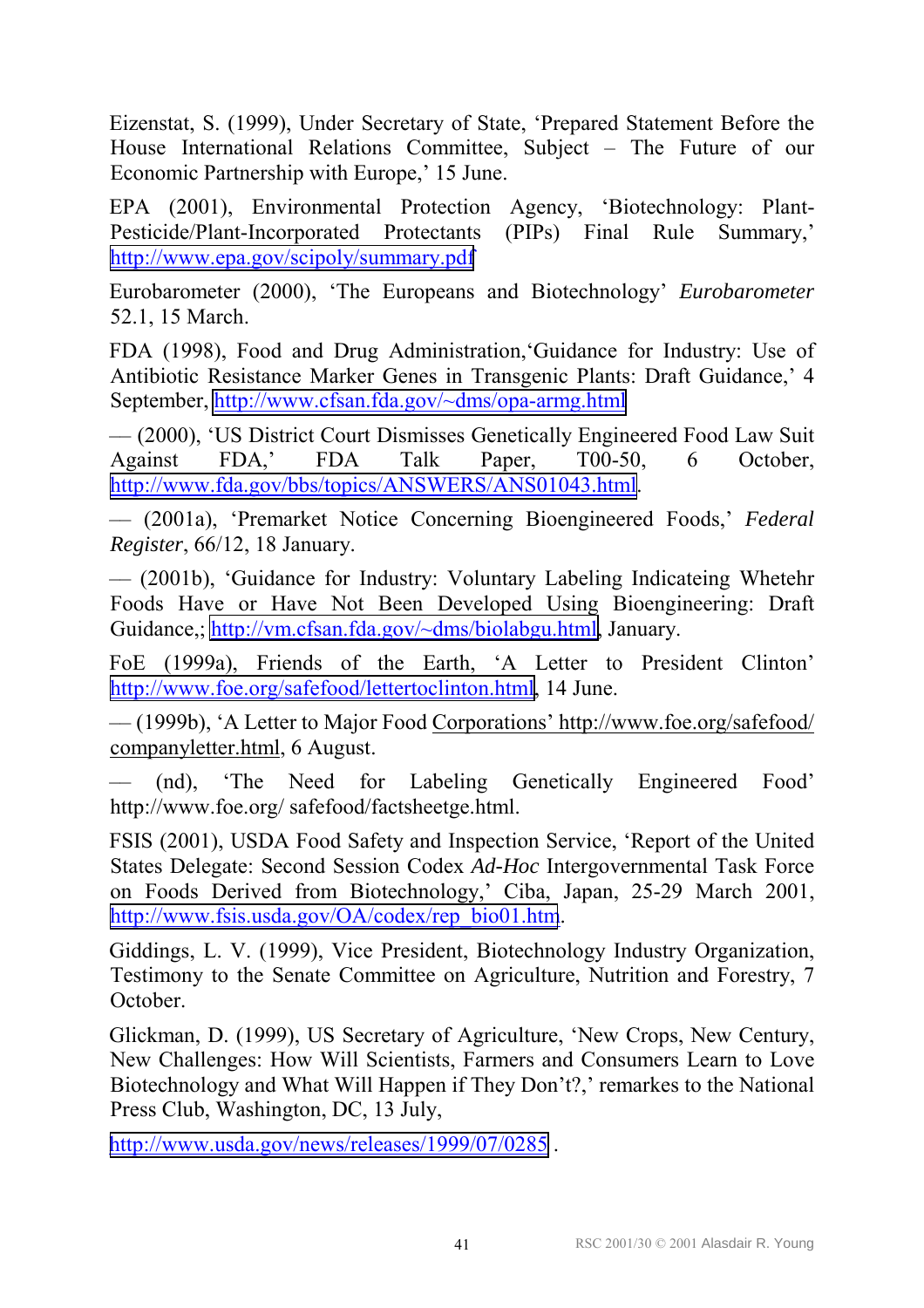Eizenstat, S. (1999), Under Secretary of State, 'Prepared Statement Before the House International Relations Committee, Subject – The Future of our Economic Partnership with Europe,' 15 June.

EPA (2001), Environmental Protection Agency, 'Biotechnology: Plant-Pesticide/Plant-Incorporated Protectants (PIPs) Final Rule Summary,' http://www.epa.gov/scipoly/summary.pdf

Eurobarometer (2000), 'The Europeans and Biotechnology' *Eurobarometer* 52.1, 15 March.

FDA (1998), Food and Drug Administration,'Guidance for Industry: Use of Antibiotic Resistance Marker Genes in Transgenic Plants: Draft Guidance,' 4 September, http://www.cfsan.fda.gov/~dms/opa-armg.html

— (2000), 'US District Court Dismisses Genetically Engineered Food Law Suit Against FDA,' FDA Talk Paper, T00-50, 6 October, http://www.fda.gov/bbs/topics/ANSWERS/ANS01043.html.

— (2001a), 'Premarket Notice Concerning Bioengineered Foods,' *Federal Register*, 66/12, 18 January.

— (2001b), 'Guidance for Industry: Voluntary Labeling Indicateing Whetehr Foods Have or Have Not Been Developed Using Bioengineering: Draft Guidance,; http://vm.cfsan.fda.gov/~dms/biolabgu.html, January.

FoE (1999a), Friends of the Earth, 'A Letter to President Clinton' http://www.foe.org/safefood/lettertoclinton.html, 14 June.

— (1999b), 'A Letter to Major Food Corporations' http://www.foe.org/safefood/companyletter.html, 6 August.

— (nd), 'The Need for Labeling Genetically Engineered Food' http://www.foe.org/ safefood/factsheetge.html.

FSIS (2001), USDA Food Safety and Inspection Service, 'Report of the United States Delegate: Second Session Codex *Ad-Hoc* Intergovernmental Task Force on Foods Derived from Biotechnology,' Ciba, Japan, 25-29 March 2001, http://www.fsis.usda.gov/OA/codex/rep_bio01.htm.

Giddings, L. V. (1999), Vice President, Biotechnology Industry Organization, Testimony to the Senate Committee on Agriculture, Nutrition and Forestry, 7 October.

Glickman, D. (1999), US Secretary of Agriculture, 'New Crops, New Century, New Challenges: How Will Scientists, Farmers and Consumers Learn to Love Biotechnology and What Will Happen if They Don't?,' remarks to the National Press Club, Washington, DC, 13 July,

http://www.usda.gov/news/releases/1999/07/0285 .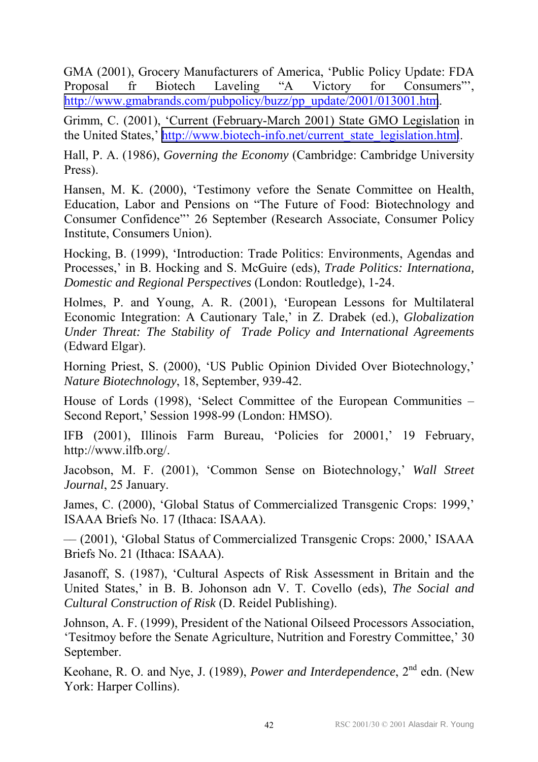GMA (2001), Grocery Manufacturers of America, 'Public Policy Update: FDA Proposal fr Biotech Laveling "A Victory for Consumers"', http://www.gmabrands.com/pubpolicy/buzz/pp_update/2001/013001.htm.

Grimm, C. (2001), 'Current (February-March 2001) State GMO Legislation in the United States,' http://www.biotech-info.net/current_state_legislation.html.

Hall, P. A. (1986), *Governing the Economy* (Cambridge: Cambridge University Press).

Hansen, M. K. (2000), 'Testimony vefore the Senate Committee on Health, Education, Labor and Pensions on "The Future of Food: Biotechnology and Consumer Confidence"' 26 September (Research Associate, Consumer Policy Institute, Consumers Union).

Hocking, B. (1999), 'Introduction: Trade Politics: Environments, Agendas and Processes,' in B. Hocking and S. McGuire (eds), *Trade Politics: Internationa, Domestic and Regional Perspectives* (London: Routledge), 1-24.

Holmes, P. and Young, A. R. (2001), 'European Lessons for Multilateral Economic Integration: A Cautionary Tale,' in Z. Drabek (ed.), *Globalization Under Threat: The Stability of Trade Policy and International Agreements* (Edward Elgar).

Horning Priest, S. (2000), 'US Public Opinion Divided Over Biotechnology,' *Nature Biotechnology*, 18, September, 939-42.

House of Lords (1998), 'Select Committee of the European Communities – Second Report,' Session 1998-99 (London: HMSO).

IFB (2001), Illinois Farm Bureau, 'Policies for 20001,' 19 February, http://www.ilfb.org/.

Jacobson, M. F. (2001), 'Common Sense on Biotechnology,' *Wall Street Journal*, 25 January.

James, C. (2000), 'Global Status of Commercialized Transgenic Crops: 1999,' ISAAA Briefs No. 17 (Ithaca: ISAAA).

— (2001), 'Global Status of Commercialized Transgenic Crops: 2000,' ISAAA Briefs No. 21 (Ithaca: ISAAA).

Jasanoff, S. (1987), 'Cultural Aspects of Risk Assessment in Britain and the United States,' in B. B. Johonson adn V. T. Covello (eds), *The Social and Cultural Construction of Risk* (D. Reidel Publishing).

Johnson, A. F. (1999), President of the National Oilseed Processors Association, 'Tesitmoy before the Senate Agriculture, Nutrition and Forestry Committee,' 30 September.

Keohane, R. O. and Nye, J. (1989), *Power and Interdependence*, 2nd edn. (New York: Harper Collins).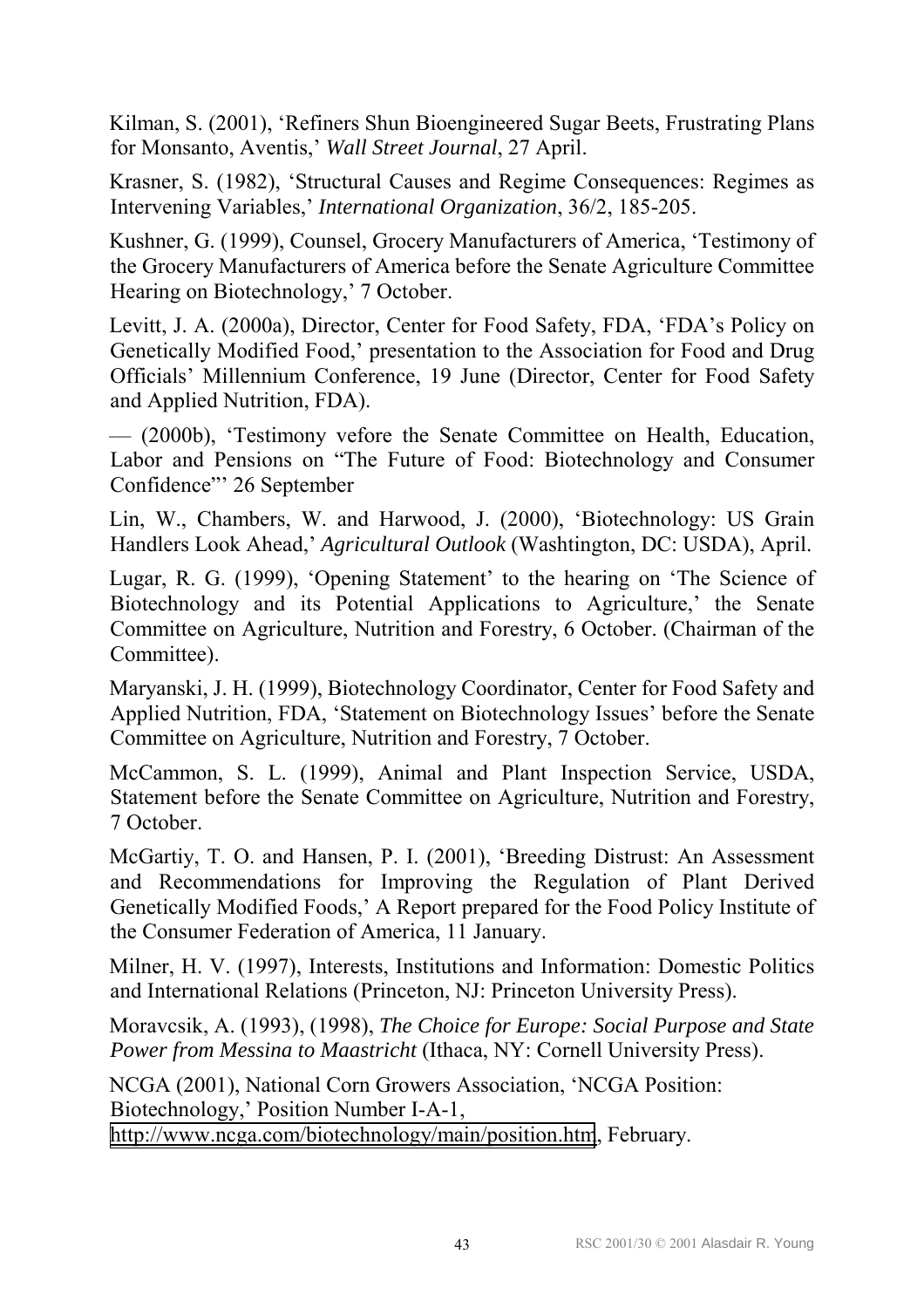Kilman, S. (2001), 'Refiners Shun Bioengineered Sugar Beets, Frustrating Plans for Monsanto, Aventis,' *Wall Street Journal*, 27 April.

Krasner, S. (1982), 'Structural Causes and Regime Consequences: Regimes as Intervening Variables,' *International Organization*, 36/2, 185-205.

Kushner, G. (1999), Counsel, Grocery Manufacturers of America, 'Testimony of the Grocery Manufacturers of America before the Senate Agriculture Committee Hearing on Biotechnology,' 7 October.

Levitt, J. A. (2000a), Director, Center for Food Safety, FDA, 'FDA's Policy on Genetically Modified Food,' presentation to the Association for Food and Drug Officials' Millennium Conference, 19 June (Director, Center for Food Safety and Applied Nutrition, FDA).

— (2000b), 'Testimony vefore the Senate Committee on Health, Education, Labor and Pensions on "The Future of Food: Biotechnology and Consumer Confidence"' 26 September

Lin, W., Chambers, W. and Harwood, J. (2000), 'Biotechnology: US Grain Handlers Look Ahead,' *Agricultural Outlook* (Washtington, DC: USDA), April.

Lugar, R. G. (1999), 'Opening Statement' to the hearing on 'The Science of Biotechnology and its Potential Applications to Agriculture,' the Senate Committee on Agriculture, Nutrition and Forestry, 6 October. (Chairman of the Committee).

Maryanski, J. H. (1999), Biotechnology Coordinator, Center for Food Safety and Applied Nutrition, FDA, 'Statement on Biotechnology Issues' before the Senate Committee on Agriculture, Nutrition and Forestry, 7 October.

McCammon, S. L. (1999), Animal and Plant Inspection Service, USDA, Statement before the Senate Committee on Agriculture, Nutrition and Forestry, 7 October.

McGartiy, T. O. and Hansen, P. I. (2001), 'Breeding Distrust: An Assessment and Recommendations for Improving the Regulation of Plant Derived Genetically Modified Foods,' A Report prepared for the Food Policy Institute of the Consumer Federation of America, 11 January.

Milner, H. V. (1997), Interests, Institutions and Information: Domestic Politics and International Relations (Princeton, NJ: Princeton University Press).

Moravcsik, A. (1993), (1998), *The Choice for Europe: Social Purpose and State Power from Messina to Maastricht* (Ithaca, NY: Cornell University Press).

NCGA (2001), National Corn Growers Association, 'NCGA Position: Biotechnology,' Position Number I-A-1, http://www.ncga.com/biotechnology/main/position.htm, February.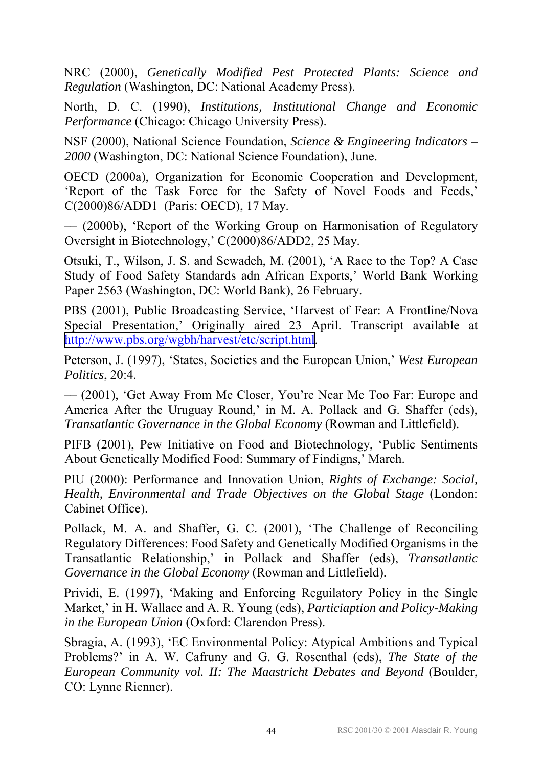NRC (2000), *Genetically Modified Pest Protected Plants: Science and Regulation* (Washington, DC: National Academy Press).

North, D. C. (1990), *Institutions, Institutional Change and Economic Performance* (Chicago: Chicago University Press).

NSF (2000), National Science Foundation, *Science & Engineering Indicators – 2000* (Washington, DC: National Science Foundation), June.

OECD (2000a), Organization for Economic Cooperation and Development, 'Report of the Task Force for the Safety of Novel Foods and Feeds,' C(2000)86/ADD1 (Paris: OECD), 17 May.

— (2000b), 'Report of the Working Group on Harmonisation of Regulatory Oversight in Biotechnology,' C(2000)86/ADD2, 25 May.

Otsuki, T., Wilson, J. S. and Sewadeh, M. (2001), 'A Race to the Top? A Case Study of Food Safety Standards adn African Exports,' World Bank Working Paper 2563 (Washington, DC: World Bank), 26 February.

PBS (2001), Public Broadcasting Service, 'Harvest of Fear: A Frontline/Nova Special Presentation,' Originally aired 23 April. Transcript available at http://www.pbs.org/wgbh/harvest/etc/script.html.

Peterson, J. (1997), 'States, Societies and the European Union,' *West European Politics*, 20:4.

— (2001), 'Get Away From Me Closer, You're Near Me Too Far: Europe and America After the Uruguay Round,' in M. A. Pollack and G. Shaffer (eds), *Transatlantic Governance in the Global Economy* (Rowman and Littlefield).

PIFB (2001), Pew Initiative on Food and Biotechnology, 'Public Sentiments About Genetically Modified Food: Summary of Findigns,' March.

PIU (2000): Performance and Innovation Union, *Rights of Exchange: Social, Health, Environmental and Trade Objectives on the Global Stage* (London: Cabinet Office).

Pollack, M. A. and Shaffer, G. C. (2001), 'The Challenge of Reconciling Regulatory Differences: Food Safety and Genetically Modified Organisms in the Transatlantic Relationship,' in Pollack and Shaffer (eds), *Transatlantic Governance in the Global Economy* (Rowman and Littlefield).

Prividi, E. (1997), 'Making and Enforcing Reguilatory Policy in the Single Market,' in H. Wallace and A. R. Young (eds), *Particiaption and Policy-Making in the European Union* (Oxford: Clarendon Press).

Sbragia, A. (1993), 'EC Environmental Policy: Atypical Ambitions and Typical Problems?' in A. W. Cafruny and G. G. Rosenthal (eds), *The State of the European Community vol. II: The Maastricht Debates and Beyond* (Boulder, CO: Lynne Rienner).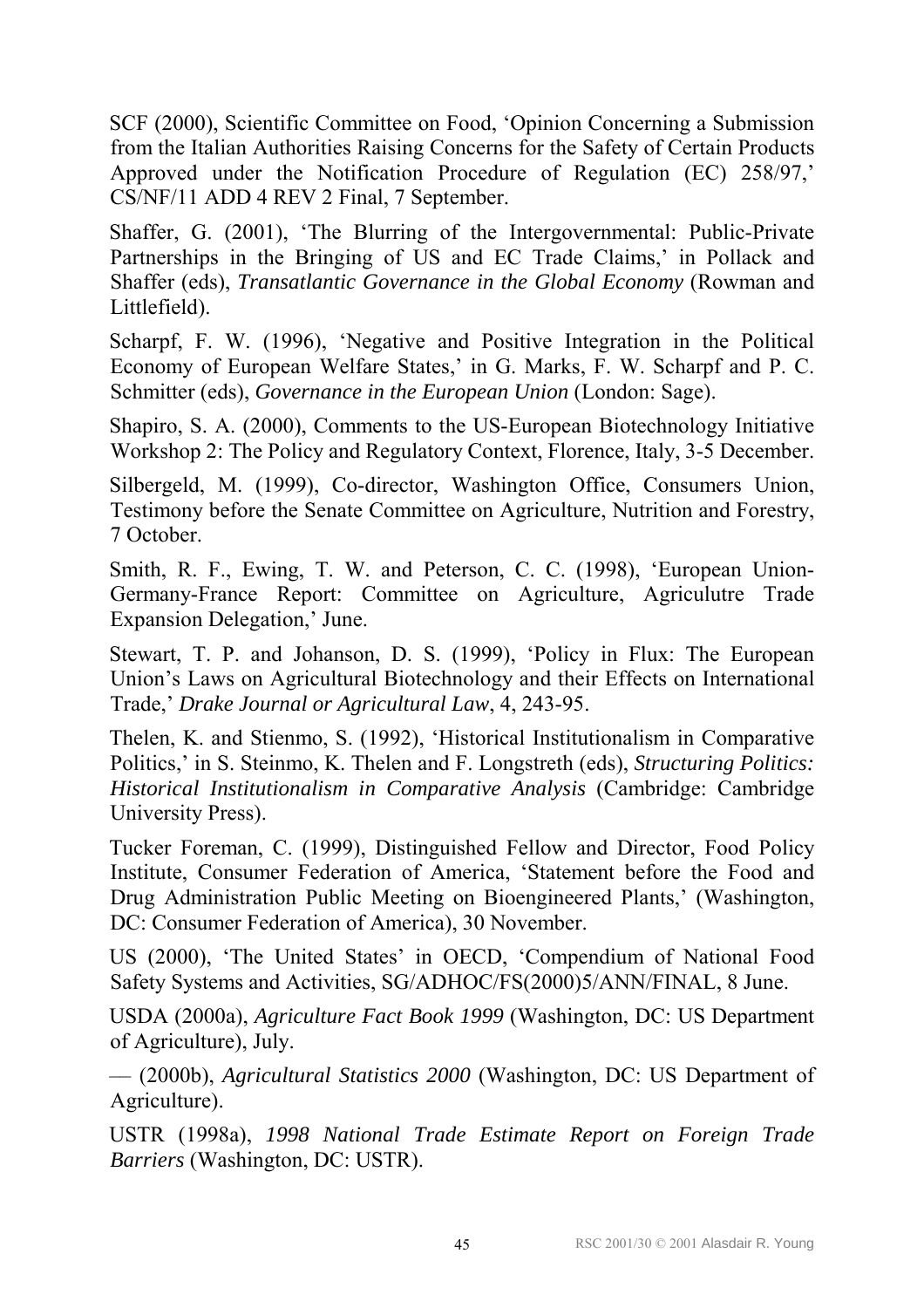SCF (2000), Scientific Committee on Food, 'Opinion Concerning a Submission from the Italian Authorities Raising Concerns for the Safety of Certain Products Approved under the Notification Procedure of Regulation (EC) 258/97,' CS/NF/11 ADD 4 REV 2 Final, 7 September.

Shaffer, G. (2001), 'The Blurring of the Intergovernmental: Public-Private Partnerships in the Bringing of US and EC Trade Claims,' in Pollack and Shaffer (eds), *Transatlantic Governance in the Global Economy* (Rowman and Littlefield).

Scharpf, F. W. (1996), 'Negative and Positive Integration in the Political Economy of European Welfare States,' in G. Marks, F. W. Scharpf and P. C. Schmitter (eds), *Governance in the European Union* (London: Sage).

Shapiro, S. A. (2000), Comments to the US-European Biotechnology Initiative Workshop 2: The Policy and Regulatory Context, Florence, Italy, 3-5 December.

Silbergeld, M. (1999), Co-director, Washington Office, Consumers Union, Testimony before the Senate Committee on Agriculture, Nutrition and Forestry, 7 October.

Smith, R. F., Ewing, T. W. and Peterson, C. C. (1998), 'European Union-Germany-France Report: Committee on Agriculture, Agriculutre Trade Expansion Delegation,' June.

Stewart, T. P. and Johanson, D. S. (1999), 'Policy in Flux: The European Union's Laws on Agricultural Biotechnology and their Effects on International Trade,' *Drake Journal or Agricultural Law*, 4, 243-95.

Thelen, K. and Stienmo, S. (1992), 'Historical Institutionalism in Comparative Politics,' in S. Steinmo, K. Thelen and F. Longstreth (eds), *Structuring Politics: Historical Institutionalism in Comparative Analysis* (Cambridge: Cambridge University Press).

Tucker Foreman, C. (1999), Distinguished Fellow and Director, Food Policy Institute, Consumer Federation of America, 'Statement before the Food and Drug Administration Public Meeting on Bioengineered Plants,' (Washington, DC: Consumer Federation of America), 30 November.

US (2000), 'The United States' in OECD, 'Compendium of National Food Safety Systems and Activities, SG/ADHOC/FS(2000)5/ANN/FINAL, 8 June.

USDA (2000a), *Agriculture Fact Book 1999* (Washington, DC: US Department of Agriculture), July.

— (2000b), *Agricultural Statistics 2000* (Washington, DC: US Department of Agriculture).

USTR (1998a), *1998 National Trade Estimate Report on Foreign Trade Barriers* (Washington, DC: USTR).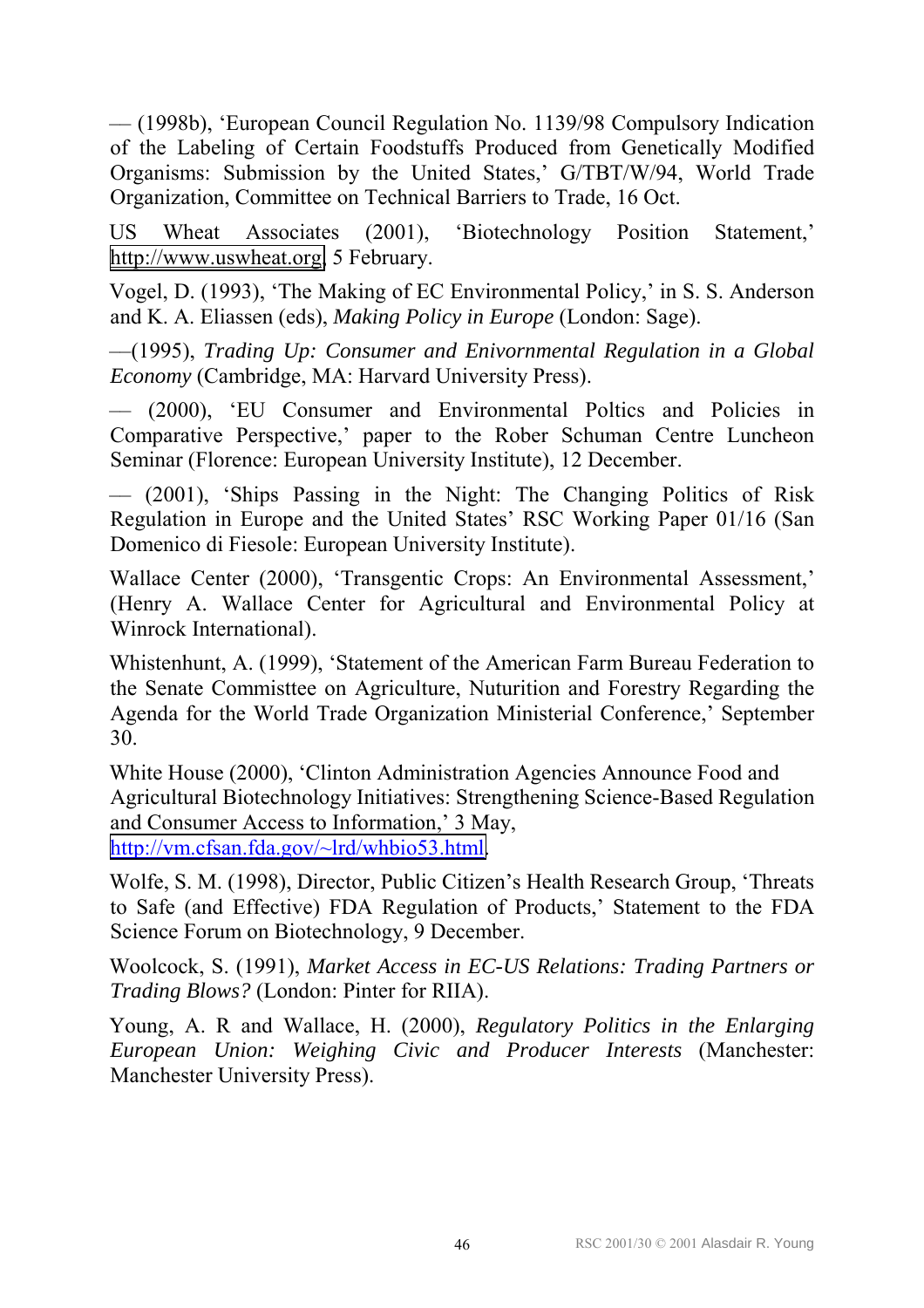— (1998b), 'European Council Regulation No. 1139/98 Compulsory Indication of the Labeling of Certain Foodstuffs Produced from Genetically Modified Organisms: Submission by the United States,' G/TBT/W/94, World Trade Organization, Committee on Technical Barriers to Trade, 16 Oct.

US Wheat Associates (2001), 'Biotechnology Position Statement,' http://www.uswheat.org, 5 February.

Vogel, D. (1993), 'The Making of EC Environmental Policy,' in S. S. Anderson and K. A. Eliassen (eds), *Making Policy in Europe* (London: Sage).

—(1995), *Trading Up: Consumer and Enivornmental Regulation in a Global Economy* (Cambridge, MA: Harvard University Press).

— (2000), 'EU Consumer and Environmental Poltics and Policies in Comparative Perspective,' paper to the Rober Schuman Centre Luncheon Seminar (Florence: European University Institute), 12 December.

— (2001), 'Ships Passing in the Night: The Changing Politics of Risk Regulation in Europe and the United States' RSC Working Paper 01/16 (San Domenico di Fiesole: European University Institute).

Wallace Center (2000), 'Transgentic Crops: An Environmental Assessment,' (Henry A. Wallace Center for Agricultural and Environmental Policy at Winrock International).

Whistenhunt, A. (1999), 'Statement of the American Farm Bureau Federation to the Senate Commisttee on Agriculture, Nuturition and Forestry Regarding the Agenda for the World Trade Organization Ministerial Conference,' September 30.

White House (2000), 'Clinton Administration Agencies Announce Food and Agricultural Biotechnology Initiatives: Strengthening Science-Based Regulation and Consumer Access to Information,' 3 May, http://vm.cfsan.fda.gov/~lrd/whbio53.html.

Wolfe, S. M. (1998), Director, Public Citizen's Health Research Group, 'Threats to Safe (and Effective) FDA Regulation of Products,' Statement to the FDA Science Forum on Biotechnology, 9 December.

Woolcock, S. (1991), *Market Access in EC-US Relations: Trading Partners or Trading Blows?* (London: Pinter for RIIA).

Young, A. R and Wallace, H. (2000), *Regulatory Politics in the Enlarging European Union: Weighing Civic and Producer Interests* (Manchester: Manchester University Press).